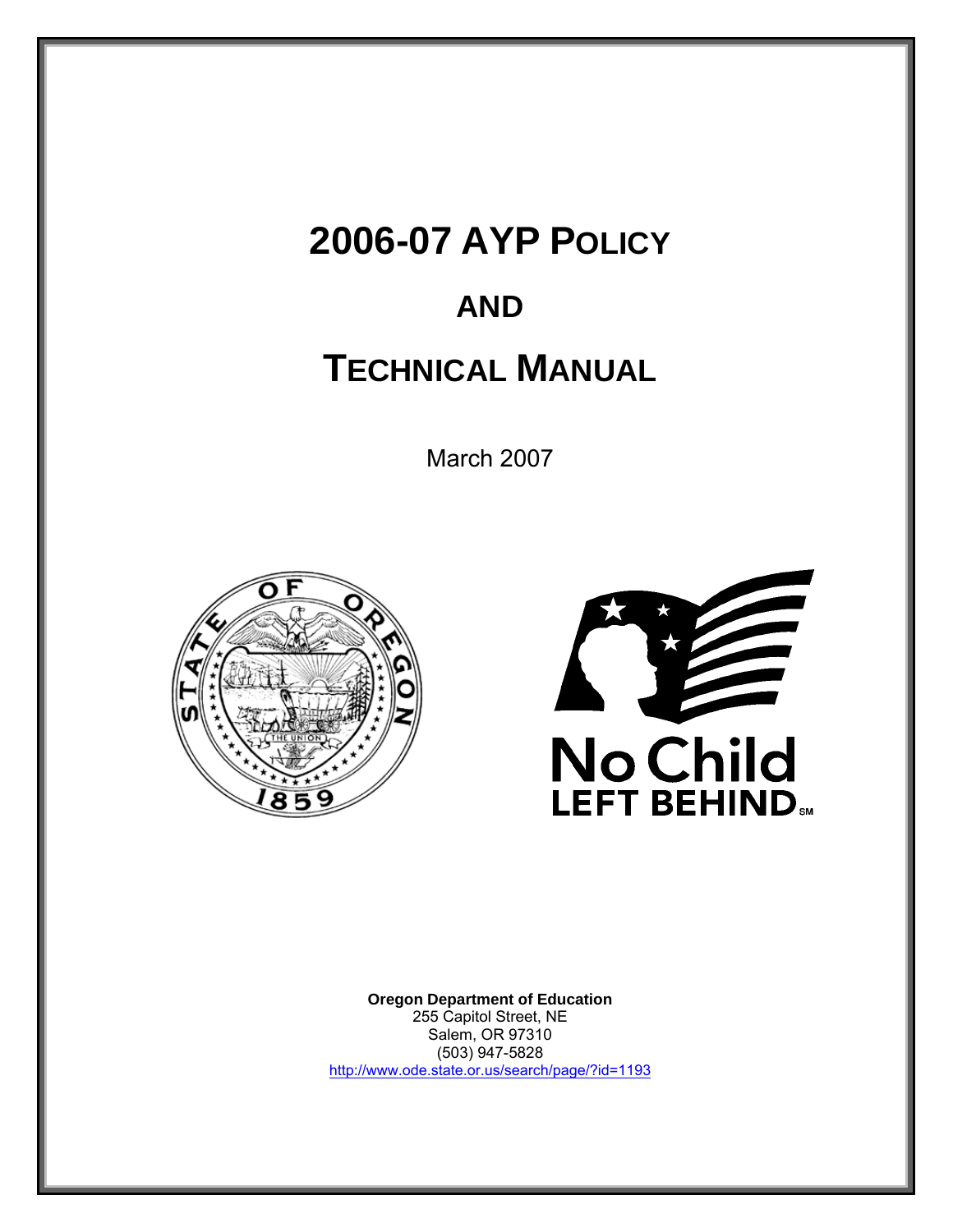# 2006-07 AYP POLICY

# AND

# TECHNICAL MANUAL

March 2007

**Oregon Department of Education**
255 Capitol Street, NE
Salem, OR 97310
(503) 947-5828
http://www.ode.state.or.us/search/page/?id=1193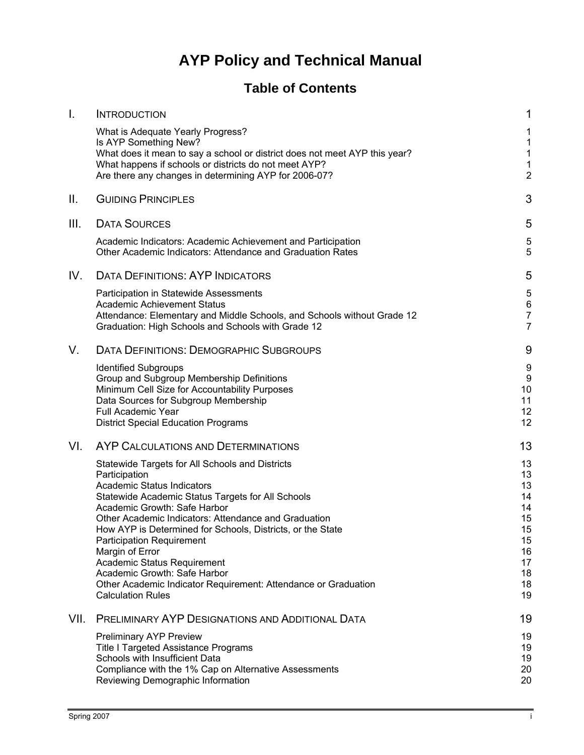# AYP Policy and Technical Manual

## Table of Contents

| | | |
|---|---|---|
| I. | INTRODUCTION | 1 |
| | What is Adequate Yearly Progress? | 1 |
| | Is AYP Something New? | 1 |
| | What does it mean to say a school or district does not meet AYP this year? | 1 |
| | What happens if schools or districts do not meet AYP? | 1 |
| | Are there any changes in determining AYP for 2006-07? | 2 |
| II. | GUIDING PRINCIPLES | 3 |
| III. | DATA SOURCES | 5 |
| | Academic Indicators: Academic Achievement and Participation | 5 |
| | Other Academic Indicators: Attendance and Graduation Rates | 5 |
| IV. | DATA DEFINITIONS: AYP INDICATORS | 5 |
| | Participation in Statewide Assessments | 5 |
| | Academic Achievement Status | 6 |
| | Attendance: Elementary and Middle Schools, and Schools without Grade 12 | 7 |
| | Graduation: High Schools and Schools with Grade 12 | 7 |
| V. | DATA DEFINITIONS: DEMOGRAPHIC SUBGROUPS | 9 |
| | Identified Subgroups | 9 |
| | Group and Subgroup Membership Definitions | 9 |
| | Minimum Cell Size for Accountability Purposes | 10 |
| | Data Sources for Subgroup Membership | 11 |
| | Full Academic Year | 12 |
| | District Special Education Programs | 12 |
| VI. | AYP CALCULATIONS AND DETERMINATIONS | 13 |
| | Statewide Targets for All Schools and Districts | 13 |
| | Participation | 13 |
| | Academic Status Indicators | 13 |
| | Statewide Academic Status Targets for All Schools | 14 |
| | Academic Growth: Safe Harbor | 14 |
| | Other Academic Indicators: Attendance and Graduation | 15 |
| | How AYP is Determined for Schools, Districts, or the State | 15 |
| | Participation Requirement | 15 |
| | Margin of Error | 16 |
| | Academic Status Requirement | 17 |
| | Academic Growth: Safe Harbor | 18 |
| | Other Academic Indicator Requirement: Attendance or Graduation | 18 |
| | Calculation Rules | 19 |
| VII. | PRELIMINARY AYP DESIGNATIONS AND ADDITIONAL DATA | 19 |
| | Preliminary AYP Preview | 19 |
| | Title I Targeted Assistance Programs | 19 |
| | Schools with Insufficient Data | 19 |
| | Compliance with the 1% Cap on Alternative Assessments | 20 |
| | Reviewing Demographic Information | 20 |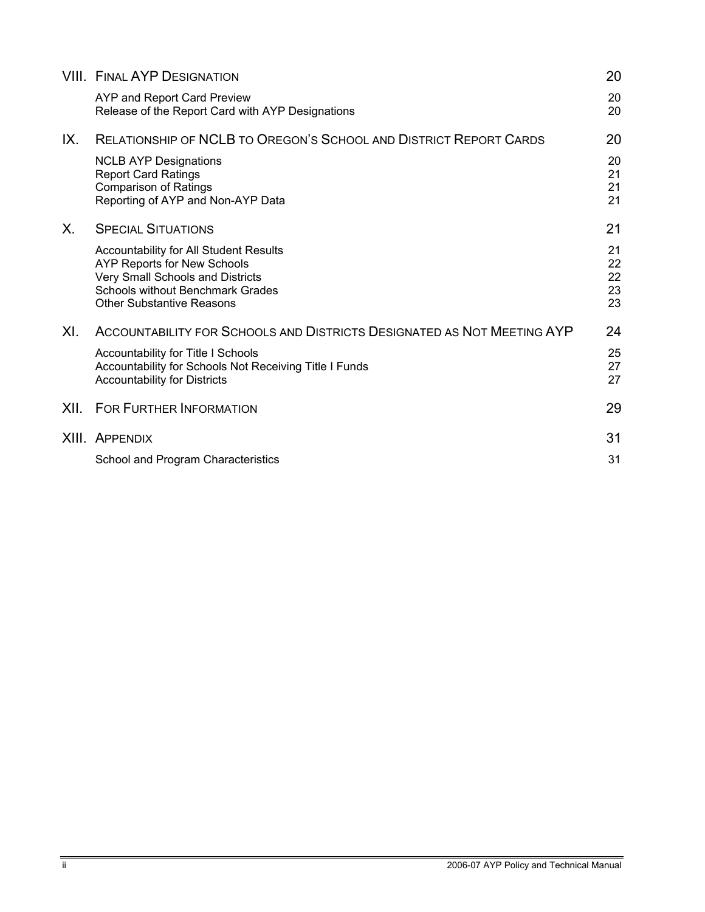| | | |
|---|---|---|
| VIII. | FINAL AYP DESIGNATION | 20 |
| | AYP and Report Card Preview | 20 |
| | Release of the Report Card with AYP Designations | 20 |
| IX. | RELATIONSHIP OF NCLB TO OREGON'S SCHOOL AND DISTRICT REPORT CARDS | 20 |
| | NCLB AYP Designations | 20 |
| | Report Card Ratings | 21 |
| | Comparison of Ratings | 21 |
| | Reporting of AYP and Non-AYP Data | 21 |
| X. | SPECIAL SITUATIONS | 21 |
| | Accountability for All Student Results | 21 |
| | AYP Reports for New Schools | 22 |
| | Very Small Schools and Districts | 22 |
| | Schools without Benchmark Grades | 23 |
| | Other Substantive Reasons | 23 |
| XI. | ACCOUNTABILITY FOR SCHOOLS AND DISTRICTS DESIGNATED AS NOT MEETING AYP | 24 |
| | Accountability for Title I Schools | 25 |
| | Accountability for Schools Not Receiving Title I Funds | 27 |
| | Accountability for Districts | 27 |
| XII. | FOR FURTHER INFORMATION | 29 |
| XIII. | APPENDIX | 31 |
| | School and Program Characteristics | 31 |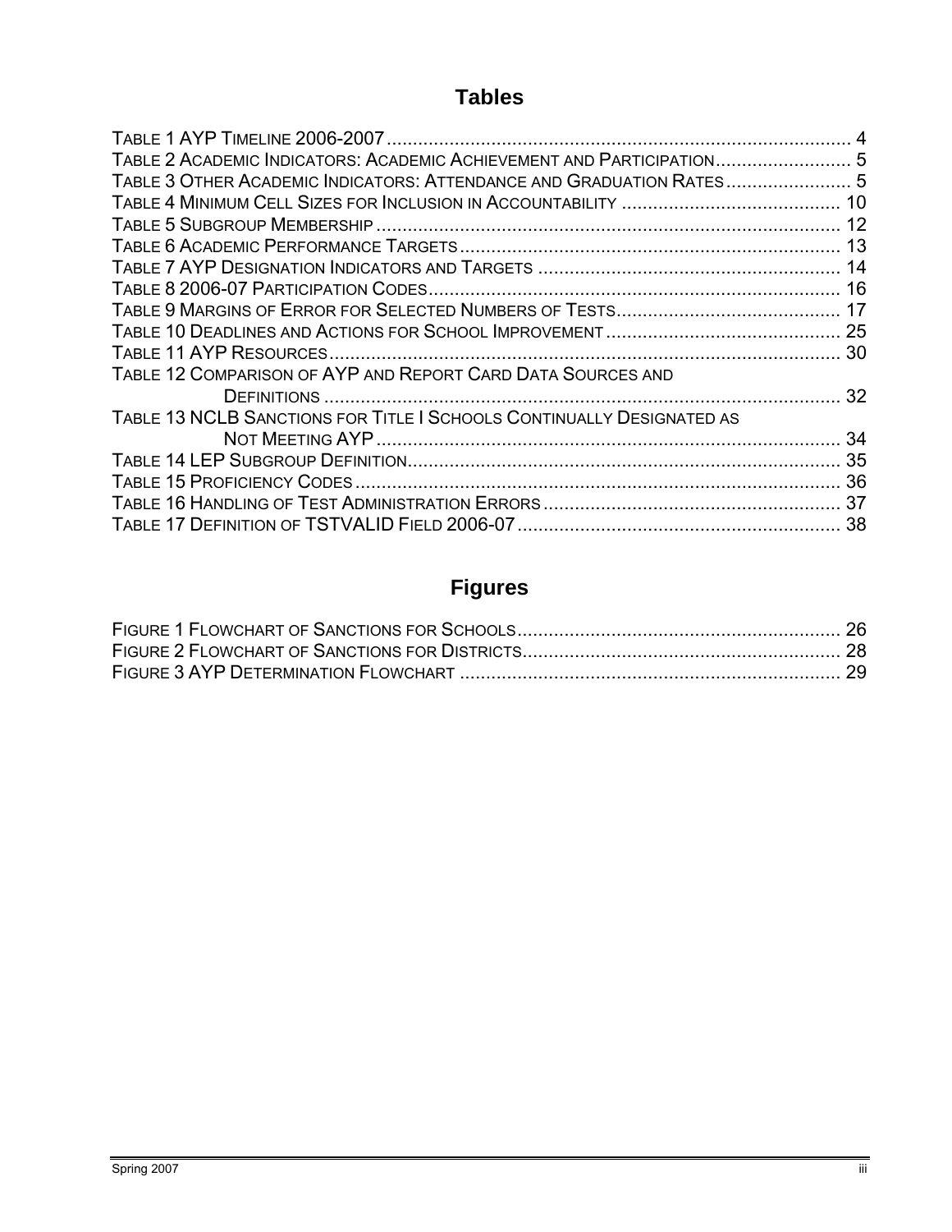## Tables

TABLE 1 AYP TIMELINE 2006-2007 ........................................................................................ 4
TABLE 2 ACADEMIC INDICATORS: ACADEMIC ACHIEVEMENT AND PARTICIPATION.......................... 5
TABLE 3 OTHER ACADEMIC INDICATORS: ATTENDANCE AND GRADUATION RATES........................ 5
TABLE 4 MINIMUM CELL SIZES FOR INCLUSION IN ACCOUNTABILITY .......................................... 10
TABLE 5 SUBGROUP MEMBERSHIP ......................................................................................... 12
TABLE 6 ACADEMIC PERFORMANCE TARGETS......................................................................... 13
TABLE 7 AYP DESIGNATION INDICATORS AND TARGETS .......................................................... 14
TABLE 8 2006-07 PARTICIPATION CODES............................................................................... 16
TABLE 9 MARGINS OF ERROR FOR SELECTED NUMBERS OF TESTS........................................... 17
TABLE 10 DEADLINES AND ACTIONS FOR SCHOOL IMPROVEMENT ............................................. 25
TABLE 11 AYP RESOURCES.................................................................................................. 30
TABLE 12 COMPARISON OF AYP AND REPORT CARD DATA SOURCES AND DEFINITIONS .................................................................................................... 32
TABLE 13 NCLB SANCTIONS FOR TITLE I SCHOOLS CONTINUALLY DESIGNATED AS NOT MEETING AYP......................................................................................... 34
TABLE 14 LEP SUBGROUP DEFINITION................................................................................... 35
TABLE 15 PROFICIENCY CODES ............................................................................................. 36
TABLE 16 HANDLING OF TEST ADMINISTRATION ERRORS ......................................................... 37
TABLE 17 DEFINITION OF TSTVALID FIELD 2006-07.............................................................. 38

## Figures

FIGURE 1 FLOWCHART OF SANCTIONS FOR SCHOOLS.............................................................. 26
FIGURE 2 FLOWCHART OF SANCTIONS FOR DISTRICTS............................................................. 28
FIGURE 3 AYP DETERMINATION FLOWCHART ......................................................................... 29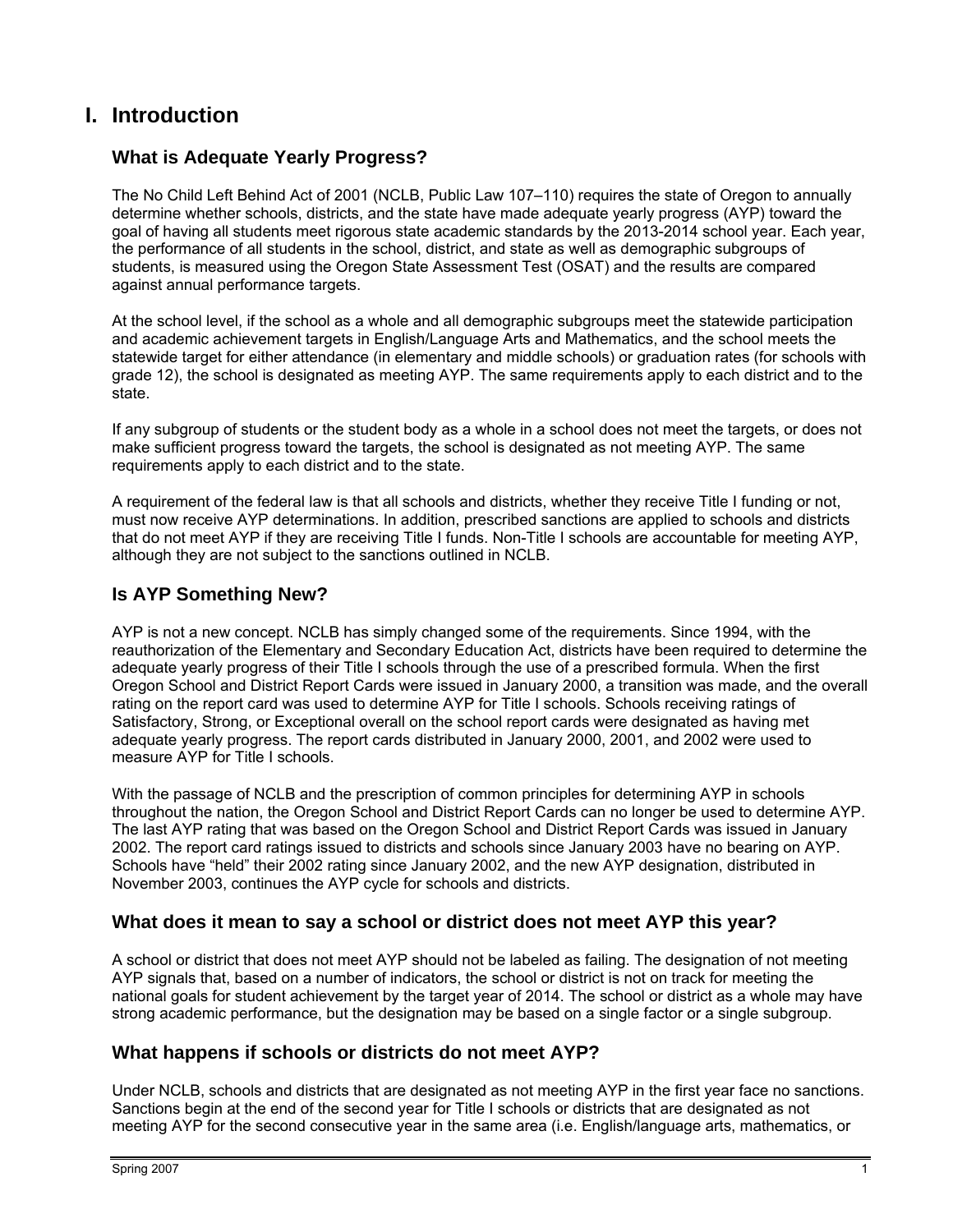# I. Introduction

## What is Adequate Yearly Progress?

The No Child Left Behind Act of 2001 (NCLB, Public Law 107–110) requires the state of Oregon to annually determine whether schools, districts, and the state have made adequate yearly progress (AYP) toward the goal of having all students meet rigorous state academic standards by the 2013-2014 school year. Each year, the performance of all students in the school, district, and state as well as demographic subgroups of students, is measured using the Oregon State Assessment Test (OSAT) and the results are compared against annual performance targets.

At the school level, if the school as a whole and all demographic subgroups meet the statewide participation and academic achievement targets in English/Language Arts and Mathematics, and the school meets the statewide target for either attendance (in elementary and middle schools) or graduation rates (for schools with grade 12), the school is designated as meeting AYP. The same requirements apply to each district and to the state.

If any subgroup of students or the student body as a whole in a school does not meet the targets, or does not make sufficient progress toward the targets, the school is designated as not meeting AYP. The same requirements apply to each district and to the state.

A requirement of the federal law is that all schools and districts, whether they receive Title I funding or not, must now receive AYP determinations. In addition, prescribed sanctions are applied to schools and districts that do not meet AYP if they are receiving Title I funds. Non-Title I schools are accountable for meeting AYP, although they are not subject to the sanctions outlined in NCLB.

## Is AYP Something New?

AYP is not a new concept. NCLB has simply changed some of the requirements. Since 1994, with the reauthorization of the Elementary and Secondary Education Act, districts have been required to determine the adequate yearly progress of their Title I schools through the use of a prescribed formula. When the first Oregon School and District Report Cards were issued in January 2000, a transition was made, and the overall rating on the report card was used to determine AYP for Title I schools. Schools receiving ratings of Satisfactory, Strong, or Exceptional overall on the school report cards were designated as having met adequate yearly progress. The report cards distributed in January 2000, 2001, and 2002 were used to measure AYP for Title I schools.

With the passage of NCLB and the prescription of common principles for determining AYP in schools throughout the nation, the Oregon School and District Report Cards can no longer be used to determine AYP. The last AYP rating that was based on the Oregon School and District Report Cards was issued in January 2002. The report card ratings issued to districts and schools since January 2003 have no bearing on AYP. Schools have “held” their 2002 rating since January 2002, and the new AYP designation, distributed in November 2003, continues the AYP cycle for schools and districts.

## What does it mean to say a school or district does not meet AYP this year?

A school or district that does not meet AYP should not be labeled as failing. The designation of not meeting AYP signals that, based on a number of indicators, the school or district is not on track for meeting the national goals for student achievement by the target year of 2014. The school or district as a whole may have strong academic performance, but the designation may be based on a single factor or a single subgroup.

## What happens if schools or districts do not meet AYP?

Under NCLB, schools and districts that are designated as not meeting AYP in the first year face no sanctions. Sanctions begin at the end of the second year for Title I schools or districts that are designated as not meeting AYP for the second consecutive year in the same area (i.e. English/language arts, mathematics, or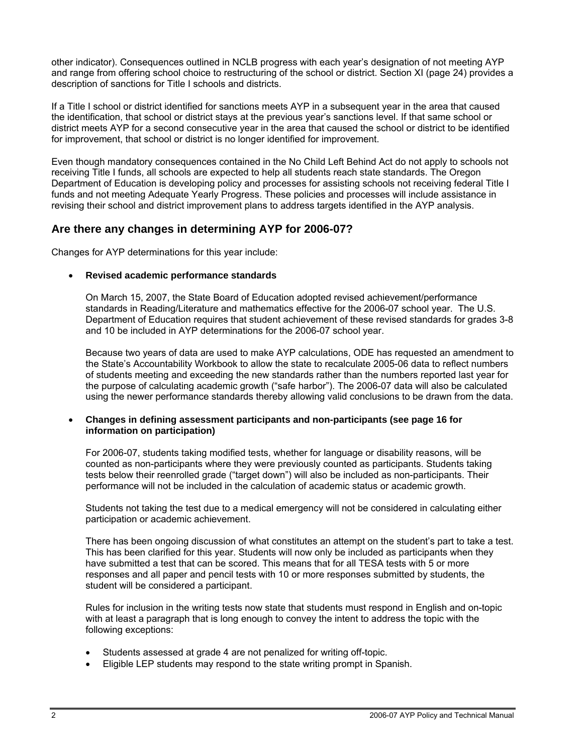other indicator). Consequences outlined in NCLB progress with each year's designation of not meeting AYP and range from offering school choice to restructuring of the school or district. Section XI (page 24) provides a description of sanctions for Title I schools and districts.

If a Title I school or district identified for sanctions meets AYP in a subsequent year in the area that caused the identification, that school or district stays at the previous year's sanctions level. If that same school or district meets AYP for a second consecutive year in the area that caused the school or district to be identified for improvement, that school or district is no longer identified for improvement.

Even though mandatory consequences contained in the No Child Left Behind Act do not apply to schools not receiving Title I funds, all schools are expected to help all students reach state standards. The Oregon Department of Education is developing policy and processes for assisting schools not receiving federal Title I funds and not meeting Adequate Yearly Progress. These policies and processes will include assistance in revising their school and district improvement plans to address targets identified in the AYP analysis.

## Are there any changes in determining AYP for 2006-07?

Changes for AYP determinations for this year include:

- **Revised academic performance standards**

  On March 15, 2007, the State Board of Education adopted revised achievement/performance standards in Reading/Literature and mathematics effective for the 2006-07 school year. The U.S. Department of Education requires that student achievement of these revised standards for grades 3-8 and 10 be included in AYP determinations for the 2006-07 school year.

  Because two years of data are used to make AYP calculations, ODE has requested an amendment to the State's Accountability Workbook to allow the state to recalculate 2005-06 data to reflect numbers of students meeting and exceeding the new standards rather than the numbers reported last year for the purpose of calculating academic growth ("safe harbor"). The 2006-07 data will also be calculated using the newer performance standards thereby allowing valid conclusions to be drawn from the data.

- **Changes in defining assessment participants and non-participants (see page 16 for information on participation)**

  For 2006-07, students taking modified tests, whether for language or disability reasons, will be counted as non-participants where they were previously counted as participants. Students taking tests below their reenrolled grade ("target down") will also be included as non-participants. Their performance will not be included in the calculation of academic status or academic growth.

  Students not taking the test due to a medical emergency will not be considered in calculating either participation or academic achievement.

  There has been ongoing discussion of what constitutes an attempt on the student's part to take a test. This has been clarified for this year. Students will now only be included as participants when they have submitted a test that can be scored. This means that for all TESA tests with 5 or more responses and all paper and pencil tests with 10 or more responses submitted by students, the student will be considered a participant.

  Rules for inclusion in the writing tests now state that students must respond in English and on-topic with at least a paragraph that is long enough to convey the intent to address the topic with the following exceptions:

  - Students assessed at grade 4 are not penalized for writing off-topic.
  - Eligible LEP students may respond to the state writing prompt in Spanish.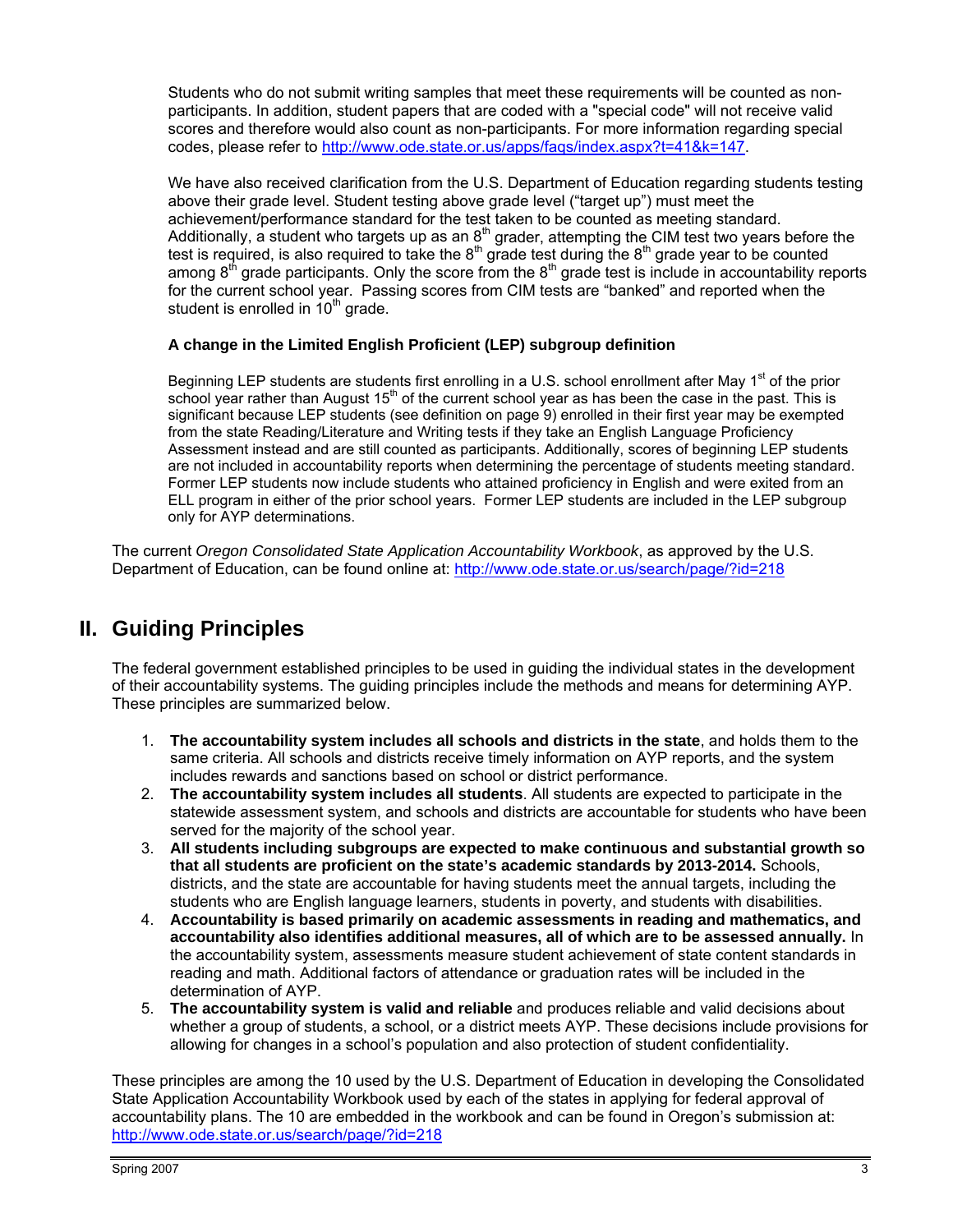Students who do not submit writing samples that meet these requirements will be counted as non-participants. In addition, student papers that are coded with a "special code" will not receive valid scores and therefore would also count as non-participants. For more information regarding special codes, please refer to http://www.ode.state.or.us/apps/faqs/index.aspx?t=41&k=147.

We have also received clarification from the U.S. Department of Education regarding students testing above their grade level. Student testing above grade level ("target up") must meet the achievement/performance standard for the test taken to be counted as meeting standard. Additionally, a student who targets up as an 8th grader, attempting the CIM test two years before the test is required, is also required to take the 8th grade test during the 8th grade year to be counted among 8th grade participants. Only the score from the 8th grade test is include in accountability reports for the current school year. Passing scores from CIM tests are "banked" and reported when the student is enrolled in 10th grade.

**A change in the Limited English Proficient (LEP) subgroup definition**

Beginning LEP students are students first enrolling in a U.S. school enrollment after May 1st of the prior school year rather than August 15th of the current school year as has been the case in the past. This is significant because LEP students (see definition on page 9) enrolled in their first year may be exempted from the state Reading/Literature and Writing tests if they take an English Language Proficiency Assessment instead and are still counted as participants. Additionally, scores of beginning LEP students are not included in accountability reports when determining the percentage of students meeting standard. Former LEP students now include students who attained proficiency in English and were exited from an ELL program in either of the prior school years. Former LEP students are included in the LEP subgroup only for AYP determinations.

The current *Oregon Consolidated State Application Accountability Workbook*, as approved by the U.S. Department of Education, can be found online at: http://www.ode.state.or.us/search/page/?id=218

## II. Guiding Principles

The federal government established principles to be used in guiding the individual states in the development of their accountability systems. The guiding principles include the methods and means for determining AYP. These principles are summarized below.

1. **The accountability system includes all schools and districts in the state**, and holds them to the same criteria. All schools and districts receive timely information on AYP reports, and the system includes rewards and sanctions based on school or district performance.
2. **The accountability system includes all students**. All students are expected to participate in the statewide assessment system, and schools and districts are accountable for students who have been served for the majority of the school year.
3. **All students including subgroups are expected to make continuous and substantial growth so that all students are proficient on the state's academic standards by 2013-2014.** Schools, districts, and the state are accountable for having students meet the annual targets, including the students who are English language learners, students in poverty, and students with disabilities.
4. **Accountability is based primarily on academic assessments in reading and mathematics, and accountability also identifies additional measures, all of which are to be assessed annually.** In the accountability system, assessments measure student achievement of state content standards in reading and math. Additional factors of attendance or graduation rates will be included in the determination of AYP.
5. **The accountability system is valid and reliable** and produces reliable and valid decisions about whether a group of students, a school, or a district meets AYP. These decisions include provisions for allowing for changes in a school's population and also protection of student confidentiality.

These principles are among the 10 used by the U.S. Department of Education in developing the Consolidated State Application Accountability Workbook used by each of the states in applying for federal approval of accountability plans. The 10 are embedded in the workbook and can be found in Oregon's submission at: http://www.ode.state.or.us/search/page/?id=218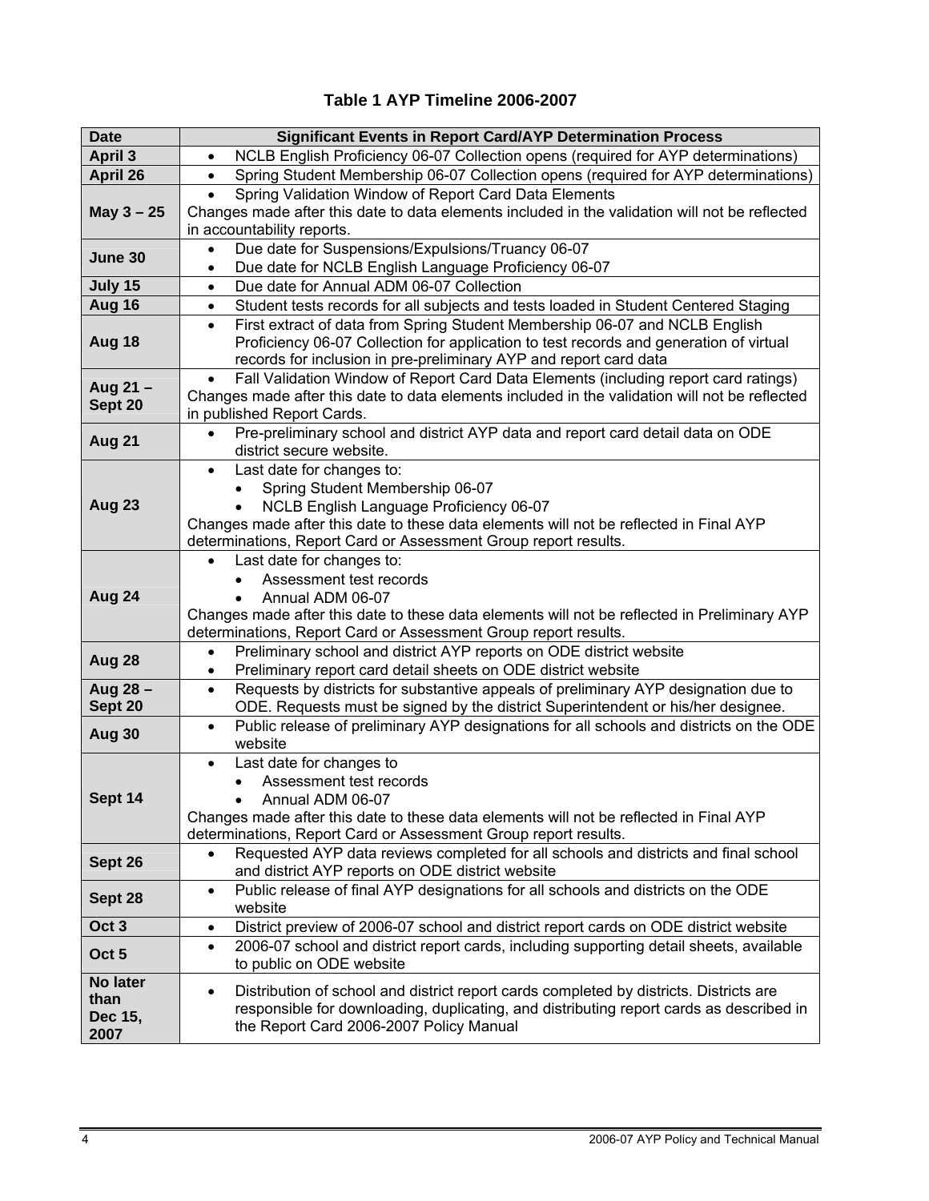**Table 1 AYP Timeline 2006-2007**

| Date | Significant Events in Report Card/AYP Determination Process |
|---|---|
| **April 3** | • NCLB English Proficiency 06-07 Collection opens (required for AYP determinations) |
| **April 26** | • Spring Student Membership 06-07 Collection opens (required for AYP determinations) |
| **May 3 – 25** | • Spring Validation Window of Report Card Data Elements<br>Changes made after this date to data elements included in the validation will not be reflected in accountability reports. |
| **June 30** | • Due date for Suspensions/Expulsions/Truancy 06-07<br>• Due date for NCLB English Language Proficiency 06-07 |
| **July 15** | • Due date for Annual ADM 06-07 Collection |
| **Aug 16** | • Student tests records for all subjects and tests loaded in Student Centered Staging |
| **Aug 18** | • First extract of data from Spring Student Membership 06-07 and NCLB English Proficiency 06-07 Collection for application to test records and generation of virtual records for inclusion in pre-preliminary AYP and report card data |
| **Aug 21 – Sept 20** | • Fall Validation Window of Report Card Data Elements (including report card ratings)<br>Changes made after this date to data elements included in the validation will not be reflected in published Report Cards. |
| **Aug 21** | • Pre-preliminary school and district AYP data and report card detail data on ODE district secure website. |
| **Aug 23** | • Last date for changes to:<br>  • Spring Student Membership 06-07<br>  • NCLB English Language Proficiency 06-07<br>Changes made after this date to these data elements will not be reflected in Final AYP determinations, Report Card or Assessment Group report results. |
| **Aug 24** | • Last date for changes to:<br>  • Assessment test records<br>  • Annual ADM 06-07<br>Changes made after this date to these data elements will not be reflected in Preliminary AYP determinations, Report Card or Assessment Group report results. |
| **Aug 28** | • Preliminary school and district AYP reports on ODE district website<br>• Preliminary report card detail sheets on ODE district website |
| **Aug 28 – Sept 20** | • Requests by districts for substantive appeals of preliminary AYP designation due to ODE. Requests must be signed by the district Superintendent or his/her designee. |
| **Aug 30** | • Public release of preliminary AYP designations for all schools and districts on the ODE website |
| **Sept 14** | • Last date for changes to<br>  • Assessment test records<br>  • Annual ADM 06-07<br>Changes made after this date to these data elements will not be reflected in Final AYP determinations, Report Card or Assessment Group report results. |
| **Sept 26** | • Requested AYP data reviews completed for all schools and districts and final school and district AYP reports on ODE district website |
| **Sept 28** | • Public release of final AYP designations for all schools and districts on the ODE website |
| **Oct 3** | • District preview of 2006-07 school and district report cards on ODE district website |
| **Oct 5** | • 2006-07 school and district report cards, including supporting detail sheets, available to public on ODE website |
| **No later than Dec 15, 2007** | • Distribution of school and district report cards completed by districts. Districts are responsible for downloading, duplicating, and distributing report cards as described in the Report Card 2006-2007 Policy Manual |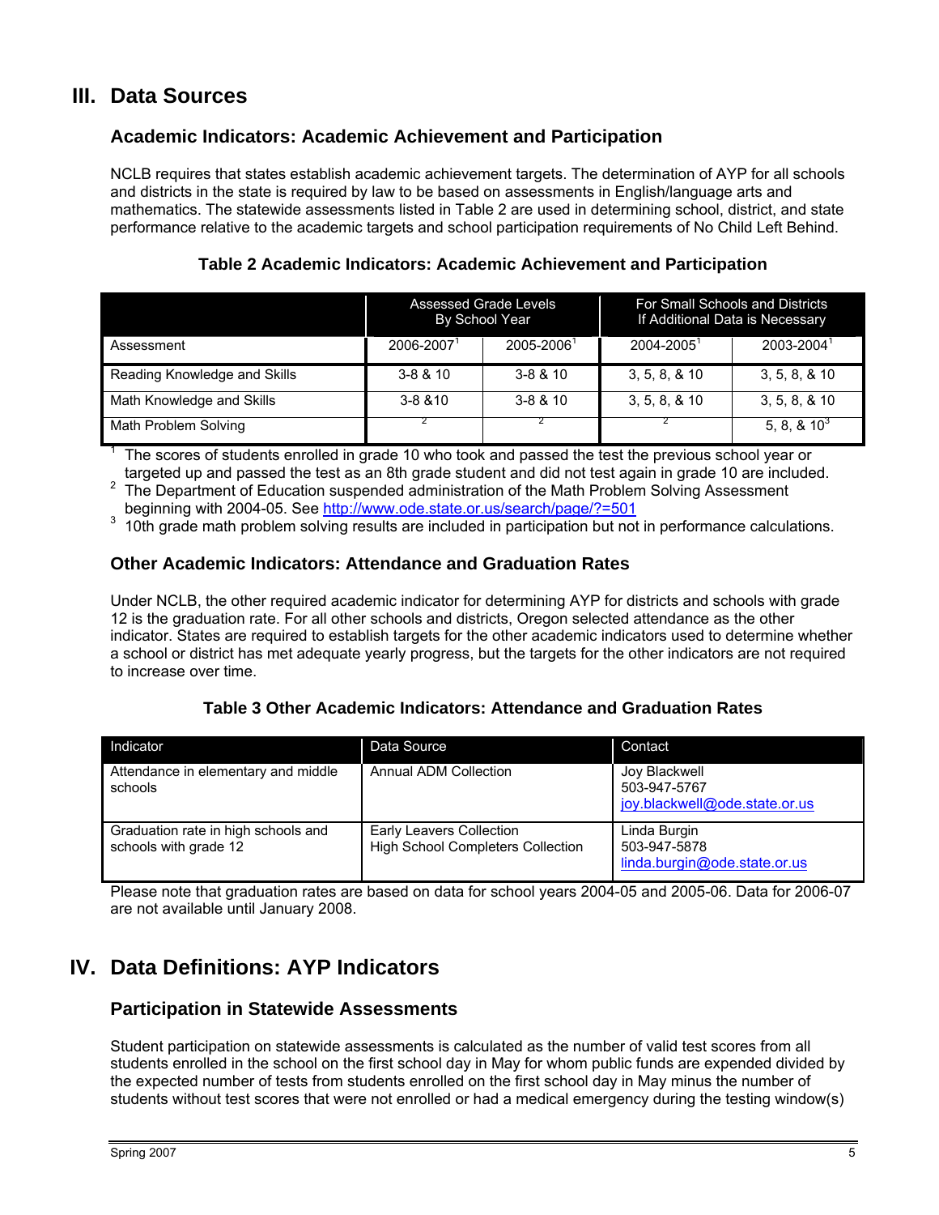# III. Data Sources

## Academic Indicators: Academic Achievement and Participation

NCLB requires that states establish academic achievement targets. The determination of AYP for all schools and districts in the state is required by law to be based on assessments in English/language arts and mathematics. The statewide assessments listed in Table 2 are used in determining school, district, and state performance relative to the academic targets and school participation requirements of No Child Left Behind.

**Table 2 Academic Indicators: Academic Achievement and Participation**

| | Assessed Grade Levels By School Year | | For Small Schools and Districts If Additional Data is Necessary | |
|---|---|---|---|---|
| Assessment | 2006-2007[1] | 2005-2006[1] | 2004-2005[1] | 2003-2004[1] |
| Reading Knowledge and Skills | 3-8 & 10 | 3-8 & 10 | 3, 5, 8, & 10 | 3, 5, 8, & 10 |
| Math Knowledge and Skills | 3-8 &10 | 3-8 & 10 | 3, 5, 8, & 10 | 3, 5, 8, & 10 |
| Math Problem Solving | [2] | [2] | [2] | 5, 8, & 10[3] |

[1] The scores of students enrolled in grade 10 who took and passed the test the previous school year or targeted up and passed the test as an 8th grade student and did not test again in grade 10 are included.
[2] The Department of Education suspended administration of the Math Problem Solving Assessment beginning with 2004-05. See http://www.ode.state.or.us/search/page/?=501
[3] 10th grade math problem solving results are included in participation but not in performance calculations.

## Other Academic Indicators: Attendance and Graduation Rates

Under NCLB, the other required academic indicator for determining AYP for districts and schools with grade 12 is the graduation rate. For all other schools and districts, Oregon selected attendance as the other indicator. States are required to establish targets for the other academic indicators used to determine whether a school or district has met adequate yearly progress, but the targets for the other indicators are not required to increase over time.

**Table 3 Other Academic Indicators: Attendance and Graduation Rates**

| Indicator | Data Source | Contact |
|---|---|---|
| Attendance in elementary and middle schools | Annual ADM Collection | Joy Blackwell<br>503-947-5767<br>joy.blackwell@ode.state.or.us |
| Graduation rate in high schools and schools with grade 12 | Early Leavers Collection<br>High School Completers Collection | Linda Burgin<br>503-947-5878<br>linda.burgin@ode.state.or.us |

Please note that graduation rates are based on data for school years 2004-05 and 2005-06. Data for 2006-07 are not available until January 2008.

# IV. Data Definitions: AYP Indicators

## Participation in Statewide Assessments

Student participation on statewide assessments is calculated as the number of valid test scores from all students enrolled in the school on the first school day in May for whom public funds are expended divided by the expected number of tests from students enrolled on the first school day in May minus the number of students without test scores that were not enrolled or had a medical emergency during the testing window(s)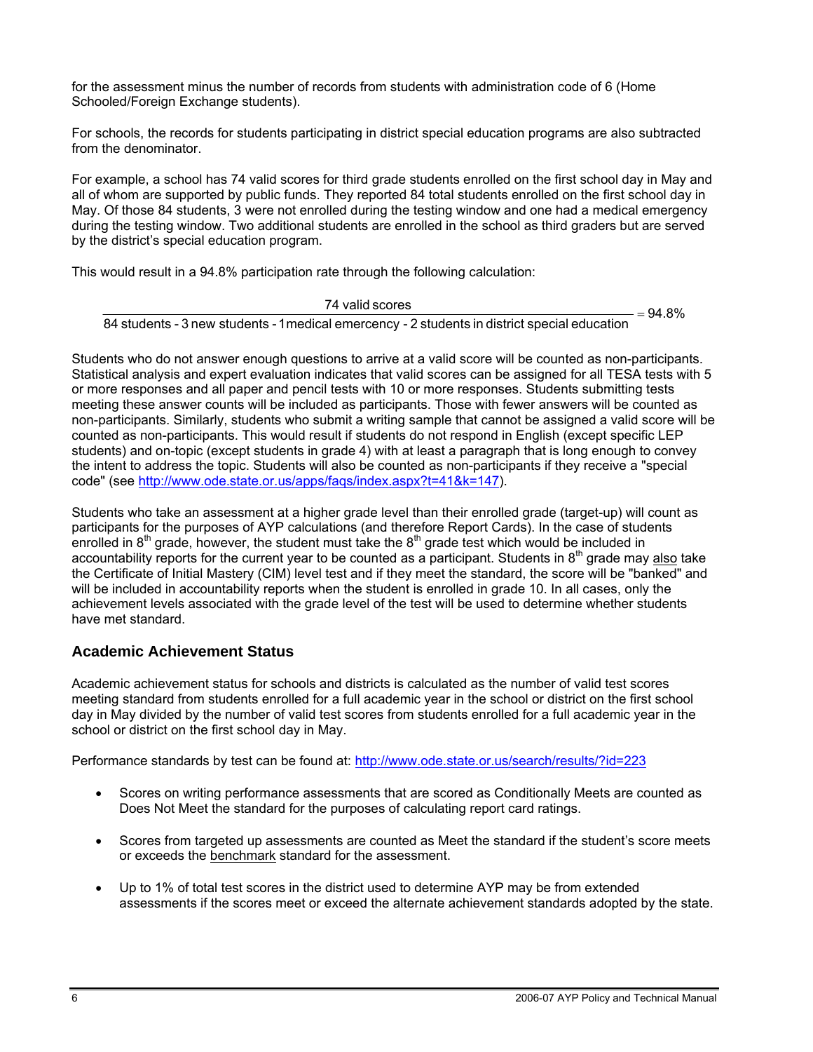for the assessment minus the number of records from students with administration code of 6 (Home Schooled/Foreign Exchange students).

For schools, the records for students participating in district special education programs are also subtracted from the denominator.

For example, a school has 74 valid scores for third grade students enrolled on the first school day in May and all of whom are supported by public funds. They reported 84 total students enrolled on the first school day in May. Of those 84 students, 3 were not enrolled during the testing window and one had a medical emergency during the testing window. Two additional students are enrolled in the school as third graders but are served by the district's special education program.

This would result in a 94.8% participation rate through the following calculation:

$$\frac{\text{74 valid scores}}{\text{84 students - 3 new students - 1 medical emercency - 2 students in district special education}} = 94.8\%$$

Students who do not answer enough questions to arrive at a valid score will be counted as non-participants. Statistical analysis and expert evaluation indicates that valid scores can be assigned for all TESA tests with 5 or more responses and all paper and pencil tests with 10 or more responses. Students submitting tests meeting these answer counts will be included as participants. Those with fewer answers will be counted as non-participants. Similarly, students who submit a writing sample that cannot be assigned a valid score will be counted as non-participants. This would result if students do not respond in English (except specific LEP students) and on-topic (except students in grade 4) with at least a paragraph that is long enough to convey the intent to address the topic. Students will also be counted as non-participants if they receive a "special code" (see http://www.ode.state.or.us/apps/faqs/index.aspx?t=41&k=147).

Students who take an assessment at a higher grade level than their enrolled grade (target-up) will count as participants for the purposes of AYP calculations (and therefore Report Cards). In the case of students enrolled in 8th grade, however, the student must take the 8th grade test which would be included in accountability reports for the current year to be counted as a participant. Students in 8th grade may also take the Certificate of Initial Mastery (CIM) level test and if they meet the standard, the score will be "banked" and will be included in accountability reports when the student is enrolled in grade 10. In all cases, only the achievement levels associated with the grade level of the test will be used to determine whether students have met standard.

## Academic Achievement Status

Academic achievement status for schools and districts is calculated as the number of valid test scores meeting standard from students enrolled for a full academic year in the school or district on the first school day in May divided by the number of valid test scores from students enrolled for a full academic year in the school or district on the first school day in May.

Performance standards by test can be found at: http://www.ode.state.or.us/search/results/?id=223

- Scores on writing performance assessments that are scored as Conditionally Meets are counted as Does Not Meet the standard for the purposes of calculating report card ratings.
- Scores from targeted up assessments are counted as Meet the standard if the student's score meets or exceeds the benchmark standard for the assessment.
- Up to 1% of total test scores in the district used to determine AYP may be from extended assessments if the scores meet or exceed the alternate achievement standards adopted by the state.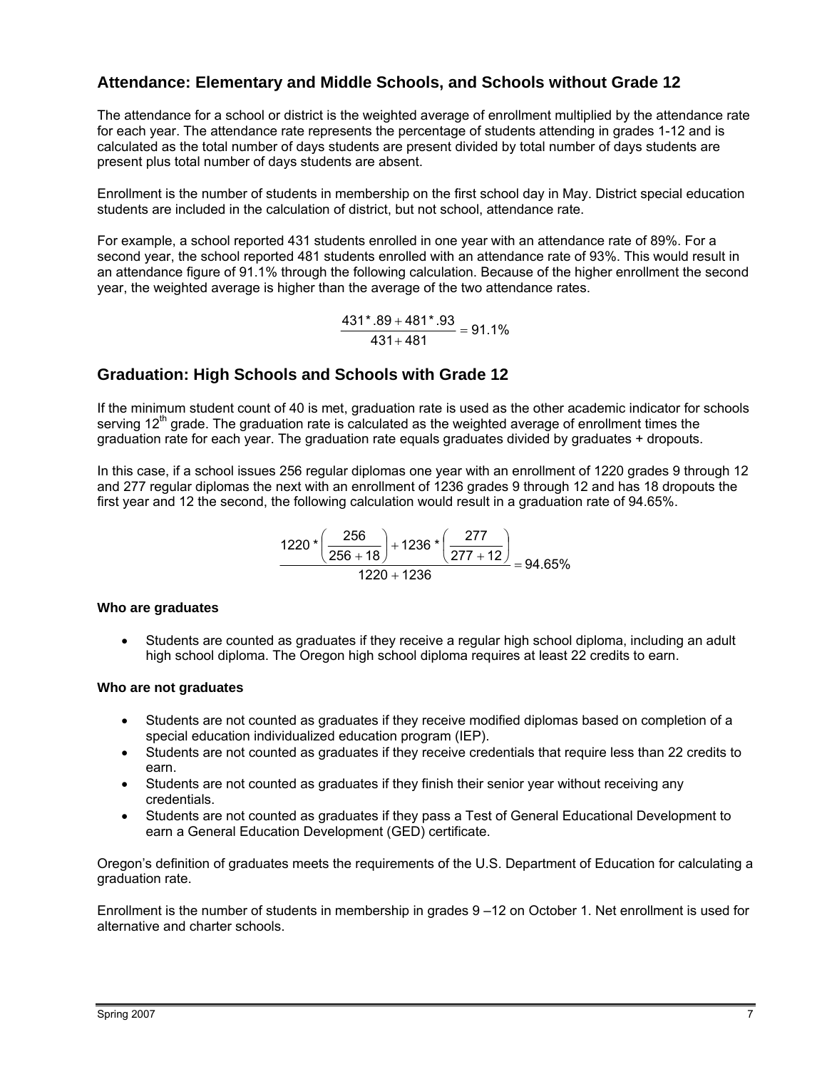## Attendance: Elementary and Middle Schools, and Schools without Grade 12

The attendance for a school or district is the weighted average of enrollment multiplied by the attendance rate for each year. The attendance rate represents the percentage of students attending in grades 1-12 and is calculated as the total number of days students are present divided by total number of days students are present plus total number of days students are absent.

Enrollment is the number of students in membership on the first school day in May. District special education students are included in the calculation of district, but not school, attendance rate.

For example, a school reported 431 students enrolled in one year with an attendance rate of 89%. For a second year, the school reported 481 students enrolled with an attendance rate of 93%. This would result in an attendance figure of 91.1% through the following calculation. Because of the higher enrollment the second year, the weighted average is higher than the average of the two attendance rates.

$$\frac{431 * .89 + 481 * .93}{431 + 481} = 91.1\%$$

## Graduation: High Schools and Schools with Grade 12

If the minimum student count of 40 is met, graduation rate is used as the other academic indicator for schools serving 12th grade. The graduation rate is calculated as the weighted average of enrollment times the graduation rate for each year. The graduation rate equals graduates divided by graduates + dropouts.

In this case, if a school issues 256 regular diplomas one year with an enrollment of 1220 grades 9 through 12 and 277 regular diplomas the next with an enrollment of 1236 grades 9 through 12 and has 18 dropouts the first year and 12 the second, the following calculation would result in a graduation rate of 94.65%.

$$\frac{1220 * \left(\frac{256}{256 + 18}\right) + 1236 * \left(\frac{277}{277 + 12}\right)}{1220 + 1236} = 94.65\%$$

**Who are graduates**

- Students are counted as graduates if they receive a regular high school diploma, including an adult high school diploma. The Oregon high school diploma requires at least 22 credits to earn.

**Who are not graduates**

- Students are not counted as graduates if they receive modified diplomas based on completion of a special education individualized education program (IEP).
- Students are not counted as graduates if they receive credentials that require less than 22 credits to earn.
- Students are not counted as graduates if they finish their senior year without receiving any credentials.
- Students are not counted as graduates if they pass a Test of General Educational Development to earn a General Education Development (GED) certificate.

Oregon's definition of graduates meets the requirements of the U.S. Department of Education for calculating a graduation rate.

Enrollment is the number of students in membership in grades 9 –12 on October 1. Net enrollment is used for alternative and charter schools.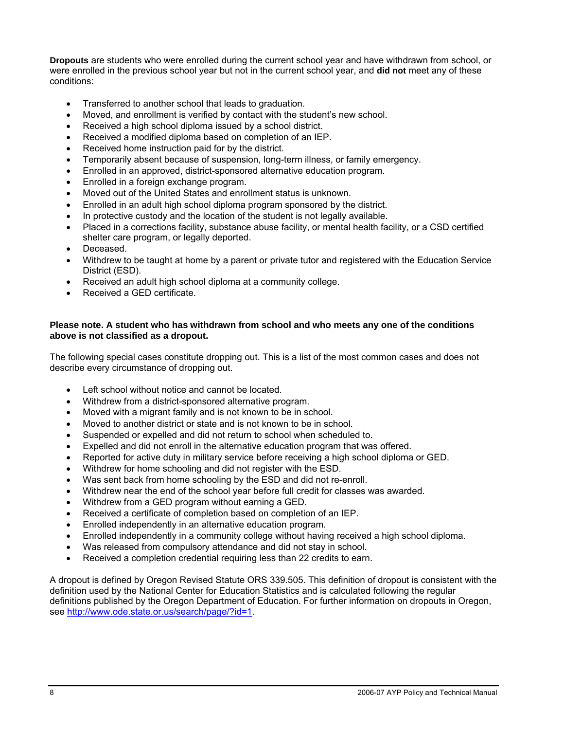**Dropouts** are students who were enrolled during the current school year and have withdrawn from school, or were enrolled in the previous school year but not in the current school year, and **did not** meet any of these conditions:

- Transferred to another school that leads to graduation.
- Moved, and enrollment is verified by contact with the student's new school.
- Received a high school diploma issued by a school district.
- Received a modified diploma based on completion of an IEP.
- Received home instruction paid for by the district.
- Temporarily absent because of suspension, long-term illness, or family emergency.
- Enrolled in an approved, district-sponsored alternative education program.
- Enrolled in a foreign exchange program.
- Moved out of the United States and enrollment status is unknown.
- Enrolled in an adult high school diploma program sponsored by the district.
- In protective custody and the location of the student is not legally available.
- Placed in a corrections facility, substance abuse facility, or mental health facility, or a CSD certified shelter care program, or legally deported.
- Deceased.
- Withdrew to be taught at home by a parent or private tutor and registered with the Education Service District (ESD).
- Received an adult high school diploma at a community college.
- Received a GED certificate.

**Please note. A student who has withdrawn from school and who meets any one of the conditions above is not classified as a dropout.**

The following special cases constitute dropping out. This is a list of the most common cases and does not describe every circumstance of dropping out.

- Left school without notice and cannot be located.
- Withdrew from a district-sponsored alternative program.
- Moved with a migrant family and is not known to be in school.
- Moved to another district or state and is not known to be in school.
- Suspended or expelled and did not return to school when scheduled to.
- Expelled and did not enroll in the alternative education program that was offered.
- Reported for active duty in military service before receiving a high school diploma or GED.
- Withdrew for home schooling and did not register with the ESD.
- Was sent back from home schooling by the ESD and did not re-enroll.
- Withdrew near the end of the school year before full credit for classes was awarded.
- Withdrew from a GED program without earning a GED.
- Received a certificate of completion based on completion of an IEP.
- Enrolled independently in an alternative education program.
- Enrolled independently in a community college without having received a high school diploma.
- Was released from compulsory attendance and did not stay in school.
- Received a completion credential requiring less than 22 credits to earn.

A dropout is defined by Oregon Revised Statute ORS 339.505. This definition of dropout is consistent with the definition used by the National Center for Education Statistics and is calculated following the regular definitions published by the Oregon Department of Education. For further information on dropouts in Oregon, see http://www.ode.state.or.us/search/page/?id=1.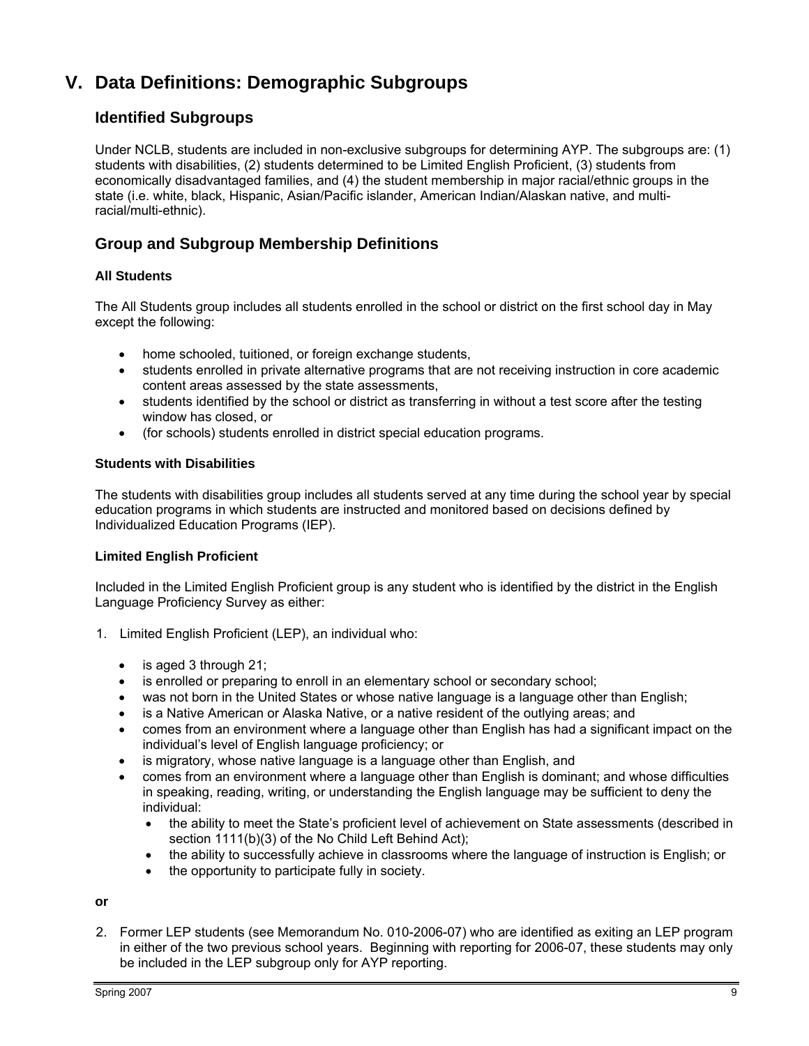# V. Data Definitions: Demographic Subgroups

## Identified Subgroups

Under NCLB, students are included in non-exclusive subgroups for determining AYP. The subgroups are: (1) students with disabilities, (2) students determined to be Limited English Proficient, (3) students from economically disadvantaged families, and (4) the student membership in major racial/ethnic groups in the state (i.e. white, black, Hispanic, Asian/Pacific islander, American Indian/Alaskan native, and multi-racial/multi-ethnic).

## Group and Subgroup Membership Definitions

### All Students

The All Students group includes all students enrolled in the school or district on the first school day in May except the following:

- home schooled, tuitioned, or foreign exchange students,
- students enrolled in private alternative programs that are not receiving instruction in core academic content areas assessed by the state assessments,
- students identified by the school or district as transferring in without a test score after the testing window has closed, or
- (for schools) students enrolled in district special education programs.

### Students with Disabilities

The students with disabilities group includes all students served at any time during the school year by special education programs in which students are instructed and monitored based on decisions defined by Individualized Education Programs (IEP).

### Limited English Proficient

Included in the Limited English Proficient group is any student who is identified by the district in the English Language Proficiency Survey as either:

1. Limited English Proficient (LEP), an individual who:
   - is aged 3 through 21;
   - is enrolled or preparing to enroll in an elementary school or secondary school;
   - was not born in the United States or whose native language is a language other than English;
   - is a Native American or Alaska Native, or a native resident of the outlying areas; and
   - comes from an environment where a language other than English has had a significant impact on the individual's level of English language proficiency; or
   - is migratory, whose native language is a language other than English, and
   - comes from an environment where a language other than English is dominant; and whose difficulties in speaking, reading, writing, or understanding the English language may be sufficient to deny the individual:
     - the ability to meet the State's proficient level of achievement on State assessments (described in section 1111(b)(3) of the No Child Left Behind Act);
     - the ability to successfully achieve in classrooms where the language of instruction is English; or
     - the opportunity to participate fully in society.

**or**

2. Former LEP students (see Memorandum No. 010-2006-07) who are identified as exiting an LEP program in either of the two previous school years. Beginning with reporting for 2006-07, these students may only be included in the LEP subgroup only for AYP reporting.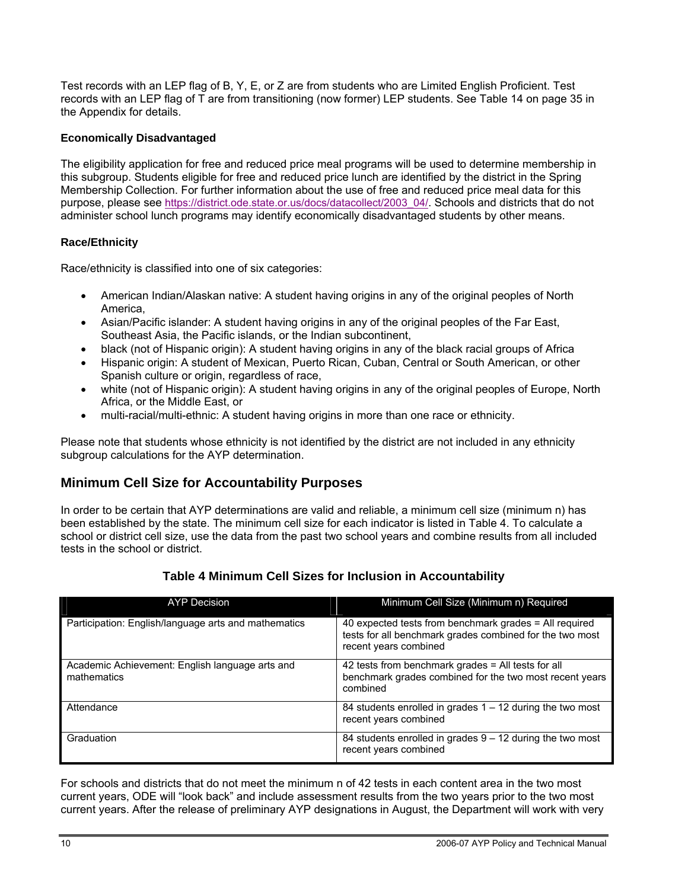Test records with an LEP flag of B, Y, E, or Z are from students who are Limited English Proficient. Test records with an LEP flag of T are from transitioning (now former) LEP students. See Table 14 on page 35 in the Appendix for details.

**Economically Disadvantaged**

The eligibility application for free and reduced price meal programs will be used to determine membership in this subgroup. Students eligible for free and reduced price lunch are identified by the district in the Spring Membership Collection. For further information about the use of free and reduced price meal data for this purpose, please see https://district.ode.state.or.us/docs/datacollect/2003_04/. Schools and districts that do not administer school lunch programs may identify economically disadvantaged students by other means.

**Race/Ethnicity**

Race/ethnicity is classified into one of six categories:

- American Indian/Alaskan native: A student having origins in any of the original peoples of North America,
- Asian/Pacific islander: A student having origins in any of the original peoples of the Far East, Southeast Asia, the Pacific islands, or the Indian subcontinent,
- black (not of Hispanic origin): A student having origins in any of the black racial groups of Africa
- Hispanic origin: A student of Mexican, Puerto Rican, Cuban, Central or South American, or other Spanish culture or origin, regardless of race,
- white (not of Hispanic origin): A student having origins in any of the original peoples of Europe, North Africa, or the Middle East, or
- multi-racial/multi-ethnic: A student having origins in more than one race or ethnicity.

Please note that students whose ethnicity is not identified by the district are not included in any ethnicity subgroup calculations for the AYP determination.

## Minimum Cell Size for Accountability Purposes

In order to be certain that AYP determinations are valid and reliable, a minimum cell size (minimum n) has been established by the state. The minimum cell size for each indicator is listed in Table 4. To calculate a school or district cell size, use the data from the past two school years and combine results from all included tests in the school or district.

### Table 4 Minimum Cell Sizes for Inclusion in Accountability

| AYP Decision | Minimum Cell Size (Minimum n) Required |
|---|---|
| Participation: English/language arts and mathematics | 40 expected tests from benchmark grades = All required tests for all benchmark grades combined for the two most recent years combined |
| Academic Achievement: English language arts and mathematics | 42 tests from benchmark grades = All tests for all benchmark grades combined for the two most recent years combined |
| Attendance | 84 students enrolled in grades 1 – 12 during the two most recent years combined |
| Graduation | 84 students enrolled in grades 9 – 12 during the two most recent years combined |

For schools and districts that do not meet the minimum n of 42 tests in each content area in the two most current years, ODE will "look back" and include assessment results from the two years prior to the two most current years. After the release of preliminary AYP designations in August, the Department will work with very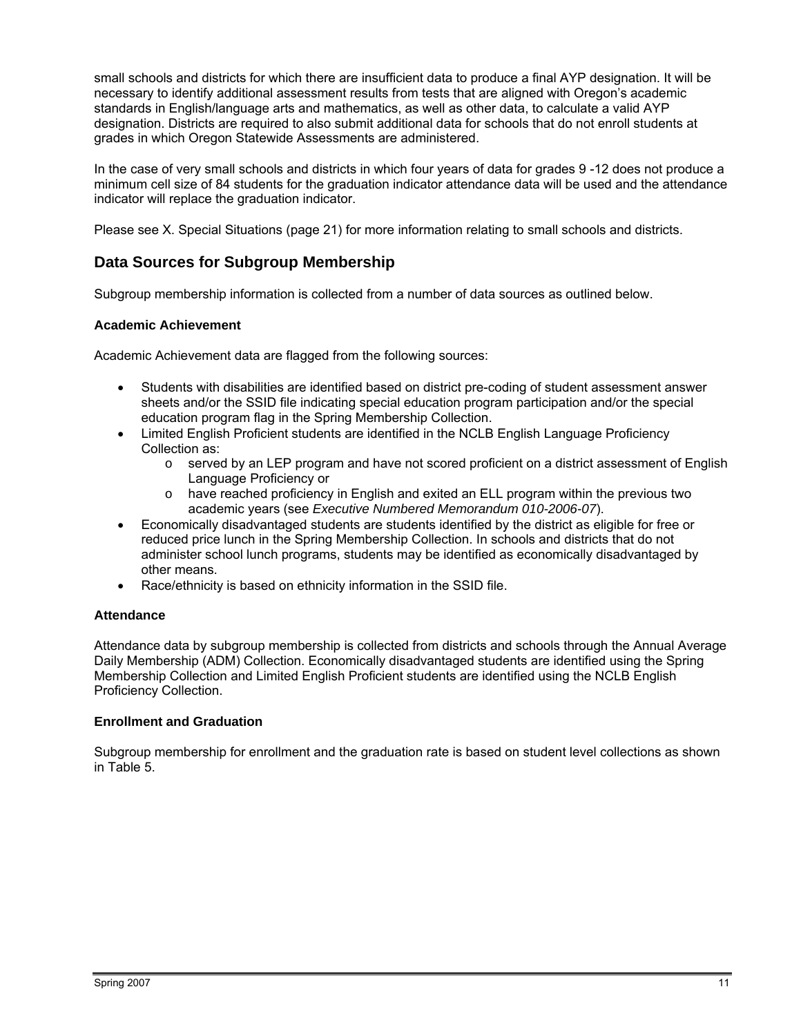small schools and districts for which there are insufficient data to produce a final AYP designation. It will be necessary to identify additional assessment results from tests that are aligned with Oregon's academic standards in English/language arts and mathematics, as well as other data, to calculate a valid AYP designation. Districts are required to also submit additional data for schools that do not enroll students at grades in which Oregon Statewide Assessments are administered.

In the case of very small schools and districts in which four years of data for grades 9 -12 does not produce a minimum cell size of 84 students for the graduation indicator attendance data will be used and the attendance indicator will replace the graduation indicator.

Please see X. Special Situations (page 21) for more information relating to small schools and districts.

## Data Sources for Subgroup Membership

Subgroup membership information is collected from a number of data sources as outlined below.

### Academic Achievement

Academic Achievement data are flagged from the following sources:

- Students with disabilities are identified based on district pre-coding of student assessment answer sheets and/or the SSID file indicating special education program participation and/or the special education program flag in the Spring Membership Collection.
- Limited English Proficient students are identified in the NCLB English Language Proficiency Collection as:
  - served by an LEP program and have not scored proficient on a district assessment of English Language Proficiency or
  - have reached proficiency in English and exited an ELL program within the previous two academic years (see *Executive Numbered Memorandum 010-2006-07*).
- Economically disadvantaged students are students identified by the district as eligible for free or reduced price lunch in the Spring Membership Collection. In schools and districts that do not administer school lunch programs, students may be identified as economically disadvantaged by other means.
- Race/ethnicity is based on ethnicity information in the SSID file.

### Attendance

Attendance data by subgroup membership is collected from districts and schools through the Annual Average Daily Membership (ADM) Collection. Economically disadvantaged students are identified using the Spring Membership Collection and Limited English Proficient students are identified using the NCLB English Proficiency Collection.

### Enrollment and Graduation

Subgroup membership for enrollment and the graduation rate is based on student level collections as shown in Table 5.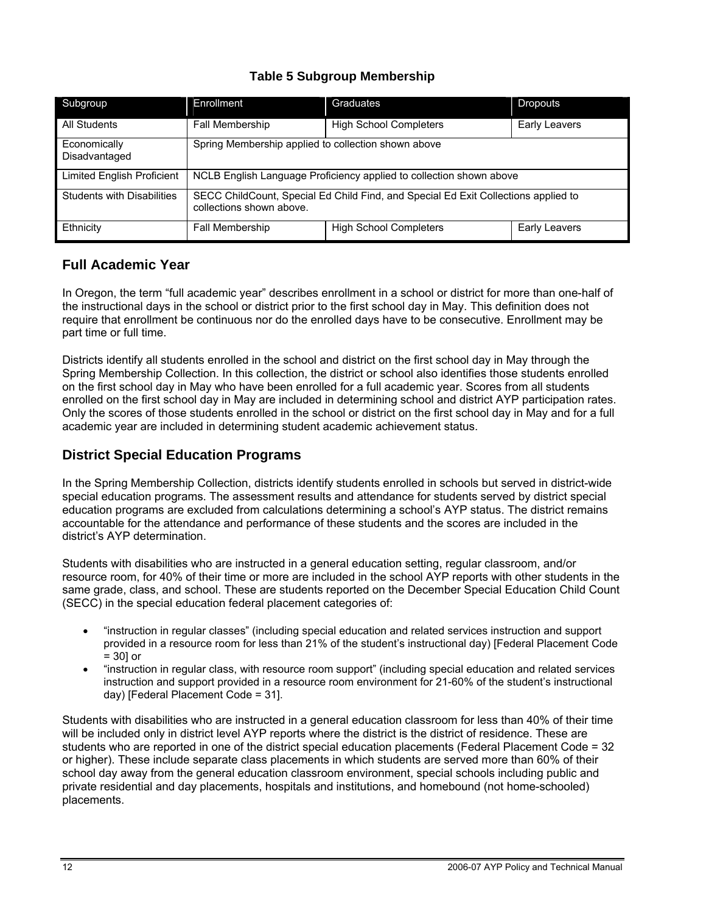**Table 5 Subgroup Membership**

| Subgroup | Enrollment | Graduates | Dropouts |
|---|---|---|---|
| All Students | Fall Membership | High School Completers | Early Leavers |
| Economically Disadvantaged | Spring Membership applied to collection shown above | | |
| Limited English Proficient | NCLB English Language Proficiency applied to collection shown above | | |
| Students with Disabilities | SECC ChildCount, Special Ed Child Find, and Special Ed Exit Collections applied to collections shown above. | | |
| Ethnicity | Fall Membership | High School Completers | Early Leavers |

## Full Academic Year

In Oregon, the term "full academic year" describes enrollment in a school or district for more than one-half of the instructional days in the school or district prior to the first school day in May. This definition does not require that enrollment be continuous nor do the enrolled days have to be consecutive. Enrollment may be part time or full time.

Districts identify all students enrolled in the school and district on the first school day in May through the Spring Membership Collection. In this collection, the district or school also identifies those students enrolled on the first school day in May who have been enrolled for a full academic year. Scores from all students enrolled on the first school day in May are included in determining school and district AYP participation rates. Only the scores of those students enrolled in the school or district on the first school day in May and for a full academic year are included in determining student academic achievement status.

## District Special Education Programs

In the Spring Membership Collection, districts identify students enrolled in schools but served in district-wide special education programs. The assessment results and attendance for students served by district special education programs are excluded from calculations determining a school's AYP status. The district remains accountable for the attendance and performance of these students and the scores are included in the district's AYP determination.

Students with disabilities who are instructed in a general education setting, regular classroom, and/or resource room, for 40% of their time or more are included in the school AYP reports with other students in the same grade, class, and school. These are students reported on the December Special Education Child Count (SECC) in the special education federal placement categories of:

- "instruction in regular classes" (including special education and related services instruction and support provided in a resource room for less than 21% of the student's instructional day) [Federal Placement Code = 30] or
- "instruction in regular class, with resource room support" (including special education and related services instruction and support provided in a resource room environment for 21-60% of the student's instructional day) [Federal Placement Code = 31].

Students with disabilities who are instructed in a general education classroom for less than 40% of their time will be included only in district level AYP reports where the district is the district of residence. These are students who are reported in one of the district special education placements (Federal Placement Code = 32 or higher). These include separate class placements in which students are served more than 60% of their school day away from the general education classroom environment, special schools including public and private residential and day placements, hospitals and institutions, and homebound (not home-schooled) placements.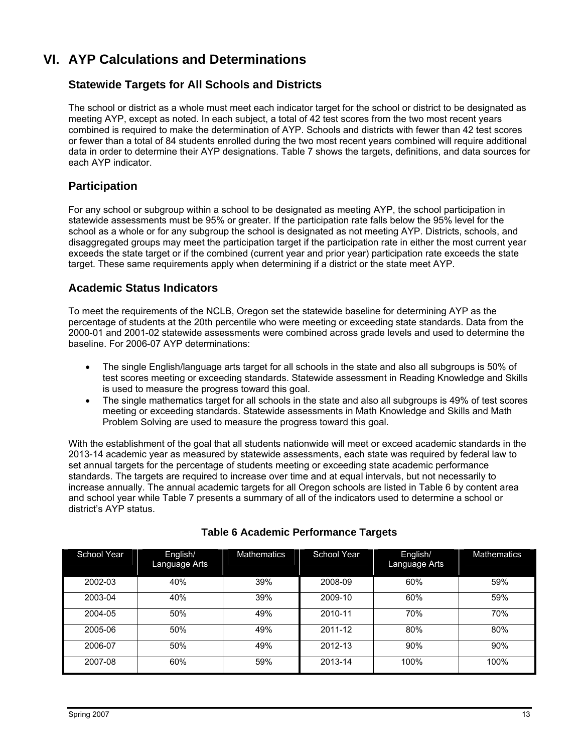# VI. AYP Calculations and Determinations

## Statewide Targets for All Schools and Districts

The school or district as a whole must meet each indicator target for the school or district to be designated as meeting AYP, except as noted. In each subject, a total of 42 test scores from the two most recent years combined is required to make the determination of AYP. Schools and districts with fewer than 42 test scores or fewer than a total of 84 students enrolled during the two most recent years combined will require additional data in order to determine their AYP designations. Table 7 shows the targets, definitions, and data sources for each AYP indicator.

## Participation

For any school or subgroup within a school to be designated as meeting AYP, the school participation in statewide assessments must be 95% or greater. If the participation rate falls below the 95% level for the school as a whole or for any subgroup the school is designated as not meeting AYP. Districts, schools, and disaggregated groups may meet the participation target if the participation rate in either the most current year exceeds the state target or if the combined (current year and prior year) participation rate exceeds the state target. These same requirements apply when determining if a district or the state meet AYP.

## Academic Status Indicators

To meet the requirements of the NCLB, Oregon set the statewide baseline for determining AYP as the percentage of students at the 20th percentile who were meeting or exceeding state standards. Data from the 2000-01 and 2001-02 statewide assessments were combined across grade levels and used to determine the baseline. For 2006-07 AYP determinations:

- The single English/language arts target for all schools in the state and also all subgroups is 50% of test scores meeting or exceeding standards. Statewide assessment in Reading Knowledge and Skills is used to measure the progress toward this goal.
- The single mathematics target for all schools in the state and also all subgroups is 49% of test scores meeting or exceeding standards. Statewide assessments in Math Knowledge and Skills and Math Problem Solving are used to measure the progress toward this goal.

With the establishment of the goal that all students nationwide will meet or exceed academic standards in the 2013-14 academic year as measured by statewide assessments, each state was required by federal law to set annual targets for the percentage of students meeting or exceeding state academic performance standards. The targets are required to increase over time and at equal intervals, but not necessarily to increase annually. The annual academic targets for all Oregon schools are listed in Table 6 by content area and school year while Table 7 presents a summary of all of the indicators used to determine a school or district's AYP status.

**Table 6 Academic Performance Targets**

| School Year | English/ Language Arts | Mathematics | School Year | English/ Language Arts | Mathematics |
|---|---|---|---|---|---|
| 2002-03 | 40% | 39% | 2008-09 | 60% | 59% |
| 2003-04 | 40% | 39% | 2009-10 | 60% | 59% |
| 2004-05 | 50% | 49% | 2010-11 | 70% | 70% |
| 2005-06 | 50% | 49% | 2011-12 | 80% | 80% |
| 2006-07 | 50% | 49% | 2012-13 | 90% | 90% |
| 2007-08 | 60% | 59% | 2013-14 | 100% | 100% |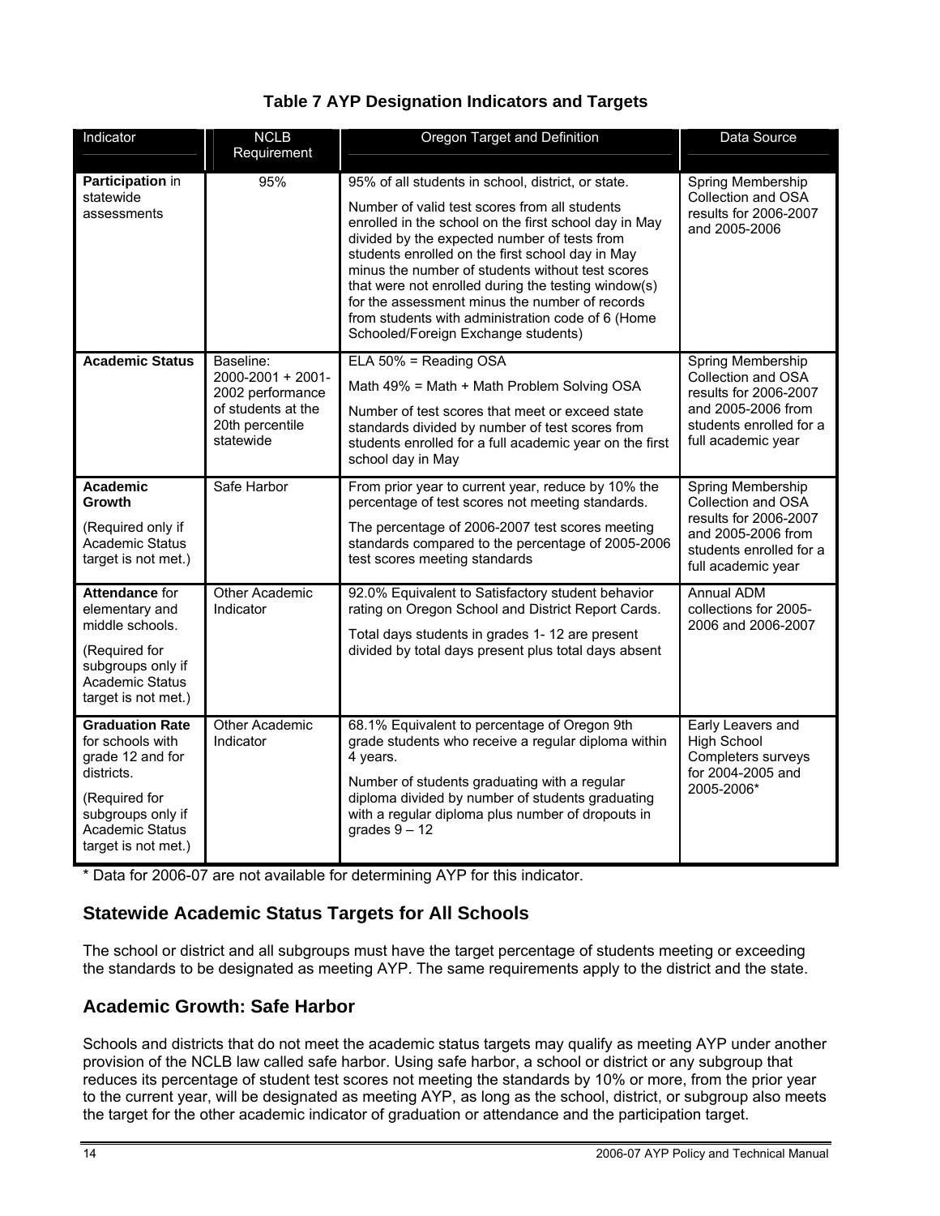**Table 7 AYP Designation Indicators and Targets**

| Indicator | NCLB Requirement | Oregon Target and Definition | Data Source |
|---|---|---|---|
| **Participation** in statewide assessments | 95% | 95% of all students in school, district, or state.<br><br>Number of valid test scores from all students enrolled in the school on the first school day in May divided by the expected number of tests from students enrolled on the first school day in May minus the number of students without test scores that were not enrolled during the testing window(s) for the assessment minus the number of records from students with administration code of 6 (Home Schooled/Foreign Exchange students) | Spring Membership Collection and OSA results for 2006-2007 and 2005-2006 |
| **Academic Status** | Baseline: 2000-2001 + 2001-2002 performance of students at the 20th percentile statewide | ELA 50% = Reading OSA<br><br>Math 49% = Math + Math Problem Solving OSA<br><br>Number of test scores that meet or exceed state standards divided by number of test scores from students enrolled for a full academic year on the first school day in May | Spring Membership Collection and OSA results for 2006-2007 and 2005-2006 from students enrolled for a full academic year |
| **Academic Growth**<br><br>(Required only if Academic Status target is not met.) | Safe Harbor | From prior year to current year, reduce by 10% the percentage of test scores not meeting standards.<br><br>The percentage of 2006-2007 test scores meeting standards compared to the percentage of 2005-2006 test scores meeting standards | Spring Membership Collection and OSA results for 2006-2007 and 2005-2006 from students enrolled for a full academic year |
| **Attendance** for elementary and middle schools.<br><br>(Required for subgroups only if Academic Status target is not met.) | Other Academic Indicator | 92.0% Equivalent to Satisfactory student behavior rating on Oregon School and District Report Cards.<br><br>Total days students in grades 1- 12 are present divided by total days present plus total days absent | Annual ADM collections for 2005-2006 and 2006-2007 |
| **Graduation Rate** for schools with grade 12 and for districts.<br><br>(Required for subgroups only if Academic Status target is not met.) | Other Academic Indicator | 68.1% Equivalent to percentage of Oregon 9th grade students who receive a regular diploma within 4 years.<br><br>Number of students graduating with a regular diploma divided by number of students graduating with a regular diploma plus number of dropouts in grades 9 – 12 | Early Leavers and High School Completers surveys for 2004-2005 and 2005-2006* |

* Data for 2006-07 are not available for determining AYP for this indicator.

## Statewide Academic Status Targets for All Schools

The school or district and all subgroups must have the target percentage of students meeting or exceeding the standards to be designated as meeting AYP. The same requirements apply to the district and the state.

## Academic Growth: Safe Harbor

Schools and districts that do not meet the academic status targets may qualify as meeting AYP under another provision of the NCLB law called safe harbor. Using safe harbor, a school or district or any subgroup that reduces its percentage of student test scores not meeting the standards by 10% or more, from the prior year to the current year, will be designated as meeting AYP, as long as the school, district, or subgroup also meets the target for the other academic indicator of graduation or attendance and the participation target.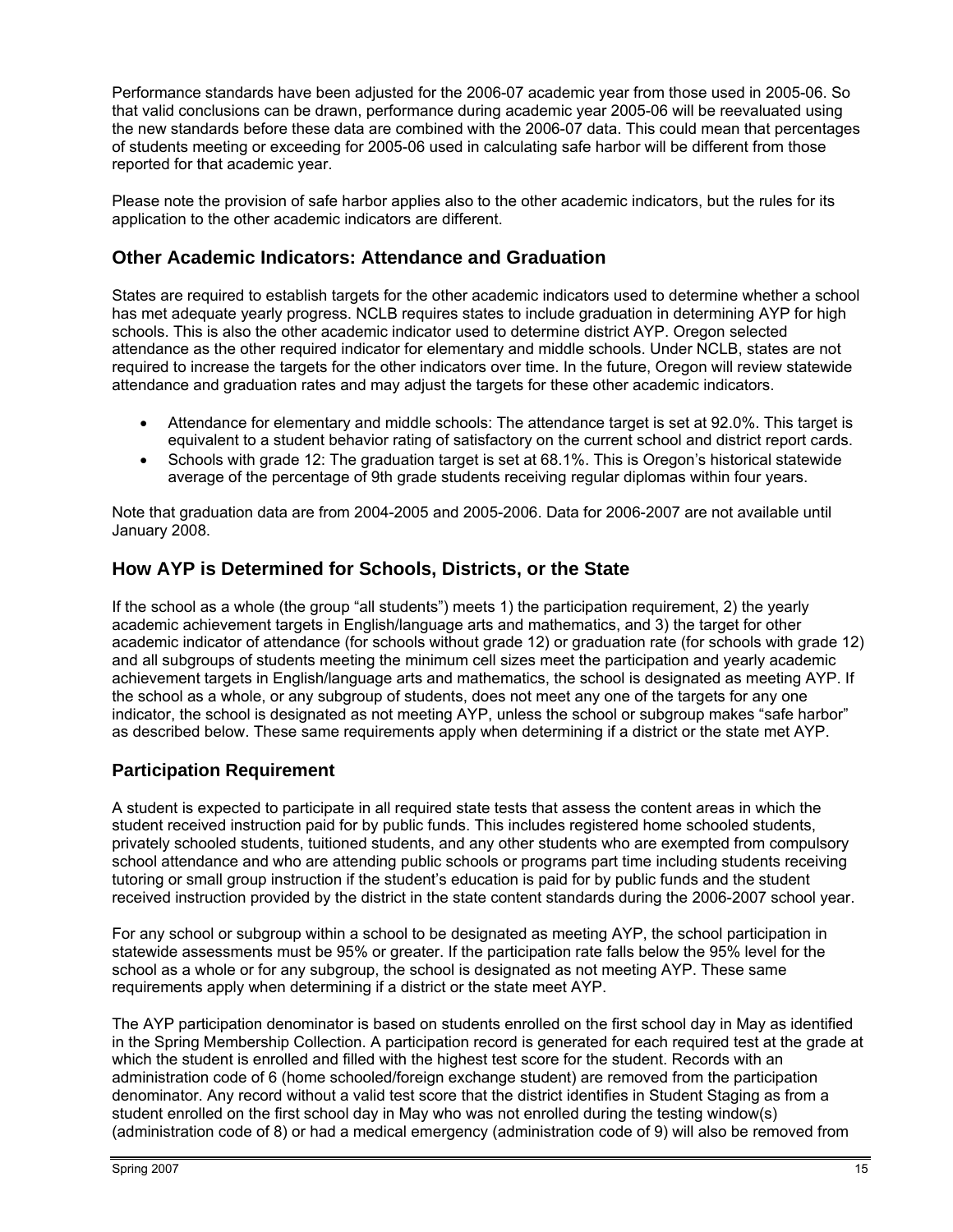Performance standards have been adjusted for the 2006-07 academic year from those used in 2005-06. So that valid conclusions can be drawn, performance during academic year 2005-06 will be reevaluated using the new standards before these data are combined with the 2006-07 data. This could mean that percentages of students meeting or exceeding for 2005-06 used in calculating safe harbor will be different from those reported for that academic year.

Please note the provision of safe harbor applies also to the other academic indicators, but the rules for its application to the other academic indicators are different.

## Other Academic Indicators: Attendance and Graduation

States are required to establish targets for the other academic indicators used to determine whether a school has met adequate yearly progress. NCLB requires states to include graduation in determining AYP for high schools. This is also the other academic indicator used to determine district AYP. Oregon selected attendance as the other required indicator for elementary and middle schools. Under NCLB, states are not required to increase the targets for the other indicators over time. In the future, Oregon will review statewide attendance and graduation rates and may adjust the targets for these other academic indicators.

- Attendance for elementary and middle schools: The attendance target is set at 92.0%. This target is equivalent to a student behavior rating of satisfactory on the current school and district report cards.
- Schools with grade 12: The graduation target is set at 68.1%. This is Oregon's historical statewide average of the percentage of 9th grade students receiving regular diplomas within four years.

Note that graduation data are from 2004-2005 and 2005-2006. Data for 2006-2007 are not available until January 2008.

## How AYP is Determined for Schools, Districts, or the State

If the school as a whole (the group "all students") meets 1) the participation requirement, 2) the yearly academic achievement targets in English/language arts and mathematics, and 3) the target for other academic indicator of attendance (for schools without grade 12) or graduation rate (for schools with grade 12) and all subgroups of students meeting the minimum cell sizes meet the participation and yearly academic achievement targets in English/language arts and mathematics, the school is designated as meeting AYP. If the school as a whole, or any subgroup of students, does not meet any one of the targets for any one indicator, the school is designated as not meeting AYP, unless the school or subgroup makes "safe harbor" as described below. These same requirements apply when determining if a district or the state met AYP.

## Participation Requirement

A student is expected to participate in all required state tests that assess the content areas in which the student received instruction paid for by public funds. This includes registered home schooled students, privately schooled students, tuitioned students, and any other students who are exempted from compulsory school attendance and who are attending public schools or programs part time including students receiving tutoring or small group instruction if the student's education is paid for by public funds and the student received instruction provided by the district in the state content standards during the 2006-2007 school year.

For any school or subgroup within a school to be designated as meeting AYP, the school participation in statewide assessments must be 95% or greater. If the participation rate falls below the 95% level for the school as a whole or for any subgroup, the school is designated as not meeting AYP. These same requirements apply when determining if a district or the state meet AYP.

The AYP participation denominator is based on students enrolled on the first school day in May as identified in the Spring Membership Collection. A participation record is generated for each required test at the grade at which the student is enrolled and filled with the highest test score for the student. Records with an administration code of 6 (home schooled/foreign exchange student) are removed from the participation denominator. Any record without a valid test score that the district identifies in Student Staging as from a student enrolled on the first school day in May who was not enrolled during the testing window(s) (administration code of 8) or had a medical emergency (administration code of 9) will also be removed from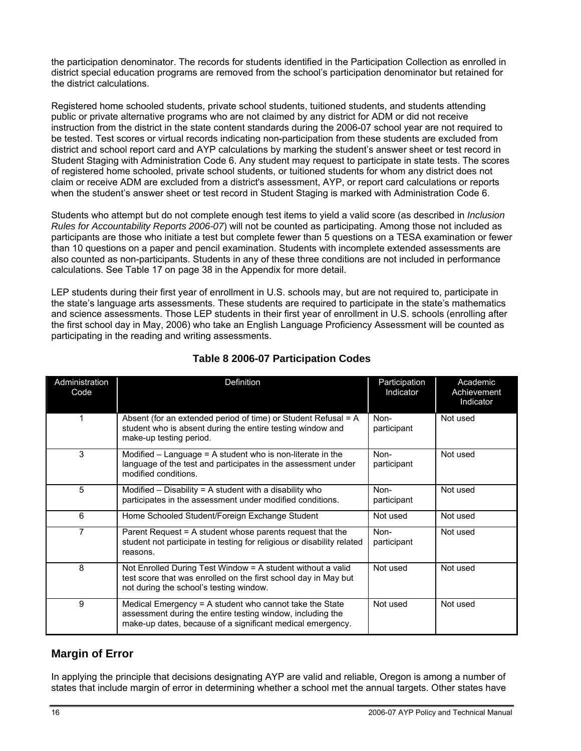the participation denominator. The records for students identified in the Participation Collection as enrolled in district special education programs are removed from the school's participation denominator but retained for the district calculations.

Registered home schooled students, private school students, tuitioned students, and students attending public or private alternative programs who are not claimed by any district for ADM or did not receive instruction from the district in the state content standards during the 2006-07 school year are not required to be tested. Test scores or virtual records indicating non-participation from these students are excluded from district and school report card and AYP calculations by marking the student's answer sheet or test record in Student Staging with Administration Code 6. Any student may request to participate in state tests. The scores of registered home schooled, private school students, or tuitioned students for whom any district does not claim or receive ADM are excluded from a district's assessment, AYP, or report card calculations or reports when the student's answer sheet or test record in Student Staging is marked with Administration Code 6.

Students who attempt but do not complete enough test items to yield a valid score (as described in *Inclusion Rules for Accountability Reports 2006-07*) will not be counted as participating. Among those not included as participants are those who initiate a test but complete fewer than 5 questions on a TESA examination or fewer than 10 questions on a paper and pencil examination. Students with incomplete extended assessments are also counted as non-participants. Students in any of these three conditions are not included in performance calculations. See Table 17 on page 38 in the Appendix for more detail.

LEP students during their first year of enrollment in U.S. schools may, but are not required to, participate in the state's language arts assessments. These students are required to participate in the state's mathematics and science assessments. Those LEP students in their first year of enrollment in U.S. schools (enrolling after the first school day in May, 2006) who take an English Language Proficiency Assessment will be counted as participating in the reading and writing assessments.

**Table 8 2006-07 Participation Codes**

| Administration Code | Definition | Participation Indicator | Academic Achievement Indicator |
|---|---|---|---|
| 1 | Absent (for an extended period of time) or Student Refusal = A student who is absent during the entire testing window and make-up testing period. | Non-participant | Not used |
| 3 | Modified – Language = A student who is non-literate in the language of the test and participates in the assessment under modified conditions. | Non-participant | Not used |
| 5 | Modified – Disability = A student with a disability who participates in the assessment under modified conditions. | Non-participant | Not used |
| 6 | Home Schooled Student/Foreign Exchange Student | Not used | Not used |
| 7 | Parent Request = A student whose parents request that the student not participate in testing for religious or disability related reasons. | Non-participant | Not used |
| 8 | Not Enrolled During Test Window = A student without a valid test score that was enrolled on the first school day in May but not during the school's testing window. | Not used | Not used |
| 9 | Medical Emergency = A student who cannot take the State assessment during the entire testing window, including the make-up dates, because of a significant medical emergency. | Not used | Not used |

## Margin of Error

In applying the principle that decisions designating AYP are valid and reliable, Oregon is among a number of states that include margin of error in determining whether a school met the annual targets. Other states have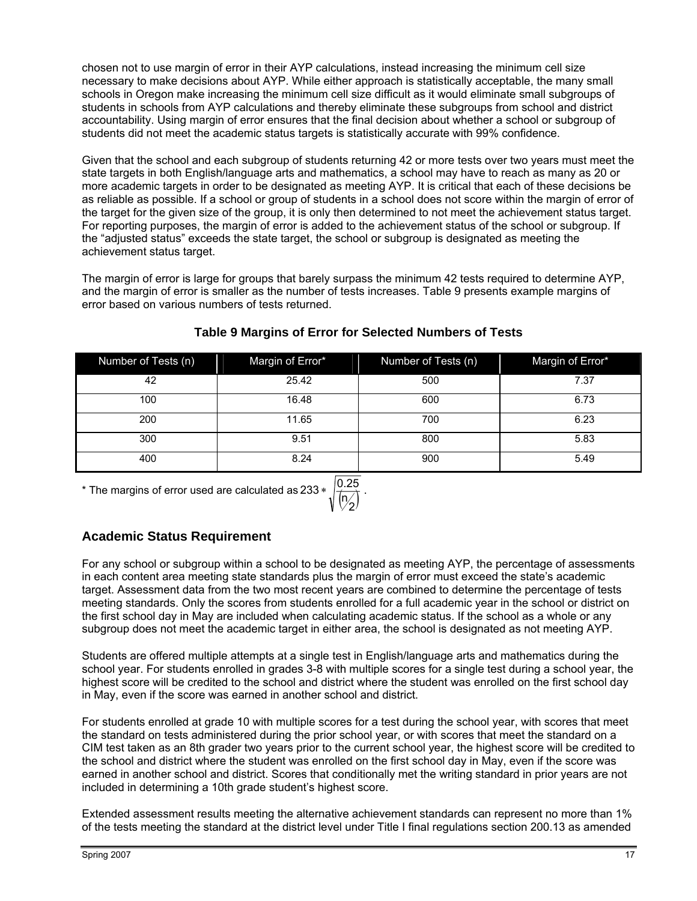chosen not to use margin of error in their AYP calculations, instead increasing the minimum cell size necessary to make decisions about AYP. While either approach is statistically acceptable, the many small schools in Oregon make increasing the minimum cell size difficult as it would eliminate small subgroups of students in schools from AYP calculations and thereby eliminate these subgroups from school and district accountability. Using margin of error ensures that the final decision about whether a school or subgroup of students did not meet the academic status targets is statistically accurate with 99% confidence.

Given that the school and each subgroup of students returning 42 or more tests over two years must meet the state targets in both English/language arts and mathematics, a school may have to reach as many as 20 or more academic targets in order to be designated as meeting AYP. It is critical that each of these decisions be as reliable as possible. If a school or group of students in a school does not score within the margin of error of the target for the given size of the group, it is only then determined to not meet the achievement status target. For reporting purposes, the margin of error is added to the achievement status of the school or subgroup. If the "adjusted status" exceeds the state target, the school or subgroup is designated as meeting the achievement status target.

The margin of error is large for groups that barely surpass the minimum 42 tests required to determine AYP, and the margin of error is smaller as the number of tests increases. Table 9 presents example margins of error based on various numbers of tests returned.

**Table 9 Margins of Error for Selected Numbers of Tests**

| Number of Tests (n) | Margin of Error* | Number of Tests (n) | Margin of Error* |
|---|---|---|---|
| 42 | 25.42 | 500 | 7.37 |
| 100 | 16.48 | 600 | 6.73 |
| 200 | 11.65 | 700 | 6.23 |
| 300 | 9.51 | 800 | 5.83 |
| 400 | 8.24 | 900 | 5.49 |

\* The margins of error used are calculated as $233 * \sqrt{\frac{0.25}{\left(\frac{n}{2}\right)}}$.

## Academic Status Requirement

For any school or subgroup within a school to be designated as meeting AYP, the percentage of assessments in each content area meeting state standards plus the margin of error must exceed the state's academic target. Assessment data from the two most recent years are combined to determine the percentage of tests meeting standards. Only the scores from students enrolled for a full academic year in the school or district on the first school day in May are included when calculating academic status. If the school as a whole or any subgroup does not meet the academic target in either area, the school is designated as not meeting AYP.

Students are offered multiple attempts at a single test in English/language arts and mathematics during the school year. For students enrolled in grades 3-8 with multiple scores for a single test during a school year, the highest score will be credited to the school and district where the student was enrolled on the first school day in May, even if the score was earned in another school and district.

For students enrolled at grade 10 with multiple scores for a test during the school year, with scores that meet the standard on tests administered during the prior school year, or with scores that meet the standard on a CIM test taken as an 8th grader two years prior to the current school year, the highest score will be credited to the school and district where the student was enrolled on the first school day in May, even if the score was earned in another school and district. Scores that conditionally met the writing standard in prior years are not included in determining a 10th grade student's highest score.

Extended assessment results meeting the alternative achievement standards can represent no more than 1% of the tests meeting the standard at the district level under Title I final regulations section 200.13 as amended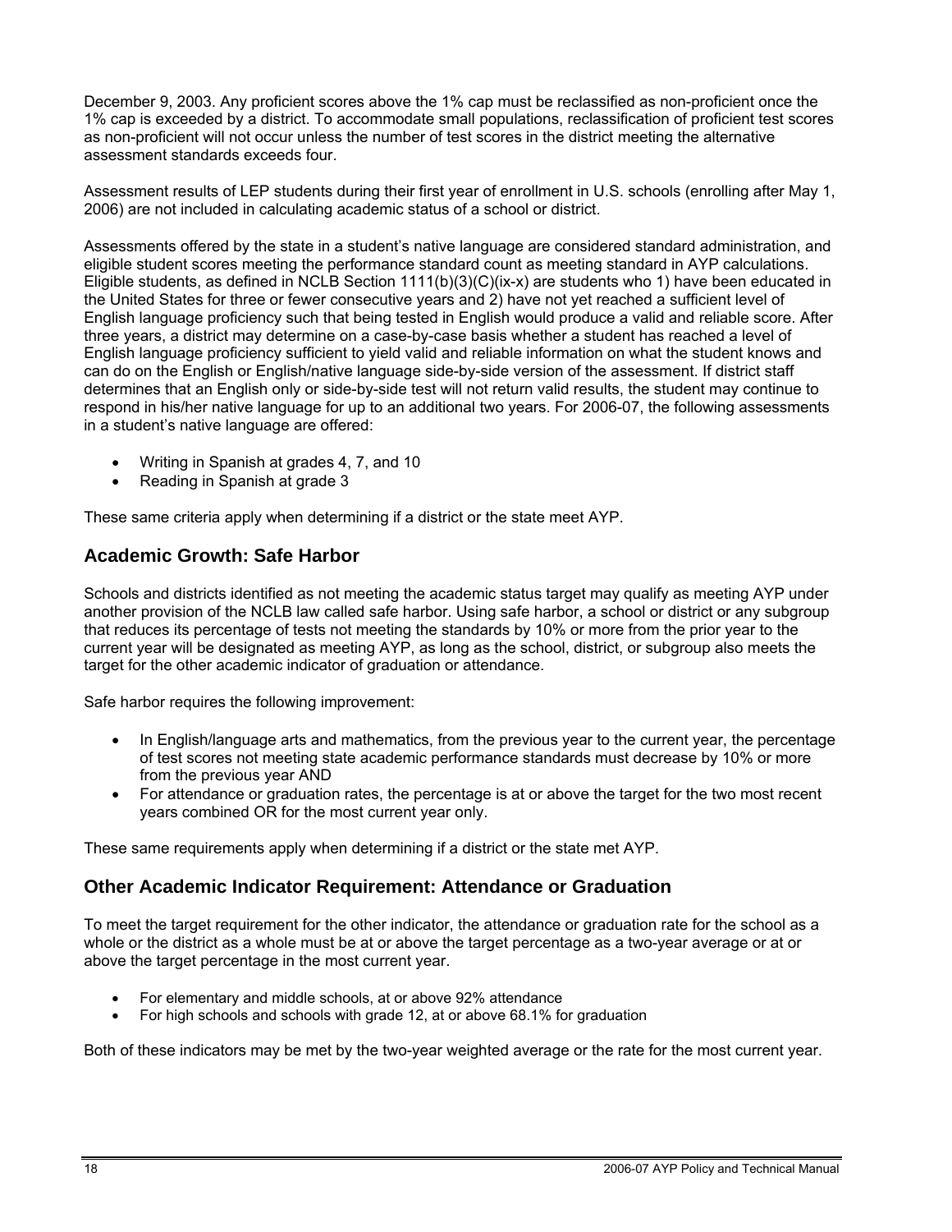December 9, 2003. Any proficient scores above the 1% cap must be reclassified as non-proficient once the 1% cap is exceeded by a district. To accommodate small populations, reclassification of proficient test scores as non-proficient will not occur unless the number of test scores in the district meeting the alternative assessment standards exceeds four.

Assessment results of LEP students during their first year of enrollment in U.S. schools (enrolling after May 1, 2006) are not included in calculating academic status of a school or district.

Assessments offered by the state in a student's native language are considered standard administration, and eligible student scores meeting the performance standard count as meeting standard in AYP calculations. Eligible students, as defined in NCLB Section 1111(b)(3)(C)(ix-x) are students who 1) have been educated in the United States for three or fewer consecutive years and 2) have not yet reached a sufficient level of English language proficiency such that being tested in English would produce a valid and reliable score. After three years, a district may determine on a case-by-case basis whether a student has reached a level of English language proficiency sufficient to yield valid and reliable information on what the student knows and can do on the English or English/native language side-by-side version of the assessment. If district staff determines that an English only or side-by-side test will not return valid results, the student may continue to respond in his/her native language for up to an additional two years. For 2006-07, the following assessments in a student's native language are offered:

- Writing in Spanish at grades 4, 7, and 10
- Reading in Spanish at grade 3

These same criteria apply when determining if a district or the state meet AYP.

## Academic Growth: Safe Harbor

Schools and districts identified as not meeting the academic status target may qualify as meeting AYP under another provision of the NCLB law called safe harbor. Using safe harbor, a school or district or any subgroup that reduces its percentage of tests not meeting the standards by 10% or more from the prior year to the current year will be designated as meeting AYP, as long as the school, district, or subgroup also meets the target for the other academic indicator of graduation or attendance.

Safe harbor requires the following improvement:

- In English/language arts and mathematics, from the previous year to the current year, the percentage of test scores not meeting state academic performance standards must decrease by 10% or more from the previous year AND
- For attendance or graduation rates, the percentage is at or above the target for the two most recent years combined OR for the most current year only.

These same requirements apply when determining if a district or the state met AYP.

## Other Academic Indicator Requirement: Attendance or Graduation

To meet the target requirement for the other indicator, the attendance or graduation rate for the school as a whole or the district as a whole must be at or above the target percentage as a two-year average or at or above the target percentage in the most current year.

- For elementary and middle schools, at or above 92% attendance
- For high schools and schools with grade 12, at or above 68.1% for graduation

Both of these indicators may be met by the two-year weighted average or the rate for the most current year.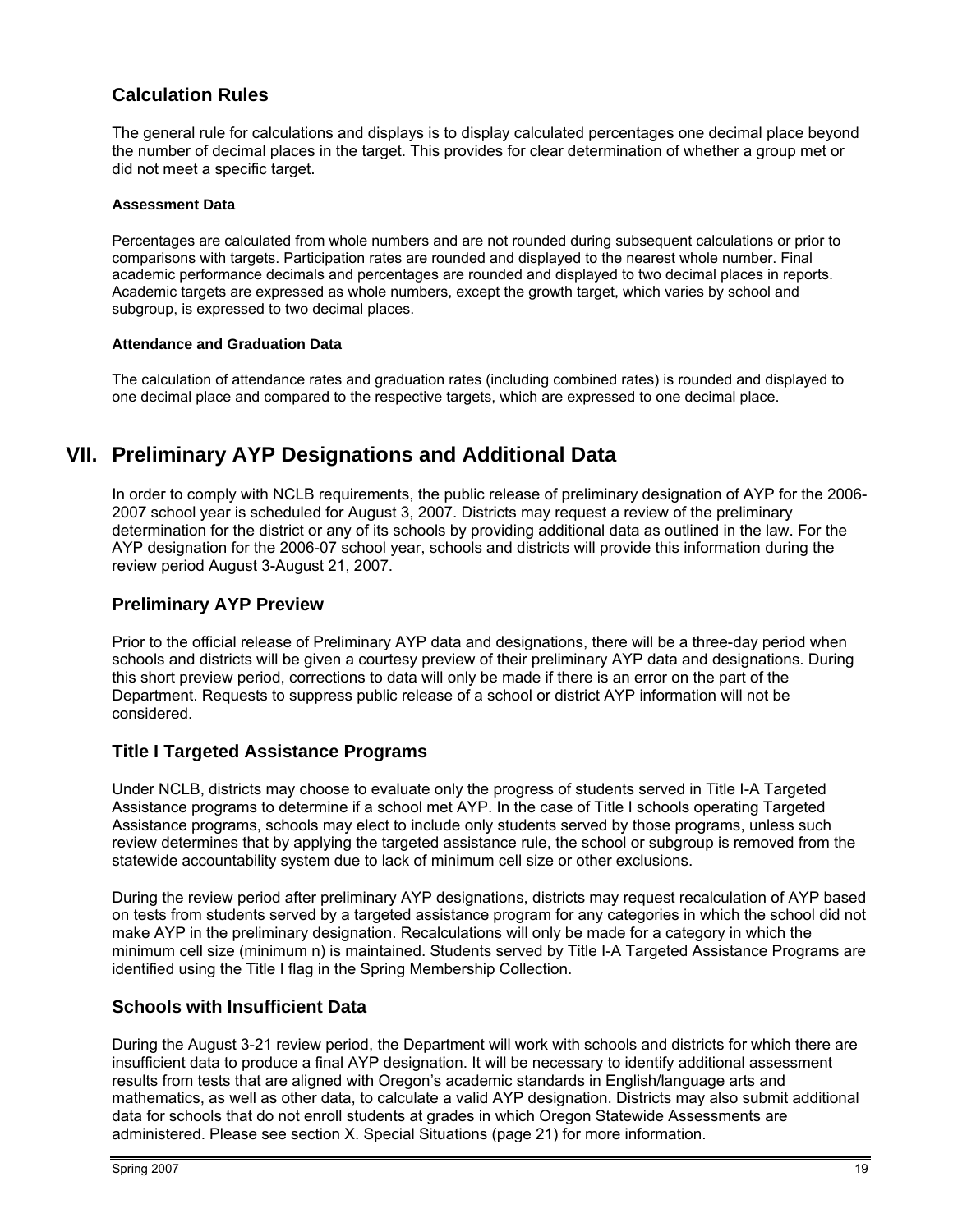## Calculation Rules

The general rule for calculations and displays is to display calculated percentages one decimal place beyond the number of decimal places in the target. This provides for clear determination of whether a group met or did not meet a specific target.

#### Assessment Data

Percentages are calculated from whole numbers and are not rounded during subsequent calculations or prior to comparisons with targets. Participation rates are rounded and displayed to the nearest whole number. Final academic performance decimals and percentages are rounded and displayed to two decimal places in reports. Academic targets are expressed as whole numbers, except the growth target, which varies by school and subgroup, is expressed to two decimal places.

#### Attendance and Graduation Data

The calculation of attendance rates and graduation rates (including combined rates) is rounded and displayed to one decimal place and compared to the respective targets, which are expressed to one decimal place.

# VII. Preliminary AYP Designations and Additional Data

In order to comply with NCLB requirements, the public release of preliminary designation of AYP for the 2006-2007 school year is scheduled for August 3, 2007. Districts may request a review of the preliminary determination for the district or any of its schools by providing additional data as outlined in the law. For the AYP designation for the 2006-07 school year, schools and districts will provide this information during the review period August 3-August 21, 2007.

## Preliminary AYP Preview

Prior to the official release of Preliminary AYP data and designations, there will be a three-day period when schools and districts will be given a courtesy preview of their preliminary AYP data and designations. During this short preview period, corrections to data will only be made if there is an error on the part of the Department. Requests to suppress public release of a school or district AYP information will not be considered.

## Title I Targeted Assistance Programs

Under NCLB, districts may choose to evaluate only the progress of students served in Title I-A Targeted Assistance programs to determine if a school met AYP. In the case of Title I schools operating Targeted Assistance programs, schools may elect to include only students served by those programs, unless such review determines that by applying the targeted assistance rule, the school or subgroup is removed from the statewide accountability system due to lack of minimum cell size or other exclusions.

During the review period after preliminary AYP designations, districts may request recalculation of AYP based on tests from students served by a targeted assistance program for any categories in which the school did not make AYP in the preliminary designation. Recalculations will only be made for a category in which the minimum cell size (minimum n) is maintained. Students served by Title I-A Targeted Assistance Programs are identified using the Title I flag in the Spring Membership Collection.

## Schools with Insufficient Data

During the August 3-21 review period, the Department will work with schools and districts for which there are insufficient data to produce a final AYP designation. It will be necessary to identify additional assessment results from tests that are aligned with Oregon's academic standards in English/language arts and mathematics, as well as other data, to calculate a valid AYP designation. Districts may also submit additional data for schools that do not enroll students at grades in which Oregon Statewide Assessments are administered. Please see section X. Special Situations (page 21) for more information.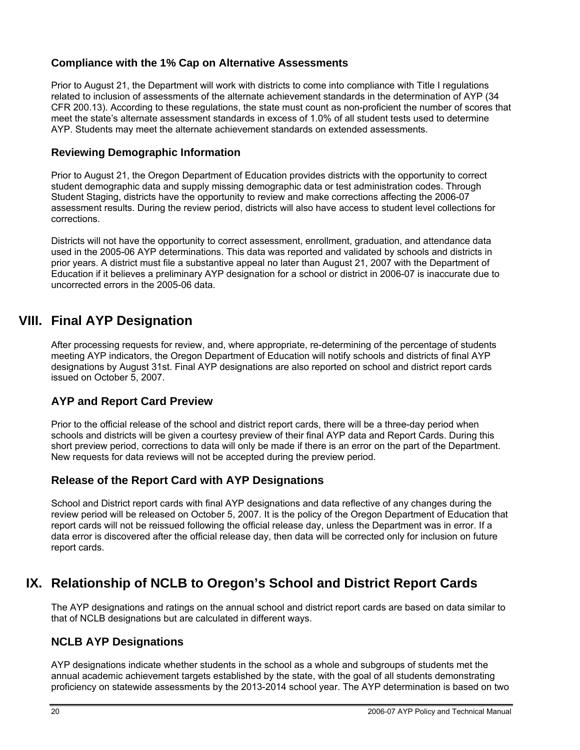### Compliance with the 1% Cap on Alternative Assessments

Prior to August 21, the Department will work with districts to come into compliance with Title I regulations related to inclusion of assessments of the alternate achievement standards in the determination of AYP (34 CFR 200.13). According to these regulations, the state must count as non-proficient the number of scores that meet the state's alternate assessment standards in excess of 1.0% of all student tests used to determine AYP. Students may meet the alternate achievement standards on extended assessments.

### Reviewing Demographic Information

Prior to August 21, the Oregon Department of Education provides districts with the opportunity to correct student demographic data and supply missing demographic data or test administration codes. Through Student Staging, districts have the opportunity to review and make corrections affecting the 2006-07 assessment results. During the review period, districts will also have access to student level collections for corrections.

Districts will not have the opportunity to correct assessment, enrollment, graduation, and attendance data used in the 2005-06 AYP determinations. This data was reported and validated by schools and districts in prior years. A district must file a substantive appeal no later than August 21, 2007 with the Department of Education if it believes a preliminary AYP designation for a school or district in 2006-07 is inaccurate due to uncorrected errors in the 2005-06 data.

## VIII. Final AYP Designation

After processing requests for review, and, where appropriate, re-determining of the percentage of students meeting AYP indicators, the Oregon Department of Education will notify schools and districts of final AYP designations by August 31st. Final AYP designations are also reported on school and district report cards issued on October 5, 2007.

### AYP and Report Card Preview

Prior to the official release of the school and district report cards, there will be a three-day period when schools and districts will be given a courtesy preview of their final AYP data and Report Cards. During this short preview period, corrections to data will only be made if there is an error on the part of the Department. New requests for data reviews will not be accepted during the preview period.

### Release of the Report Card with AYP Designations

School and District report cards with final AYP designations and data reflective of any changes during the review period will be released on October 5, 2007. It is the policy of the Oregon Department of Education that report cards will not be reissued following the official release day, unless the Department was in error. If a data error is discovered after the official release day, then data will be corrected only for inclusion on future report cards.

## IX. Relationship of NCLB to Oregon's School and District Report Cards

The AYP designations and ratings on the annual school and district report cards are based on data similar to that of NCLB designations but are calculated in different ways.

### NCLB AYP Designations

AYP designations indicate whether students in the school as a whole and subgroups of students met the annual academic achievement targets established by the state, with the goal of all students demonstrating proficiency on statewide assessments by the 2013-2014 school year. The AYP determination is based on two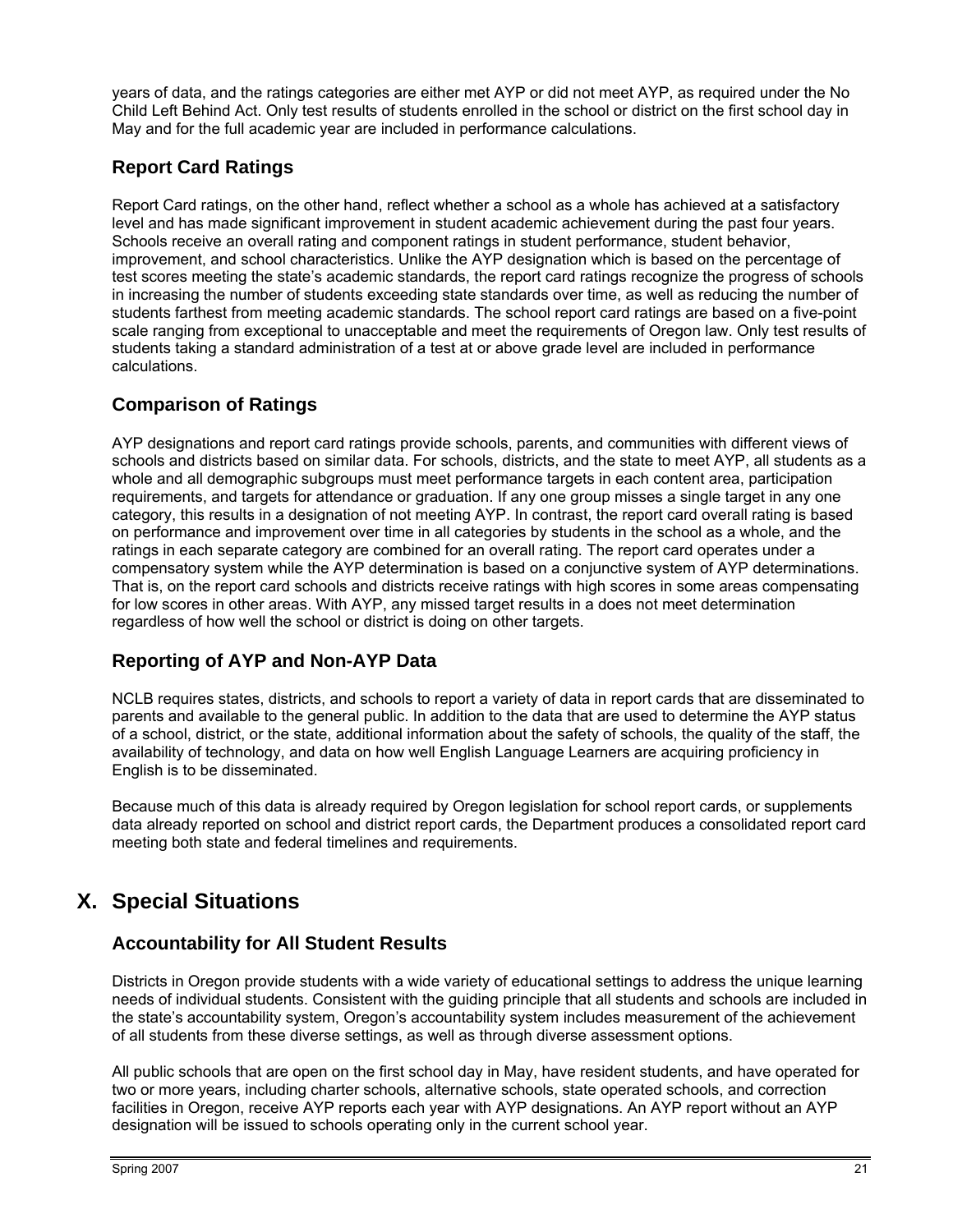years of data, and the ratings categories are either met AYP or did not meet AYP, as required under the No Child Left Behind Act. Only test results of students enrolled in the school or district on the first school day in May and for the full academic year are included in performance calculations.

### Report Card Ratings

Report Card ratings, on the other hand, reflect whether a school as a whole has achieved at a satisfactory level and has made significant improvement in student academic achievement during the past four years. Schools receive an overall rating and component ratings in student performance, student behavior, improvement, and school characteristics. Unlike the AYP designation which is based on the percentage of test scores meeting the state's academic standards, the report card ratings recognize the progress of schools in increasing the number of students exceeding state standards over time, as well as reducing the number of students farthest from meeting academic standards. The school report card ratings are based on a five-point scale ranging from exceptional to unacceptable and meet the requirements of Oregon law. Only test results of students taking a standard administration of a test at or above grade level are included in performance calculations.

### Comparison of Ratings

AYP designations and report card ratings provide schools, parents, and communities with different views of schools and districts based on similar data. For schools, districts, and the state to meet AYP, all students as a whole and all demographic subgroups must meet performance targets in each content area, participation requirements, and targets for attendance or graduation. If any one group misses a single target in any one category, this results in a designation of not meeting AYP. In contrast, the report card overall rating is based on performance and improvement over time in all categories by students in the school as a whole, and the ratings in each separate category are combined for an overall rating. The report card operates under a compensatory system while the AYP determination is based on a conjunctive system of AYP determinations. That is, on the report card schools and districts receive ratings with high scores in some areas compensating for low scores in other areas. With AYP, any missed target results in a does not meet determination regardless of how well the school or district is doing on other targets.

### Reporting of AYP and Non-AYP Data

NCLB requires states, districts, and schools to report a variety of data in report cards that are disseminated to parents and available to the general public. In addition to the data that are used to determine the AYP status of a school, district, or the state, additional information about the safety of schools, the quality of the staff, the availability of technology, and data on how well English Language Learners are acquiring proficiency in English is to be disseminated.

Because much of this data is already required by Oregon legislation for school report cards, or supplements data already reported on school and district report cards, the Department produces a consolidated report card meeting both state and federal timelines and requirements.

## X. Special Situations

### Accountability for All Student Results

Districts in Oregon provide students with a wide variety of educational settings to address the unique learning needs of individual students. Consistent with the guiding principle that all students and schools are included in the state's accountability system, Oregon's accountability system includes measurement of the achievement of all students from these diverse settings, as well as through diverse assessment options.

All public schools that are open on the first school day in May, have resident students, and have operated for two or more years, including charter schools, alternative schools, state operated schools, and correction facilities in Oregon, receive AYP reports each year with AYP designations. An AYP report without an AYP designation will be issued to schools operating only in the current school year.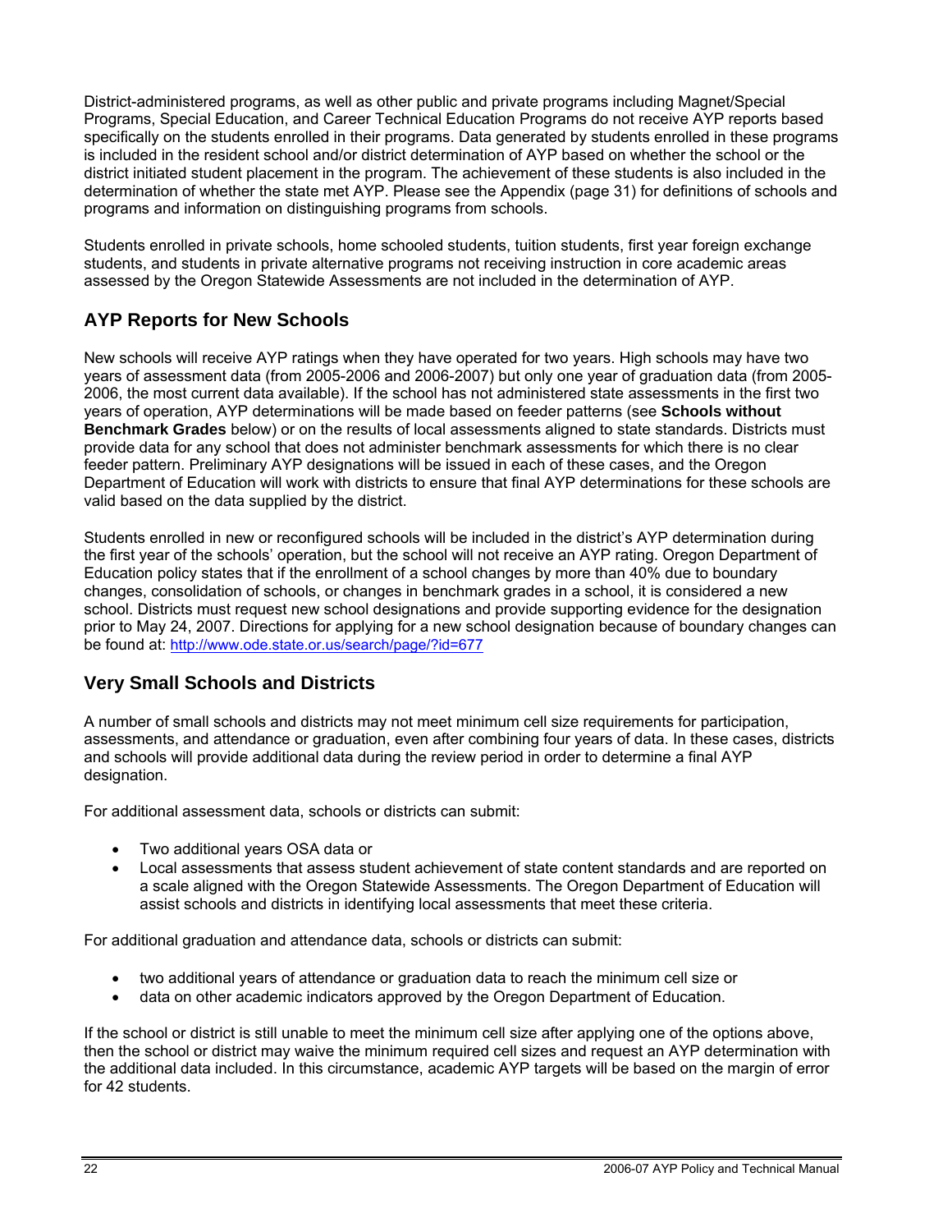District-administered programs, as well as other public and private programs including Magnet/Special Programs, Special Education, and Career Technical Education Programs do not receive AYP reports based specifically on the students enrolled in their programs. Data generated by students enrolled in these programs is included in the resident school and/or district determination of AYP based on whether the school or the district initiated student placement in the program. The achievement of these students is also included in the determination of whether the state met AYP. Please see the Appendix (page 31) for definitions of schools and programs and information on distinguishing programs from schools.

Students enrolled in private schools, home schooled students, tuition students, first year foreign exchange students, and students in private alternative programs not receiving instruction in core academic areas assessed by the Oregon Statewide Assessments are not included in the determination of AYP.

## AYP Reports for New Schools

New schools will receive AYP ratings when they have operated for two years. High schools may have two years of assessment data (from 2005-2006 and 2006-2007) but only one year of graduation data (from 2005-2006, the most current data available). If the school has not administered state assessments in the first two years of operation, AYP determinations will be made based on feeder patterns (see **Schools without Benchmark Grades** below) or on the results of local assessments aligned to state standards. Districts must provide data for any school that does not administer benchmark assessments for which there is no clear feeder pattern. Preliminary AYP designations will be issued in each of these cases, and the Oregon Department of Education will work with districts to ensure that final AYP determinations for these schools are valid based on the data supplied by the district.

Students enrolled in new or reconfigured schools will be included in the district's AYP determination during the first year of the schools' operation, but the school will not receive an AYP rating. Oregon Department of Education policy states that if the enrollment of a school changes by more than 40% due to boundary changes, consolidation of schools, or changes in benchmark grades in a school, it is considered a new school. Districts must request new school designations and provide supporting evidence for the designation prior to May 24, 2007. Directions for applying for a new school designation because of boundary changes can be found at: http://www.ode.state.or.us/search/page/?id=677

## Very Small Schools and Districts

A number of small schools and districts may not meet minimum cell size requirements for participation, assessments, and attendance or graduation, even after combining four years of data. In these cases, districts and schools will provide additional data during the review period in order to determine a final AYP designation.

For additional assessment data, schools or districts can submit:

- Two additional years OSA data or
- Local assessments that assess student achievement of state content standards and are reported on a scale aligned with the Oregon Statewide Assessments. The Oregon Department of Education will assist schools and districts in identifying local assessments that meet these criteria.

For additional graduation and attendance data, schools or districts can submit:

- two additional years of attendance or graduation data to reach the minimum cell size or
- data on other academic indicators approved by the Oregon Department of Education.

If the school or district is still unable to meet the minimum cell size after applying one of the options above, then the school or district may waive the minimum required cell sizes and request an AYP determination with the additional data included. In this circumstance, academic AYP targets will be based on the margin of error for 42 students.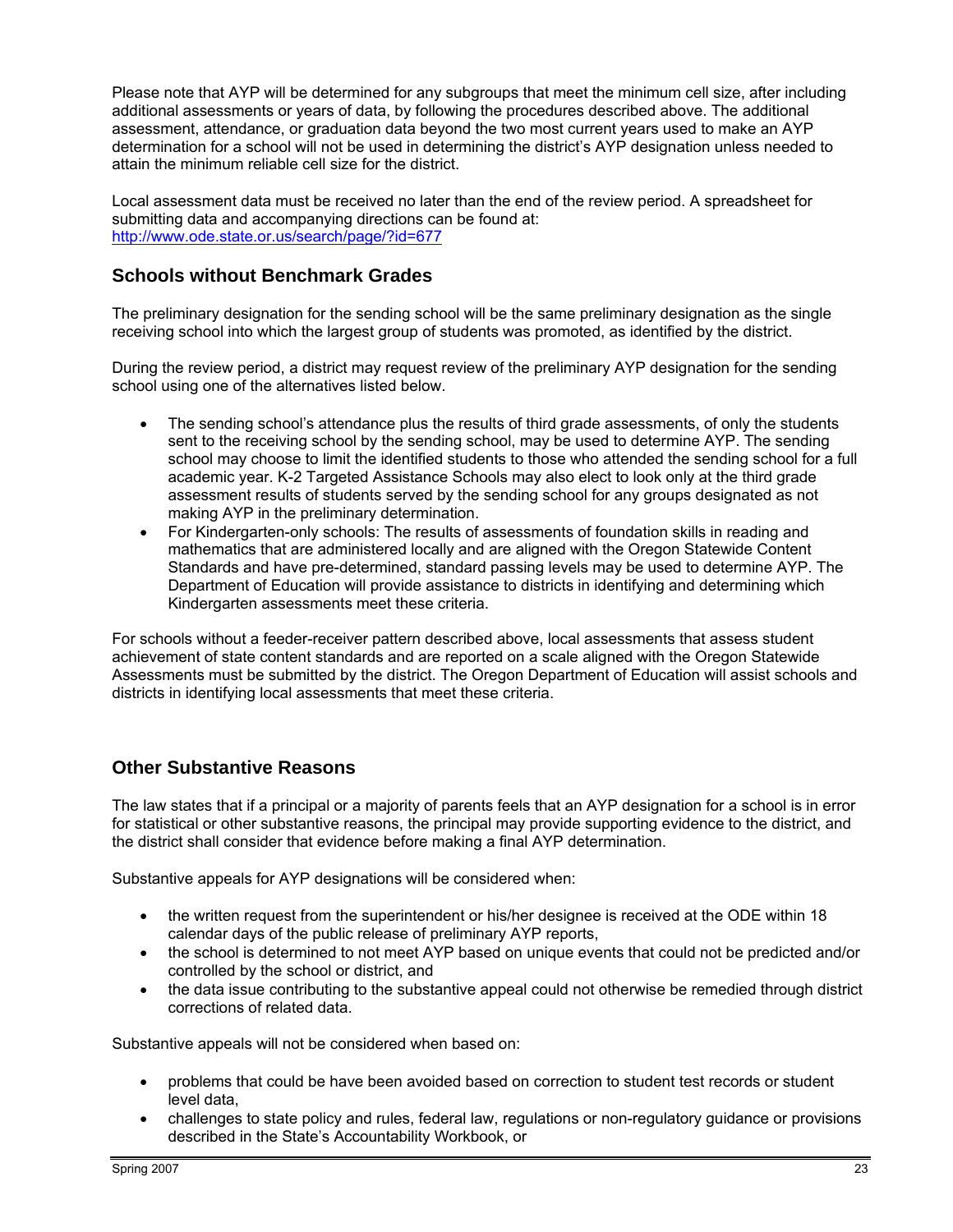Please note that AYP will be determined for any subgroups that meet the minimum cell size, after including additional assessments or years of data, by following the procedures described above. The additional assessment, attendance, or graduation data beyond the two most current years used to make an AYP determination for a school will not be used in determining the district's AYP designation unless needed to attain the minimum reliable cell size for the district.

Local assessment data must be received no later than the end of the review period. A spreadsheet for submitting data and accompanying directions can be found at: http://www.ode.state.or.us/search/page/?id=677

## Schools without Benchmark Grades

The preliminary designation for the sending school will be the same preliminary designation as the single receiving school into which the largest group of students was promoted, as identified by the district.

During the review period, a district may request review of the preliminary AYP designation for the sending school using one of the alternatives listed below.

- The sending school's attendance plus the results of third grade assessments, of only the students sent to the receiving school by the sending school, may be used to determine AYP. The sending school may choose to limit the identified students to those who attended the sending school for a full academic year. K-2 Targeted Assistance Schools may also elect to look only at the third grade assessment results of students served by the sending school for any groups designated as not making AYP in the preliminary determination.
- For Kindergarten-only schools: The results of assessments of foundation skills in reading and mathematics that are administered locally and are aligned with the Oregon Statewide Content Standards and have pre-determined, standard passing levels may be used to determine AYP. The Department of Education will provide assistance to districts in identifying and determining which Kindergarten assessments meet these criteria.

For schools without a feeder-receiver pattern described above, local assessments that assess student achievement of state content standards and are reported on a scale aligned with the Oregon Statewide Assessments must be submitted by the district. The Oregon Department of Education will assist schools and districts in identifying local assessments that meet these criteria.

## Other Substantive Reasons

The law states that if a principal or a majority of parents feels that an AYP designation for a school is in error for statistical or other substantive reasons, the principal may provide supporting evidence to the district, and the district shall consider that evidence before making a final AYP determination.

Substantive appeals for AYP designations will be considered when:

- the written request from the superintendent or his/her designee is received at the ODE within 18 calendar days of the public release of preliminary AYP reports,
- the school is determined to not meet AYP based on unique events that could not be predicted and/or controlled by the school or district, and
- the data issue contributing to the substantive appeal could not otherwise be remedied through district corrections of related data.

Substantive appeals will not be considered when based on:

- problems that could be have been avoided based on correction to student test records or student level data,
- challenges to state policy and rules, federal law, regulations or non-regulatory guidance or provisions described in the State's Accountability Workbook, or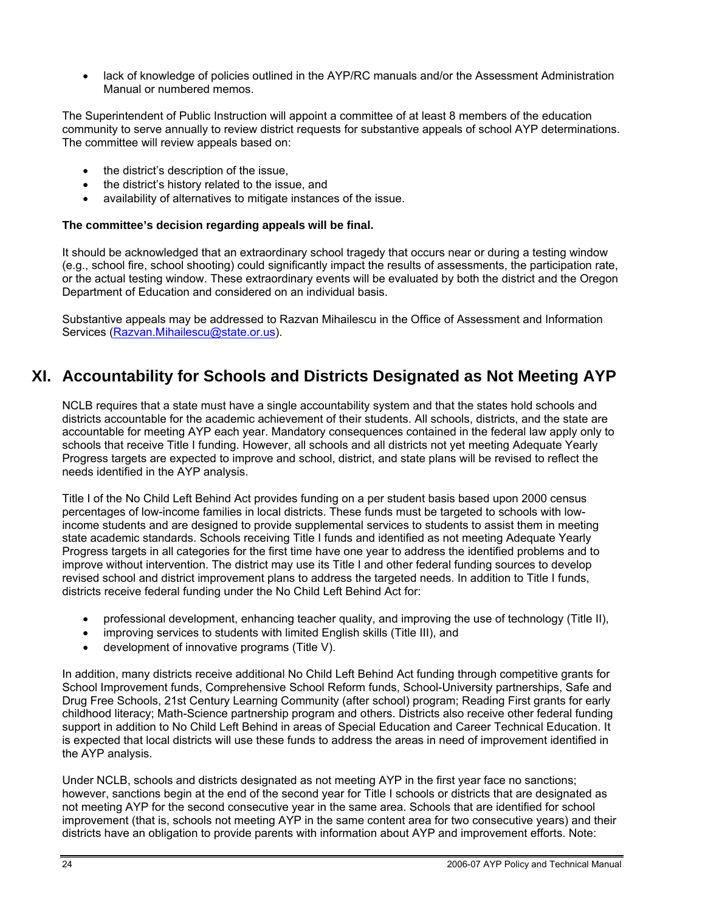- lack of knowledge of policies outlined in the AYP/RC manuals and/or the Assessment Administration Manual or numbered memos.

The Superintendent of Public Instruction will appoint a committee of at least 8 members of the education community to serve annually to review district requests for substantive appeals of school AYP determinations. The committee will review appeals based on:

- the district's description of the issue,
- the district's history related to the issue, and
- availability of alternatives to mitigate instances of the issue.

**The committee's decision regarding appeals will be final.**

It should be acknowledged that an extraordinary school tragedy that occurs near or during a testing window (e.g., school fire, school shooting) could significantly impact the results of assessments, the participation rate, or the actual testing window. These extraordinary events will be evaluated by both the district and the Oregon Department of Education and considered on an individual basis.

Substantive appeals may be addressed to Razvan Mihailescu in the Office of Assessment and Information Services (Razvan.Mihailescu@state.or.us).

## XI. Accountability for Schools and Districts Designated as Not Meeting AYP

NCLB requires that a state must have a single accountability system and that the states hold schools and districts accountable for the academic achievement of their students. All schools, districts, and the state are accountable for meeting AYP each year. Mandatory consequences contained in the federal law apply only to schools that receive Title I funding. However, all schools and all districts not yet meeting Adequate Yearly Progress targets are expected to improve and school, district, and state plans will be revised to reflect the needs identified in the AYP analysis.

Title I of the No Child Left Behind Act provides funding on a per student basis based upon 2000 census percentages of low-income families in local districts. These funds must be targeted to schools with low-income students and are designed to provide supplemental services to students to assist them in meeting state academic standards. Schools receiving Title I funds and identified as not meeting Adequate Yearly Progress targets in all categories for the first time have one year to address the identified problems and to improve without intervention. The district may use its Title I and other federal funding sources to develop revised school and district improvement plans to address the targeted needs. In addition to Title I funds, districts receive federal funding under the No Child Left Behind Act for:

- professional development, enhancing teacher quality, and improving the use of technology (Title II),
- improving services to students with limited English skills (Title III), and
- development of innovative programs (Title V).

In addition, many districts receive additional No Child Left Behind Act funding through competitive grants for School Improvement funds, Comprehensive School Reform funds, School-University partnerships, Safe and Drug Free Schools, 21st Century Learning Community (after school) program; Reading First grants for early childhood literacy; Math-Science partnership program and others. Districts also receive other federal funding support in addition to No Child Left Behind in areas of Special Education and Career Technical Education. It is expected that local districts will use these funds to address the areas in need of improvement identified in the AYP analysis.

Under NCLB, schools and districts designated as not meeting AYP in the first year face no sanctions; however, sanctions begin at the end of the second year for Title I schools or districts that are designated as not meeting AYP for the second consecutive year in the same area. Schools that are identified for school improvement (that is, schools not meeting AYP in the same content area for two consecutive years) and their districts have an obligation to provide parents with information about AYP and improvement efforts. Note: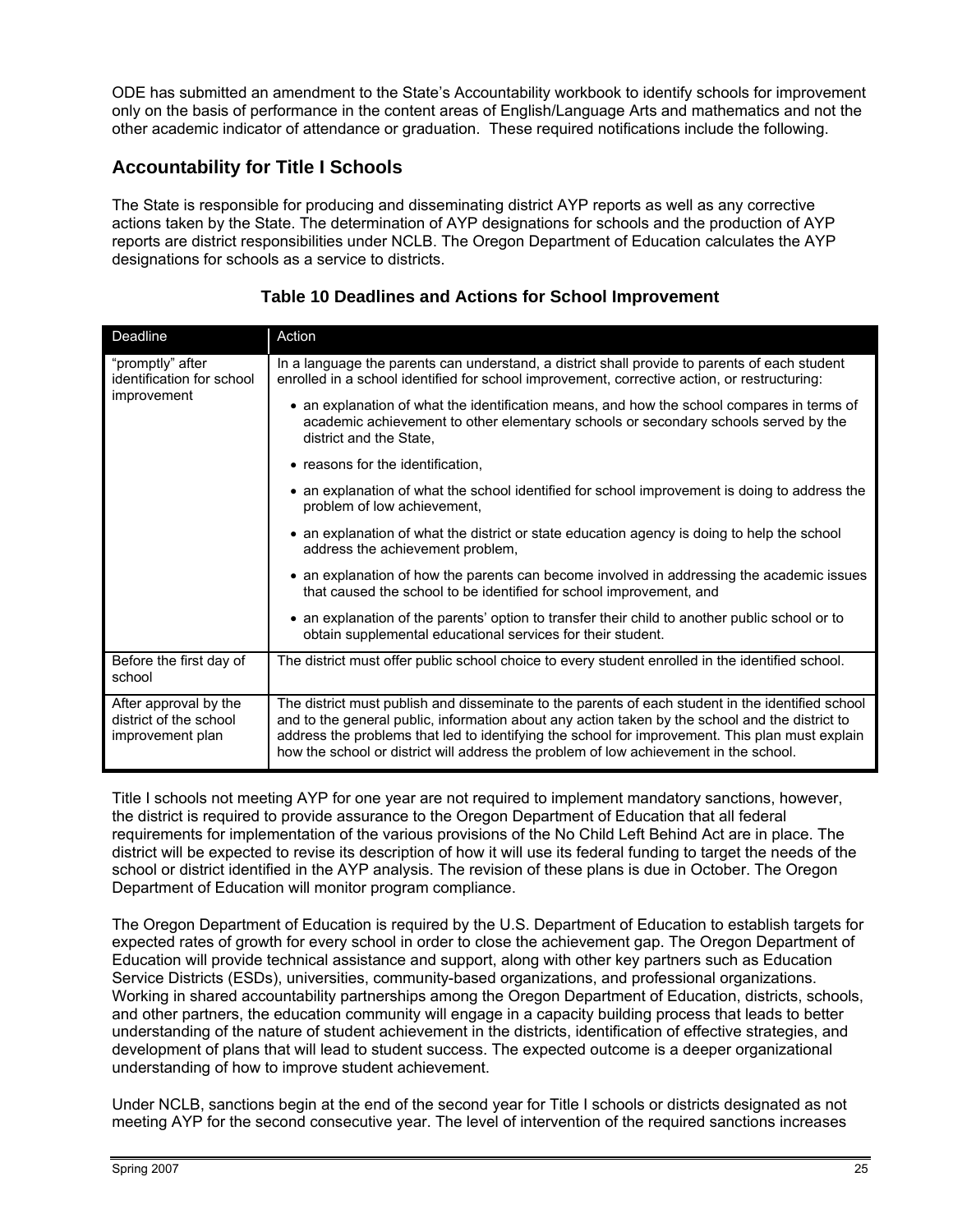ODE has submitted an amendment to the State's Accountability workbook to identify schools for improvement only on the basis of performance in the content areas of English/Language Arts and mathematics and not the other academic indicator of attendance or graduation. These required notifications include the following.

## Accountability for Title I Schools

The State is responsible for producing and disseminating district AYP reports as well as any corrective actions taken by the State. The determination of AYP designations for schools and the production of AYP reports are district responsibilities under NCLB. The Oregon Department of Education calculates the AYP designations for schools as a service to districts.

### Table 10 Deadlines and Actions for School Improvement

| Deadline | Action |
|---|---|
| "promptly" after identification for school improvement | In a language the parents can understand, a district shall provide to parents of each student enrolled in a school identified for school improvement, corrective action, or restructuring: <br>• an explanation of what the identification means, and how the school compares in terms of academic achievement to other elementary schools or secondary schools served by the district and the State, <br>• reasons for the identification, <br>• an explanation of what the school identified for school improvement is doing to address the problem of low achievement, <br>• an explanation of what the district or state education agency is doing to help the school address the achievement problem, <br>• an explanation of how the parents can become involved in addressing the academic issues that caused the school to be identified for school improvement, and <br>• an explanation of the parents' option to transfer their child to another public school or to obtain supplemental educational services for their student. |
| Before the first day of school | The district must offer public school choice to every student enrolled in the identified school. |
| After approval by the district of the school improvement plan | The district must publish and disseminate to the parents of each student in the identified school and to the general public, information about any action taken by the school and the district to address the problems that led to identifying the school for improvement. This plan must explain how the school or district will address the problem of low achievement in the school. |

Title I schools not meeting AYP for one year are not required to implement mandatory sanctions, however, the district is required to provide assurance to the Oregon Department of Education that all federal requirements for implementation of the various provisions of the No Child Left Behind Act are in place. The district will be expected to revise its description of how it will use its federal funding to target the needs of the school or district identified in the AYP analysis. The revision of these plans is due in October. The Oregon Department of Education will monitor program compliance.

The Oregon Department of Education is required by the U.S. Department of Education to establish targets for expected rates of growth for every school in order to close the achievement gap. The Oregon Department of Education will provide technical assistance and support, along with other key partners such as Education Service Districts (ESDs), universities, community-based organizations, and professional organizations. Working in shared accountability partnerships among the Oregon Department of Education, districts, schools, and other partners, the education community will engage in a capacity building process that leads to better understanding of the nature of student achievement in the districts, identification of effective strategies, and development of plans that will lead to student success. The expected outcome is a deeper organizational understanding of how to improve student achievement.

Under NCLB, sanctions begin at the end of the second year for Title I schools or districts designated as not meeting AYP for the second consecutive year. The level of intervention of the required sanctions increases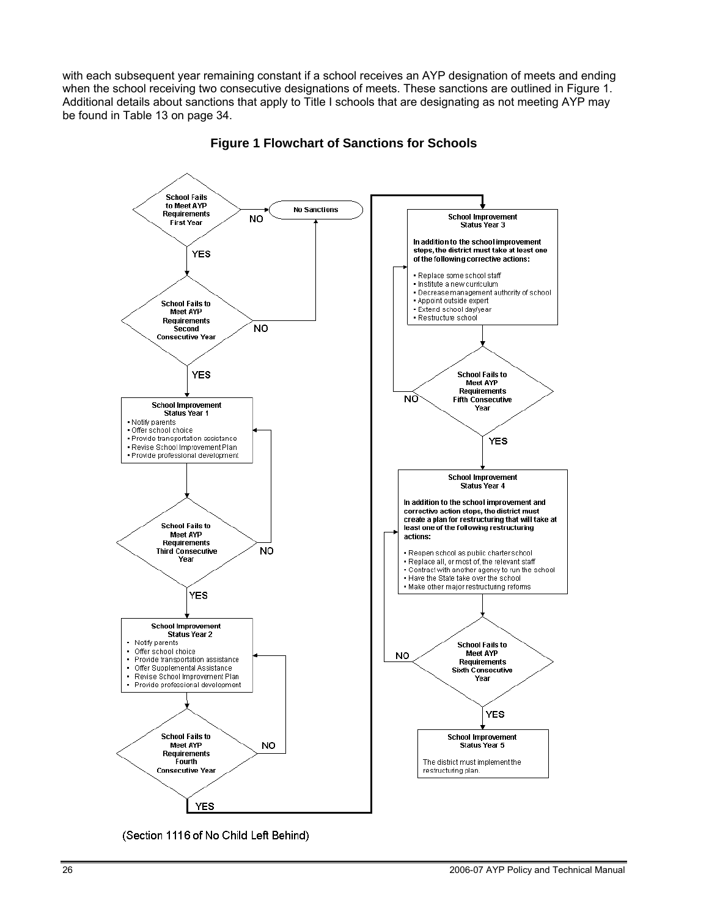with each subsequent year remaining constant if a school receives an AYP designation of meets and ending when the school receiving two consecutive designations of meets. These sanctions are outlined in Figure 1. Additional details about sanctions that apply to Title I schools that are designating as not meeting AYP may be found in Table 13 on page 34.

**Figure 1 Flowchart of Sanctions for Schools**

School Fails to Meet AYP Requirements First Year — NO → No Sanctions; YES ↓

School Fails to Meet AYP Requirements Second Consecutive Year — NO → No Sanctions; YES ↓

**School Improvement Status Year 1**
- Notify parents
- Offer school choice
- Provide transportation assistance
- Revise School Improvement Plan
- Provide professional development

School Fails to Meet AYP Requirements Third Consecutive Year — NO → School Improvement Status Year 1; YES ↓

**School Improvement Status Year 2**
- Notify parents
- Offer school choice
- Provide transportation assistance
- Offer Supplemental Assistance
- Revise School Improvement Plan
- Provide professional development

School Fails to Meet AYP Requirements Fourth Consecutive Year — NO → School Improvement Status Year 2; YES ↓

**School Improvement Status Year 3**

In addition to the school improvement steps, the district must take at least one of the following corrective actions:

- Replace some school staff
- Institute a new curriculum
- Decrease management authority of school
- Appoint outside expert
- Extend school day/year
- Restructure school

School Fails to Meet AYP Requirements Fifth Consecutive Year — NO → School Improvement Status Year 3; YES ↓

**School Improvement Status Year 4**

In addition to the school improvement and corrective action steps, the district must create a plan for restructuring that will take at least one of the following restructuring actions:

- Reopen school as public charter school
- Replace all, or most of, the relevant staff
- Contract with another agency to run the school
- Have the State take over the school
- Make other major restructuring reforms

School Fails to Meet AYP Requirements Sixth Consecutive Year — NO → School Improvement Status Year 4; YES ↓

**School Improvement Status Year 5**

The district must implement the restructuring plan.

(Section 1116 of No Child Left Behind)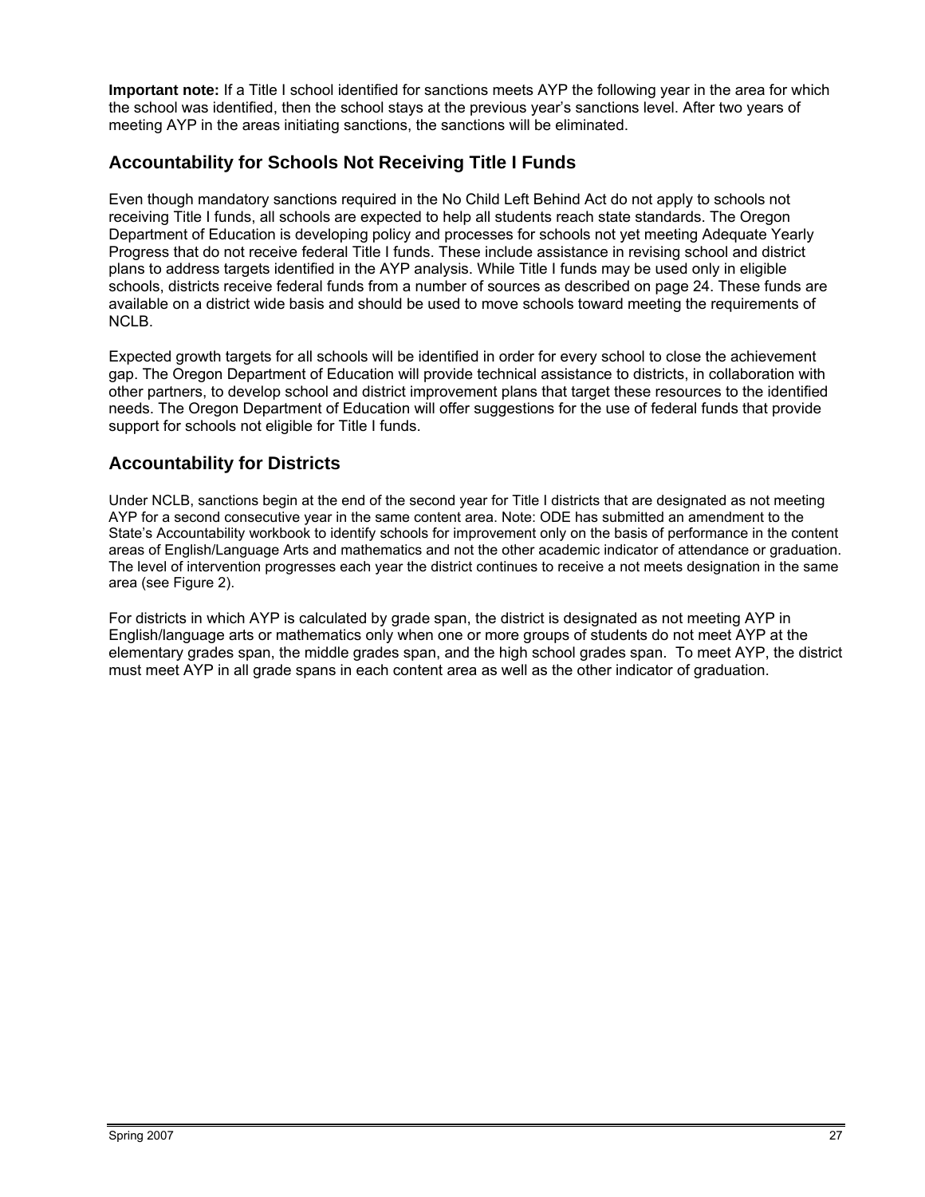**Important note:** If a Title I school identified for sanctions meets AYP the following year in the area for which the school was identified, then the school stays at the previous year's sanctions level. After two years of meeting AYP in the areas initiating sanctions, the sanctions will be eliminated.

## Accountability for Schools Not Receiving Title I Funds

Even though mandatory sanctions required in the No Child Left Behind Act do not apply to schools not receiving Title I funds, all schools are expected to help all students reach state standards. The Oregon Department of Education is developing policy and processes for schools not yet meeting Adequate Yearly Progress that do not receive federal Title I funds. These include assistance in revising school and district plans to address targets identified in the AYP analysis. While Title I funds may be used only in eligible schools, districts receive federal funds from a number of sources as described on page 24. These funds are available on a district wide basis and should be used to move schools toward meeting the requirements of NCLB.

Expected growth targets for all schools will be identified in order for every school to close the achievement gap. The Oregon Department of Education will provide technical assistance to districts, in collaboration with other partners, to develop school and district improvement plans that target these resources to the identified needs. The Oregon Department of Education will offer suggestions for the use of federal funds that provide support for schools not eligible for Title I funds.

## Accountability for Districts

Under NCLB, sanctions begin at the end of the second year for Title I districts that are designated as not meeting AYP for a second consecutive year in the same content area. Note: ODE has submitted an amendment to the State's Accountability workbook to identify schools for improvement only on the basis of performance in the content areas of English/Language Arts and mathematics and not the other academic indicator of attendance or graduation. The level of intervention progresses each year the district continues to receive a not meets designation in the same area (see Figure 2).

For districts in which AYP is calculated by grade span, the district is designated as not meeting AYP in English/language arts or mathematics only when one or more groups of students do not meet AYP at the elementary grades span, the middle grades span, and the high school grades span. To meet AYP, the district must meet AYP in all grade spans in each content area as well as the other indicator of graduation.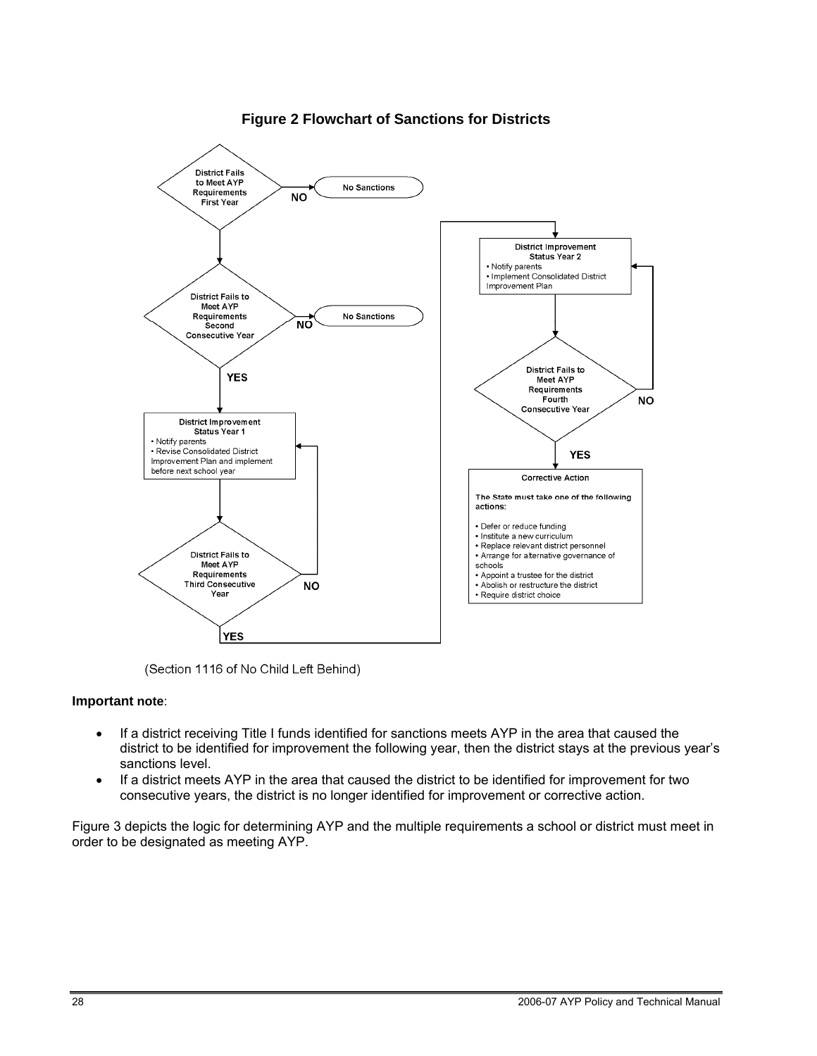**Figure 2 Flowchart of Sanctions for Districts**

District Fails to Meet AYP Requirements First Year — NO → No Sanctions

District Fails to Meet AYP Requirements Second Consecutive Year — NO → No Sanctions

YES

**District Improvement Status Year 1**
- Notify parents
- Revise Consolidated District Improvement Plan and implement before next school year

District Fails to Meet AYP Requirements Third Consecutive Year — NO (returns to District Improvement Status Year 1)

YES

**District Improvement Status Year 2**
- Notify parents
- Implement Consolidated District Improvement Plan

District Fails to Meet AYP Requirements Fourth Consecutive Year — NO (returns to District Improvement Status Year 2)

YES

**Corrective Action**

The State must take one of the following actions:

- Defer or reduce funding
- Institute a new curriculum
- Replace relevant district personnel
- Arrange for alternative governance of schools
- Appoint a trustee for the district
- Abolish or restructure the district
- Require district choice

(Section 1116 of No Child Left Behind)

**Important note**:

- If a district receiving Title I funds identified for sanctions meets AYP in the area that caused the district to be identified for improvement the following year, then the district stays at the previous year's sanctions level.
- If a district meets AYP in the area that caused the district to be identified for improvement for two consecutive years, the district is no longer identified for improvement or corrective action.

Figure 3 depicts the logic for determining AYP and the multiple requirements a school or district must meet in order to be designated as meeting AYP.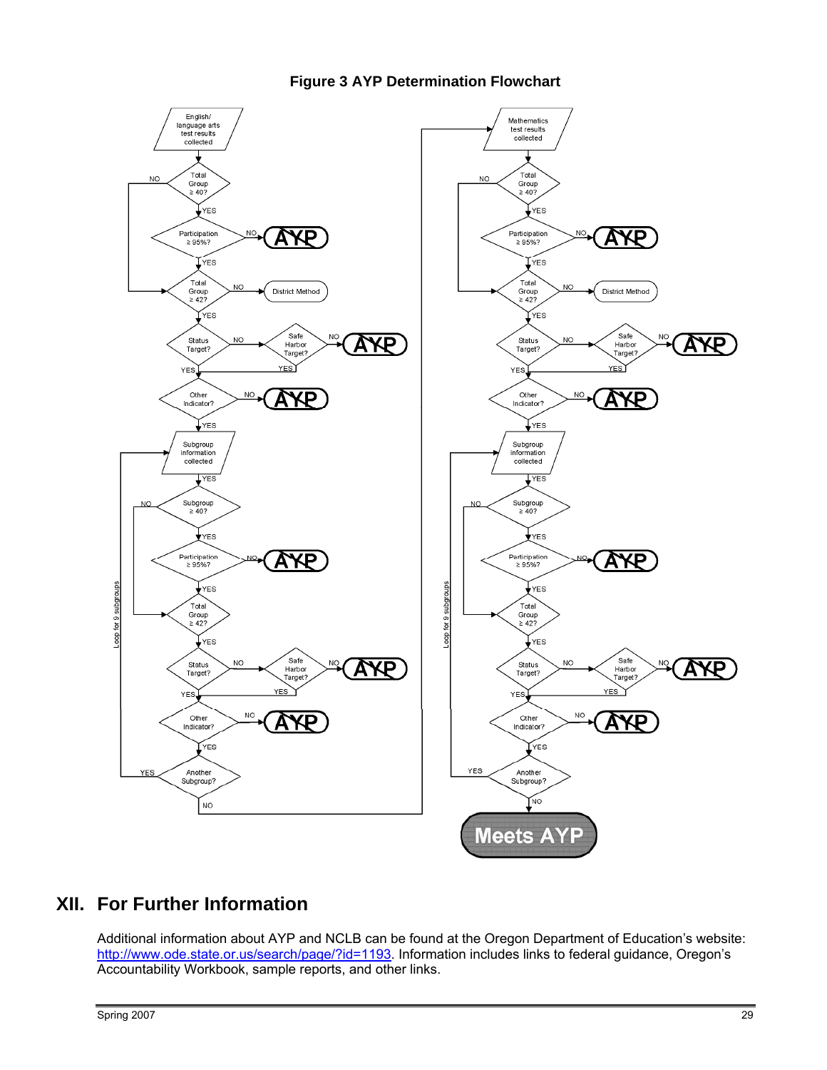**Figure 3 AYP Determination Flowchart**

## XII. For Further Information

Additional information about AYP and NCLB can be found at the Oregon Department of Education's website: http://www.ode.state.or.us/search/page/?id=1193. Information includes links to federal guidance, Oregon's Accountability Workbook, sample reports, and other links.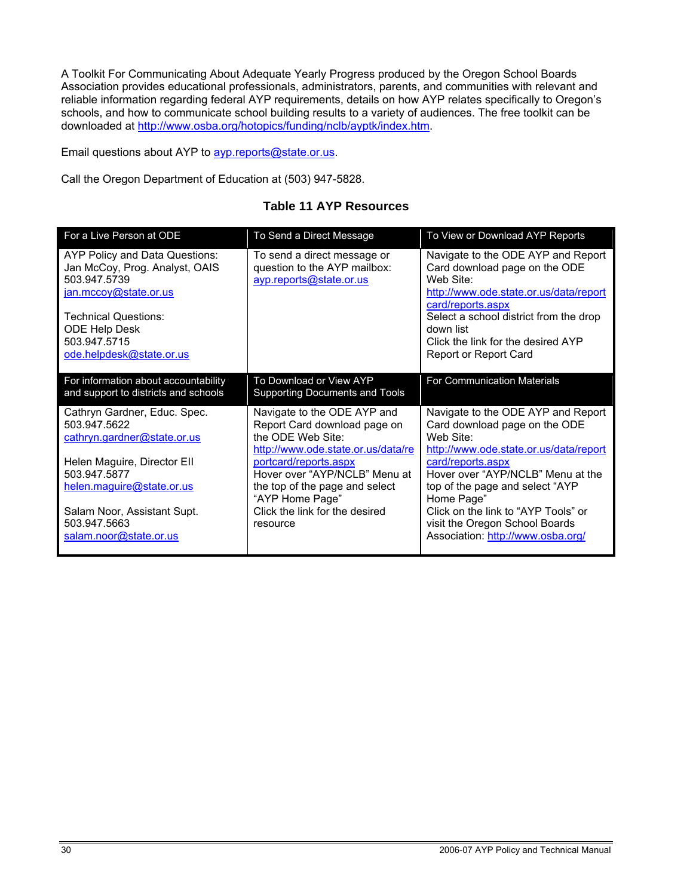A Toolkit For Communicating About Adequate Yearly Progress produced by the Oregon School Boards Association provides educational professionals, administrators, parents, and communities with relevant and reliable information regarding federal AYP requirements, details on how AYP relates specifically to Oregon's schools, and how to communicate school building results to a variety of audiences. The free toolkit can be downloaded at http://www.osba.org/hotopics/funding/nclb/ayptk/index.htm.

Email questions about AYP to ayp.reports@state.or.us.

Call the Oregon Department of Education at (503) 947-5828.

### Table 11 AYP Resources

| For a Live Person at ODE | To Send a Direct Message | To View or Download AYP Reports |
|---|---|---|
| AYP Policy and Data Questions:<br>Jan McCoy, Prog. Analyst, OAIS<br>503.947.5739<br>jan.mccoy@state.or.us<br><br>Technical Questions:<br>ODE Help Desk<br>503.947.5715<br>ode.helpdesk@state.or.us | To send a direct message or question to the AYP mailbox:<br>ayp.reports@state.or.us | Navigate to the ODE AYP and Report Card download page on the ODE Web Site:<br>http://www.ode.state.or.us/data/reportcard/reports.aspx<br>Select a school district from the drop down list<br>Click the link for the desired AYP Report or Report Card |
| **For information about accountability and support to districts and schools** | **To Download or View AYP Supporting Documents and Tools** | **For Communication Materials** |
| Cathryn Gardner, Educ. Spec.<br>503.947.5622<br>cathryn.gardner@state.or.us<br><br>Helen Maguire, Director EII<br>503.947.5877<br>helen.maguire@state.or.us<br><br>Salam Noor, Assistant Supt.<br>503.947.5663<br>salam.noor@state.or.us | Navigate to the ODE AYP and Report Card download page on the ODE Web Site:<br>http://www.ode.state.or.us/data/reportcard/reports.aspx<br>Hover over "AYP/NCLB" Menu at the top of the page and select "AYP Home Page"<br>Click the link for the desired resource | Navigate to the ODE AYP and Report Card download page on the ODE Web Site:<br>http://www.ode.state.or.us/data/reportcard/reports.aspx<br>Hover over "AYP/NCLB" Menu at the top of the page and select "AYP Home Page"<br>Click on the link to "AYP Tools" or visit the Oregon School Boards Association: http://www.osba.org/ |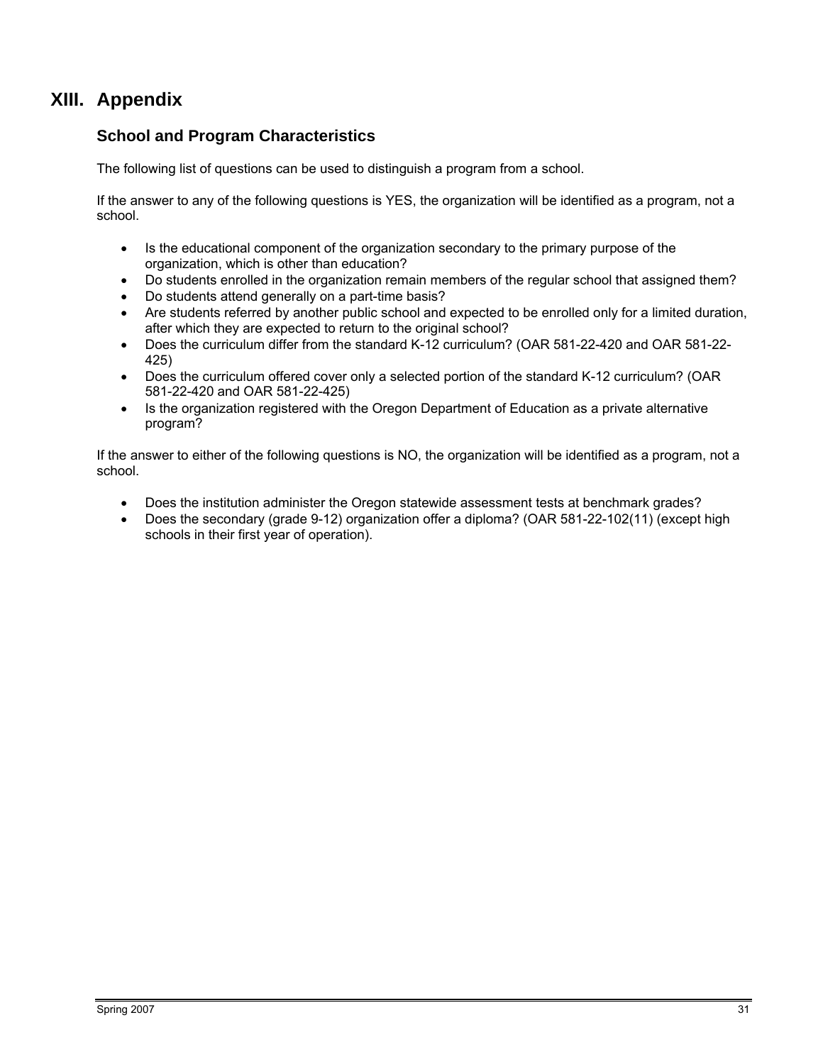# XIII. Appendix

## School and Program Characteristics

The following list of questions can be used to distinguish a program from a school.

If the answer to any of the following questions is YES, the organization will be identified as a program, not a school.

- Is the educational component of the organization secondary to the primary purpose of the organization, which is other than education?
- Do students enrolled in the organization remain members of the regular school that assigned them?
- Do students attend generally on a part-time basis?
- Are students referred by another public school and expected to be enrolled only for a limited duration, after which they are expected to return to the original school?
- Does the curriculum differ from the standard K-12 curriculum? (OAR 581-22-420 and OAR 581-22-425)
- Does the curriculum offered cover only a selected portion of the standard K-12 curriculum? (OAR 581-22-420 and OAR 581-22-425)
- Is the organization registered with the Oregon Department of Education as a private alternative program?

If the answer to either of the following questions is NO, the organization will be identified as a program, not a school.

- Does the institution administer the Oregon statewide assessment tests at benchmark grades?
- Does the secondary (grade 9-12) organization offer a diploma? (OAR 581-22-102(11) (except high schools in their first year of operation).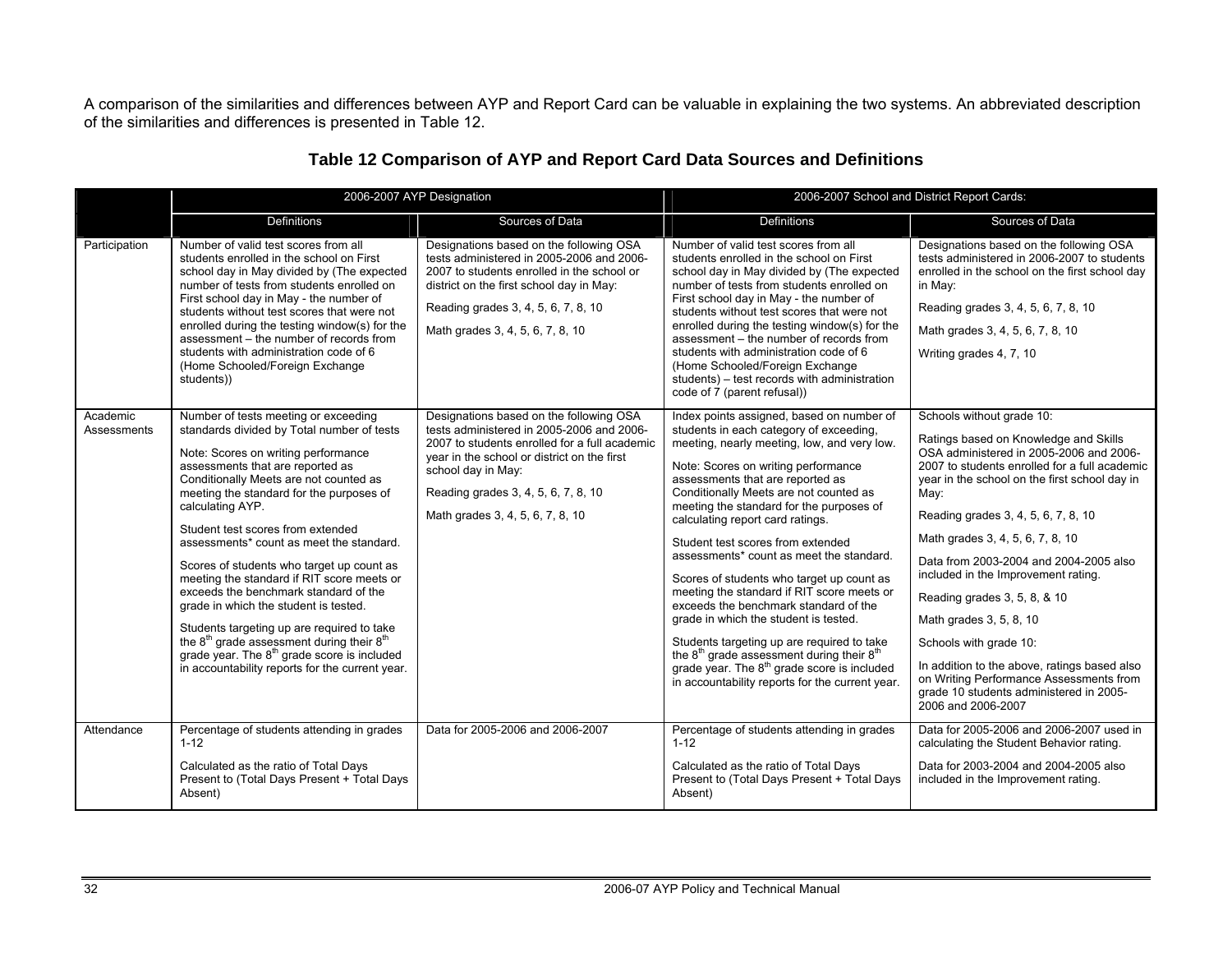A comparison of the similarities and differences between AYP and Report Card can be valuable in explaining the two systems. An abbreviated description of the similarities and differences is presented in Table 12.

## Table 12 Comparison of AYP and Report Card Data Sources and Definitions

| | 2006-2007 AYP Designation | | 2006-2007 School and District Report Cards: | |
|---|---|---|---|---|
| | Definitions | Sources of Data | Definitions | Sources of Data |
| Participation | Number of valid test scores from all students enrolled in the school on First school day in May divided by (The expected number of tests from students enrolled on First school day in May - the number of students without test scores that were not enrolled during the testing window(s) for the assessment – the number of records from students with administration code of 6 (Home Schooled/Foreign Exchange students)) | Designations based on the following OSA tests administered in 2005-2006 and 2006-2007 to students enrolled in the school or district on the first school day in May:<br><br>Reading grades 3, 4, 5, 6, 7, 8, 10<br><br>Math grades 3, 4, 5, 6, 7, 8, 10 | Number of valid test scores from all students enrolled in the school on First school day in May divided by (The expected number of tests from students enrolled on First school day in May - the number of students without test scores that were not enrolled during the testing window(s) for the assessment – the number of records from students with administration code of 6 (Home Schooled/Foreign Exchange students) – test records with administration code of 7 (parent refusal)) | Designations based on the following OSA tests administered in 2006-2007 to students enrolled in the school on the first school day in May:<br><br>Reading grades 3, 4, 5, 6, 7, 8, 10<br><br>Math grades 3, 4, 5, 6, 7, 8, 10<br><br>Writing grades 4, 7, 10 |
| Academic Assessments | Number of tests meeting or exceeding standards divided by Total number of tests<br><br>Note: Scores on writing performance assessments that are reported as Conditionally Meets are not counted as meeting the standard for the purposes of calculating AYP.<br><br>Student test scores from extended assessments* count as meet the standard.<br><br>Scores of students who target up count as meeting the standard if RIT score meets or exceeds the benchmark standard of the grade in which the student is tested.<br><br>Students targeting up are required to take the 8th grade assessment during their 8th grade year. The 8th grade score is included in accountability reports for the current year. | Designations based on the following OSA tests administered in 2005-2006 and 2006-2007 to students enrolled for a full academic year in the school or district on the first school day in May:<br><br>Reading grades 3, 4, 5, 6, 7, 8, 10<br><br>Math grades 3, 4, 5, 6, 7, 8, 10 | Index points assigned, based on number of students in each category of exceeding, meeting, nearly meeting, low, and very low.<br><br>Note: Scores on writing performance assessments that are reported as Conditionally Meets are not counted as meeting the standard for the purposes of calculating report card ratings.<br><br>Student test scores from extended assessments* count as meet the standard.<br><br>Scores of students who target up count as meeting the standard if RIT score meets or exceeds the benchmark standard of the grade in which the student is tested.<br><br>Students targeting up are required to take the 8th grade assessment during their 8th grade year. The 8th grade score is included in accountability reports for the current year. | Schools without grade 10:<br><br>Ratings based on Knowledge and Skills OSA administered in 2005-2006 and 2006-2007 to students enrolled for a full academic year in the school on the first school day in May:<br><br>Reading grades 3, 4, 5, 6, 7, 8, 10<br><br>Math grades 3, 4, 5, 6, 7, 8, 10<br><br>Data from 2003-2004 and 2004-2005 also included in the Improvement rating.<br><br>Reading grades 3, 5, 8, & 10<br><br>Math grades 3, 5, 8, 10<br><br>Schools with grade 10:<br><br>In addition to the above, ratings based also on Writing Performance Assessments from grade 10 students administered in 2005-2006 and 2006-2007 |
| Attendance | Percentage of students attending in grades 1-12<br><br>Calculated as the ratio of Total Days Present to (Total Days Present + Total Days Absent) | Data for 2005-2006 and 2006-2007 | Percentage of students attending in grades 1-12<br><br>Calculated as the ratio of Total Days Present to (Total Days Present + Total Days Absent) | Data for 2005-2006 and 2006-2007 used in calculating the Student Behavior rating.<br><br>Data for 2003-2004 and 2004-2005 also included in the Improvement rating. |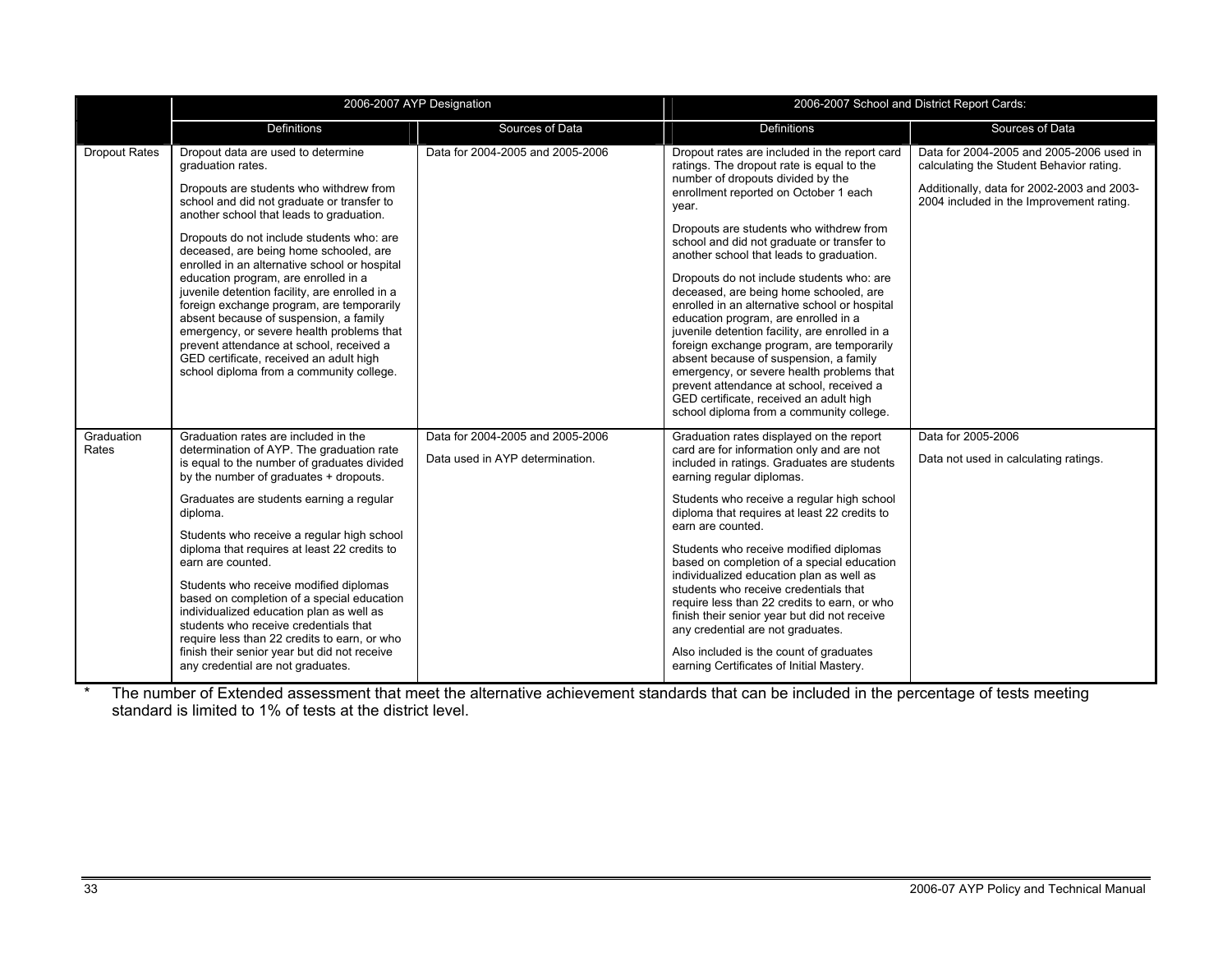| | 2006-2007 AYP Designation | | 2006-2007 School and District Report Cards: | |
|---|---|---|---|---|
| | Definitions | Sources of Data | Definitions | Sources of Data |
| Dropout Rates | Dropout data are used to determine graduation rates.<br><br>Dropouts are students who withdrew from school and did not graduate or transfer to another school that leads to graduation.<br><br>Dropouts do not include students who: are deceased, are being home schooled, are enrolled in an alternative school or hospital education program, are enrolled in a juvenile detention facility, are enrolled in a foreign exchange program, are temporarily absent because of suspension, a family emergency, or severe health problems that prevent attendance at school, received a GED certificate, received an adult high school diploma from a community college. | Data for 2004-2005 and 2005-2006 | Dropout rates are included in the report card ratings. The dropout rate is equal to the number of dropouts divided by the enrollment reported on October 1 each year.<br><br>Dropouts are students who withdrew from school and did not graduate or transfer to another school that leads to graduation.<br><br>Dropouts do not include students who: are deceased, are being home schooled, are enrolled in an alternative school or hospital education program, are enrolled in a juvenile detention facility, are enrolled in a foreign exchange program, are temporarily absent because of suspension, a family emergency, or severe health problems that prevent attendance at school, received a GED certificate, received an adult high school diploma from a community college. | Data for 2004-2005 and 2005-2006 used in calculating the Student Behavior rating.<br><br>Additionally, data for 2002-2003 and 2003-2004 included in the Improvement rating. |
| Graduation Rates | Graduation rates are included in the determination of AYP. The graduation rate is equal to the number of graduates divided by the number of graduates + dropouts.<br><br>Graduates are students earning a regular diploma.<br><br>Students who receive a regular high school diploma that requires at least 22 credits to earn are counted.<br><br>Students who receive modified diplomas based on completion of a special education individualized education plan as well as students who receive credentials that require less than 22 credits to earn, or who finish their senior year but did not receive any credential are not graduates. | Data for 2004-2005 and 2005-2006<br><br>Data used in AYP determination. | Graduation rates displayed on the report card are for information only and are not included in ratings. Graduates are students earning regular diplomas.<br><br>Students who receive a regular high school diploma that requires at least 22 credits to earn are counted.<br><br>Students who receive modified diplomas based on completion of a special education individualized education plan as well as students who receive credentials that require less than 22 credits to earn, or who finish their senior year but did not receive any credential are not graduates.<br><br>Also included is the count of graduates earning Certificates of Initial Mastery. | Data for 2005-2006<br><br>Data not used in calculating ratings. |

\* The number of Extended assessment that meet the alternative achievement standards that can be included in the percentage of tests meeting standard is limited to 1% of tests at the district level.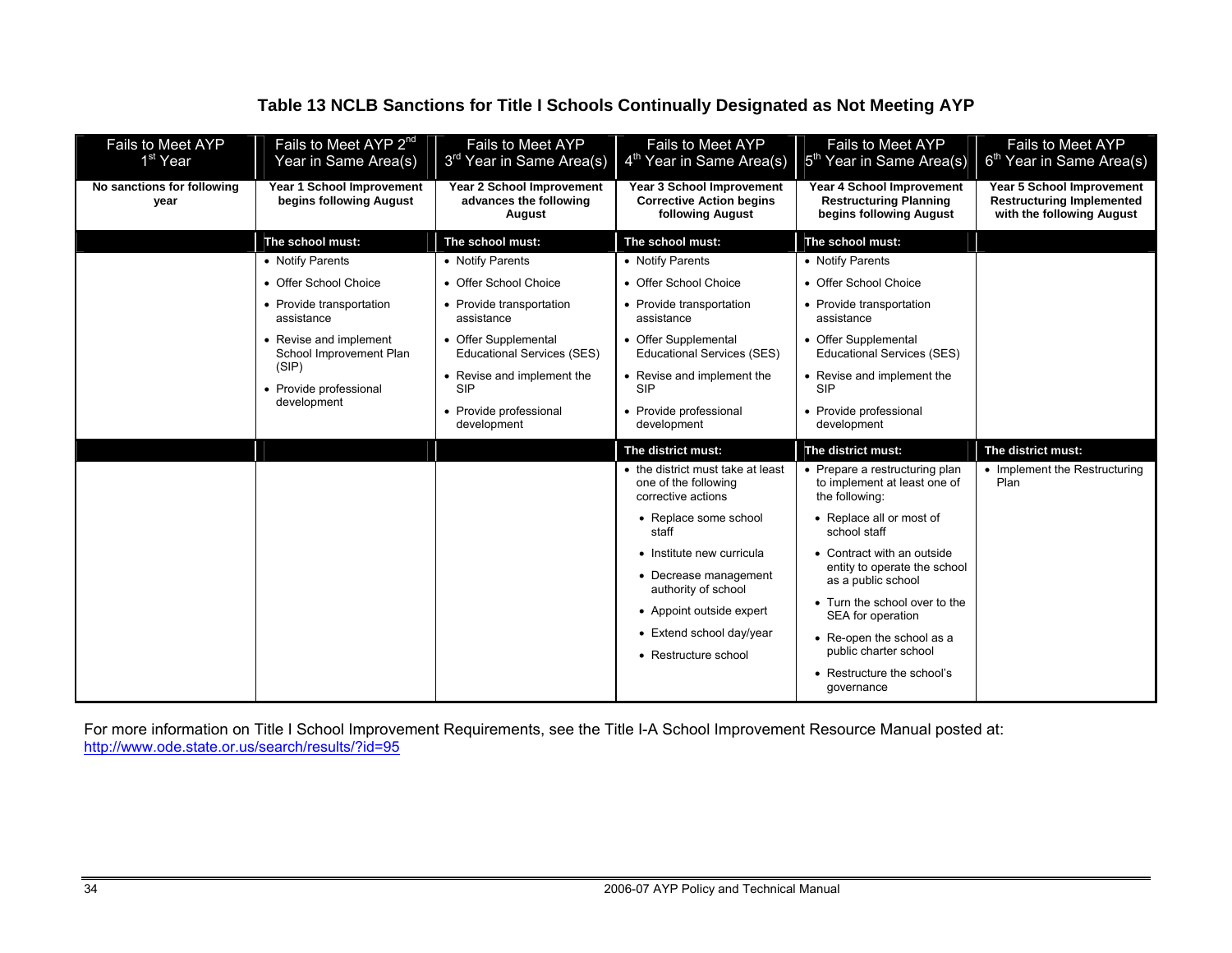### Table 13 NCLB Sanctions for Title I Schools Continually Designated as Not Meeting AYP

| Fails to Meet AYP 1st Year | Fails to Meet AYP 2nd Year in Same Area(s) | Fails to Meet AYP 3rd Year in Same Area(s) | Fails to Meet AYP 4th Year in Same Area(s) | Fails to Meet AYP 5th Year in Same Area(s) | Fails to Meet AYP 6th Year in Same Area(s) |
|---|---|---|---|---|---|
| **No sanctions for following year** | **Year 1 School Improvement begins following August** | **Year 2 School Improvement advances the following August** | **Year 3 School Improvement Corrective Action begins following August** | **Year 4 School Improvement Restructuring Planning begins following August** | **Year 5 School Improvement Restructuring Implemented with the following August** |
| | **The school must:** | **The school must:** | **The school must:** | **The school must:** | |
| | • Notify Parents<br>• Offer School Choice<br>• Provide transportation assistance<br>• Revise and implement School Improvement Plan (SIP)<br>• Provide professional development | • Notify Parents<br>• Offer School Choice<br>• Provide transportation assistance<br>• Offer Supplemental Educational Services (SES)<br>• Revise and implement the SIP<br>• Provide professional development | • Notify Parents<br>• Offer School Choice<br>• Provide transportation assistance<br>• Offer Supplemental Educational Services (SES)<br>• Revise and implement the SIP<br>• Provide professional development | • Notify Parents<br>• Offer School Choice<br>• Provide transportation assistance<br>• Offer Supplemental Educational Services (SES)<br>• Revise and implement the SIP<br>• Provide professional development | |
| | | | **The district must:** | **The district must:** | **The district must:** |
| | | | • the district must take at least one of the following corrective actions<br>• Replace some school staff<br>• Institute new curricula<br>• Decrease management authority of school<br>• Appoint outside expert<br>• Extend school day/year<br>• Restructure school | • Prepare a restructuring plan to implement at least one of the following:<br>• Replace all or most of school staff<br>• Contract with an outside entity to operate the school as a public school<br>• Turn the school over to the SEA for operation<br>• Re-open the school as a public charter school<br>• Restructure the school's governance | • Implement the Restructuring Plan |

For more information on Title I School Improvement Requirements, see the Title I-A School Improvement Resource Manual posted at: http://www.ode.state.or.us/search/results/?id=95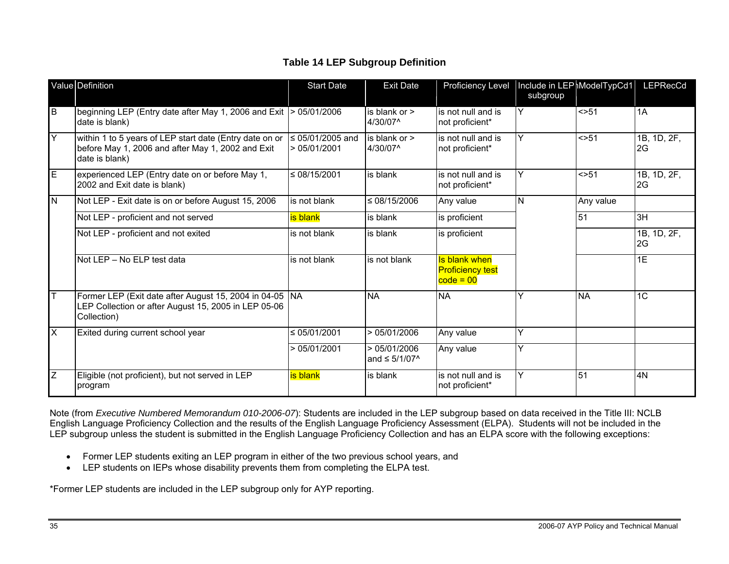# Table 14 LEP Subgroup Definition

| Value | Definition | Start Date | Exit Date | Proficiency Level | Include in LEP subgroup | ModelTypCd1 | LEPRecCd |
|---|---|---|---|---|---|---|---|
| B | beginning LEP (Entry date after May 1, 2006 and Exit date is blank) | > 05/01/2006 | is blank or > 4/30/07^ | is not null and is not proficient* | Y | <>51 | 1A |
| Y | within 1 to 5 years of LEP start date (Entry date on or before May 1, 2006 and after May 1, 2002 and Exit date is blank) | ≤ 05/01/2005 and > 05/01/2001 | is blank or > 4/30/07^ | is not null and is not proficient* | Y | <>51 | 1B, 1D, 2F, 2G |
| E | experienced LEP (Entry date on or before May 1, 2002 and Exit date is blank) | ≤ 08/15/2001 | is blank | is not null and is not proficient* | Y | <>51 | 1B, 1D, 2F, 2G |
| N | Not LEP - Exit date is on or before August 15, 2006 | is not blank | ≤ 08/15/2006 | Any value | N | Any value | |
| | Not LEP - proficient and not served | is blank | is blank | is proficient | | 51 | 3H |
| | Not LEP - proficient and not exited | is not blank | is blank | is proficient | | | 1B, 1D, 2F, 2G |
| | Not LEP – No ELP test data | is not blank | is not blank | Is blank when Proficiency test code = 00 | | | 1E |
| T | Former LEP (Exit date after August 15, 2004 in 04-05 LEP Collection or after August 15, 2005 in LEP 05-06 Collection) | NA | NA | NA | Y | NA | 1C |
| X | Exited during current school year | ≤ 05/01/2001 | > 05/01/2006 | Any value | Y | | |
| | | > 05/01/2001 | > 05/01/2006 and ≤ 5/1/07^ | Any value | Y | | |
| Z | Eligible (not proficient), but not served in LEP program | is blank | is blank | is not null and is not proficient* | Y | 51 | 4N |

Note (from *Executive Numbered Memorandum 010-2006-07*): Students are included in the LEP subgroup based on data received in the Title III: NCLB English Language Proficiency Collection and the results of the English Language Proficiency Assessment (ELPA). Students will not be included in the LEP subgroup unless the student is submitted in the English Language Proficiency Collection and has an ELPA score with the following exceptions:

- Former LEP students exiting an LEP program in either of the two previous school years, and
- LEP students on IEPs whose disability prevents them from completing the ELPA test.

*Former LEP students are included in the LEP subgroup only for AYP reporting.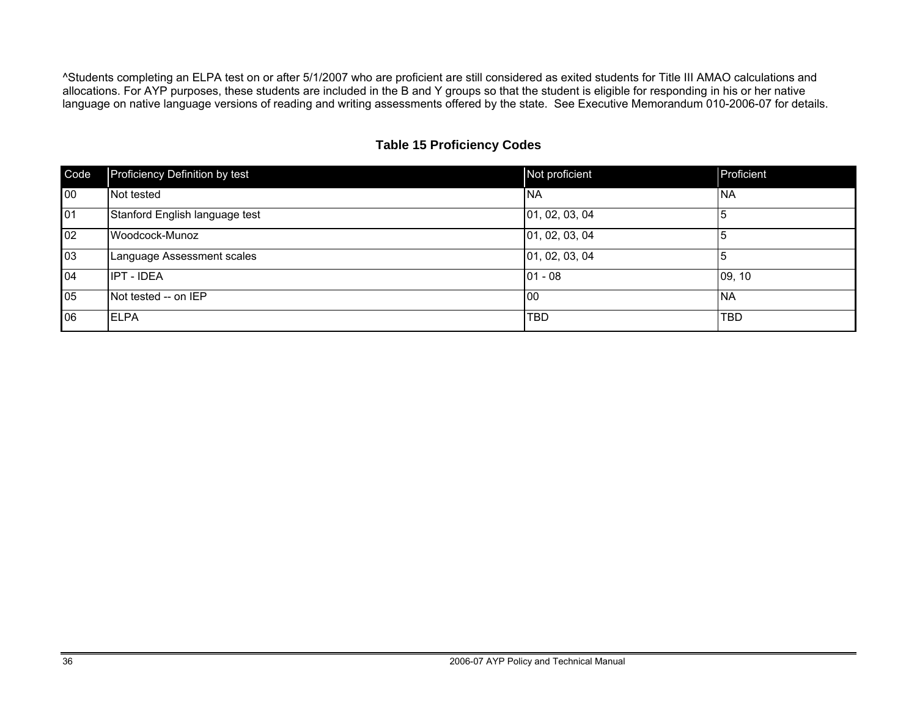^Students completing an ELPA test on or after 5/1/2007 who are proficient are still considered as exited students for Title III AMAO calculations and allocations. For AYP purposes, these students are included in the B and Y groups so that the student is eligible for responding in his or her native language on native language versions of reading and writing assessments offered by the state. See Executive Memorandum 010-2006-07 for details.

**Table 15 Proficiency Codes**

| Code | Proficiency Definition by test | Not proficient | Proficient |
|---|---|---|---|
| 00 | Not tested | NA | NA |
| 01 | Stanford English language test | 01, 02, 03, 04 | 5 |
| 02 | Woodcock-Munoz | 01, 02, 03, 04 | 5 |
| 03 | Language Assessment scales | 01, 02, 03, 04 | 5 |
| 04 | IPT - IDEA | 01 - 08 | 09, 10 |
| 05 | Not tested -- on IEP | 00 | NA |
| 06 | ELPA | TBD | TBD |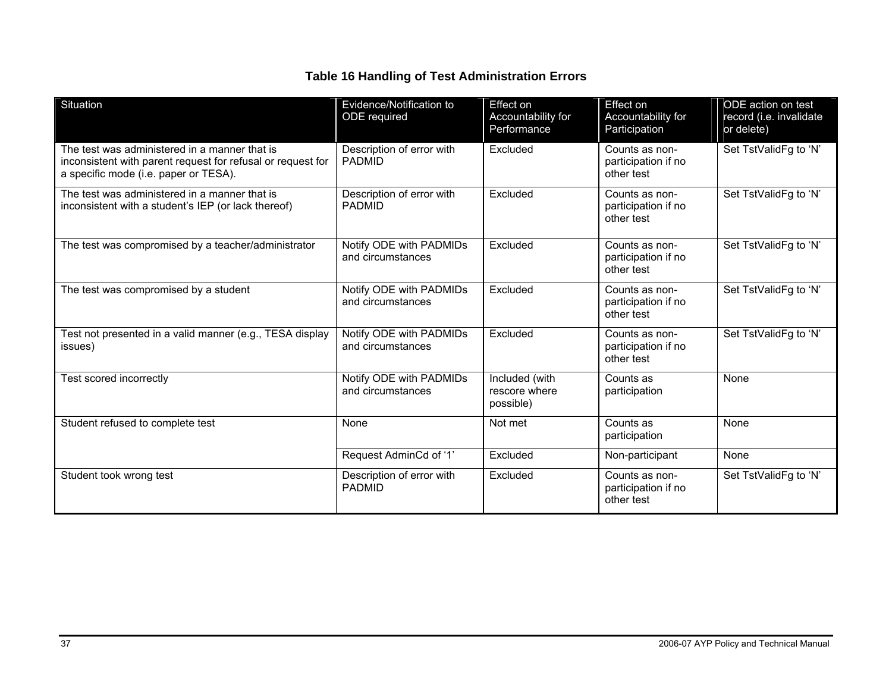### Table 16 Handling of Test Administration Errors

| Situation | Evidence/Notification to ODE required | Effect on Accountability for Performance | Effect on Accountability for Participation | ODE action on test record (i.e. invalidate or delete) |
|---|---|---|---|---|
| The test was administered in a manner that is inconsistent with parent request for refusal or request for a specific mode (i.e. paper or TESA). | Description of error with PADMID | Excluded | Counts as non-participation if no other test | Set TstValidFg to 'N' |
| The test was administered in a manner that is inconsistent with a student's IEP (or lack thereof) | Description of error with PADMID | Excluded | Counts as non-participation if no other test | Set TstValidFg to 'N' |
| The test was compromised by a teacher/administrator | Notify ODE with PADMIDs and circumstances | Excluded | Counts as non-participation if no other test | Set TstValidFg to 'N' |
| The test was compromised by a student | Notify ODE with PADMIDs and circumstances | Excluded | Counts as non-participation if no other test | Set TstValidFg to 'N' |
| Test not presented in a valid manner (e.g., TESA display issues) | Notify ODE with PADMIDs and circumstances | Excluded | Counts as non-participation if no other test | Set TstValidFg to 'N' |
| Test scored incorrectly | Notify ODE with PADMIDs and circumstances | Included (with rescore where possible) | Counts as participation | None |
| Student refused to complete test | None | Not met | Counts as participation | None |
| | Request AdminCd of '1' | Excluded | Non-participant | None |
| Student took wrong test | Description of error with PADMID | Excluded | Counts as non-participation if no other test | Set TstValidFg to 'N' |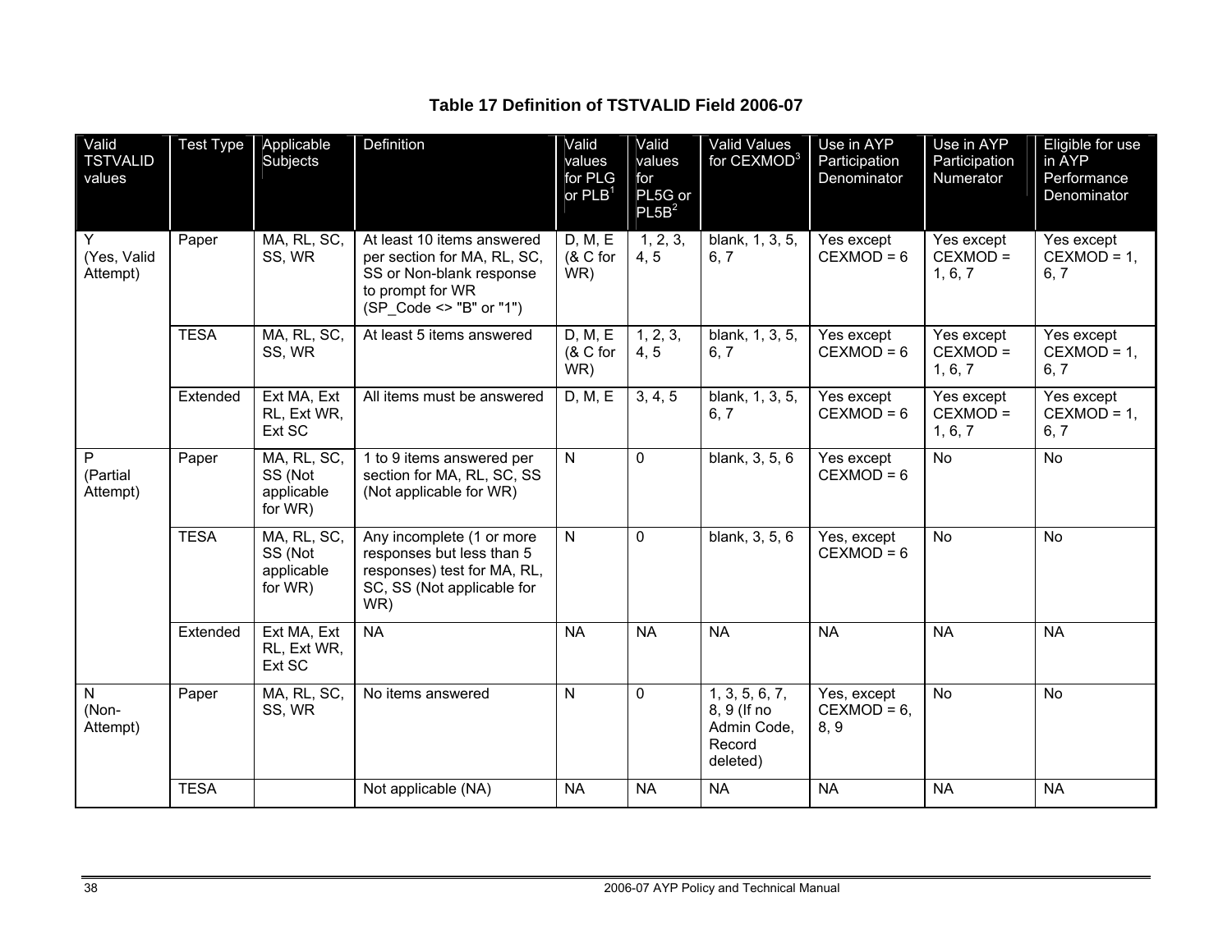**Table 17 Definition of TSTVALID Field 2006-07**

| Valid TSTVALID values | Test Type | Applicable Subjects | Definition | Valid values for PLG or PLB[1] | Valid values for PL5G or PL5B[2] | Valid Values for CEXMOD[3] | Use in AYP Participation Denominator | Use in AYP Participation Numerator | Eligible for use in AYP Performance Denominator |
|---|---|---|---|---|---|---|---|---|---|
| Y (Yes, Valid Attempt) | Paper | MA, RL, SC, SS, WR | At least 10 items answered per section for MA, RL, SC, SS or Non-blank response to prompt for WR (SP_Code <> "B" or "1") | D, M, E (& C for WR) | 1, 2, 3, 4, 5 | blank, 1, 3, 5, 6, 7 | Yes except CEXMOD = 6 | Yes except CEXMOD = 1, 6, 7 | Yes except CEXMOD = 1, 6, 7 |
| | TESA | MA, RL, SC, SS, WR | At least 5 items answered | D, M, E (& C for WR) | 1, 2, 3, 4, 5 | blank, 1, 3, 5, 6, 7 | Yes except CEXMOD = 6 | Yes except CEXMOD = 1, 6, 7 | Yes except CEXMOD = 1, 6, 7 |
| | Extended | Ext MA, Ext RL, Ext WR, Ext SC | All items must be answered | D, M, E | 3, 4, 5 | blank, 1, 3, 5, 6, 7 | Yes except CEXMOD = 6 | Yes except CEXMOD = 1, 6, 7 | Yes except CEXMOD = 1, 6, 7 |
| P (Partial Attempt) | Paper | MA, RL, SC, SS (Not applicable for WR) | 1 to 9 items answered per section for MA, RL, SC, SS (Not applicable for WR) | N | 0 | blank, 3, 5, 6 | Yes except CEXMOD = 6 | No | No |
| | TESA | MA, RL, SC, SS (Not applicable for WR) | Any incomplete (1 or more responses but less than 5 responses) test for MA, RL, SC, SS (Not applicable for WR) | N | 0 | blank, 3, 5, 6 | Yes, except CEXMOD = 6 | No | No |
| | Extended | Ext MA, Ext RL, Ext WR, Ext SC | NA | NA | NA | NA | NA | NA | NA |
| N (Non-Attempt) | Paper | MA, RL, SC, SS, WR | No items answered | N | 0 | 1, 3, 5, 6, 7, 8, 9 (If no Admin Code, Record deleted) | Yes, except CEXMOD = 6, 8, 9 | No | No |
| | TESA | | Not applicable (NA) | NA | NA | NA | NA | NA | NA |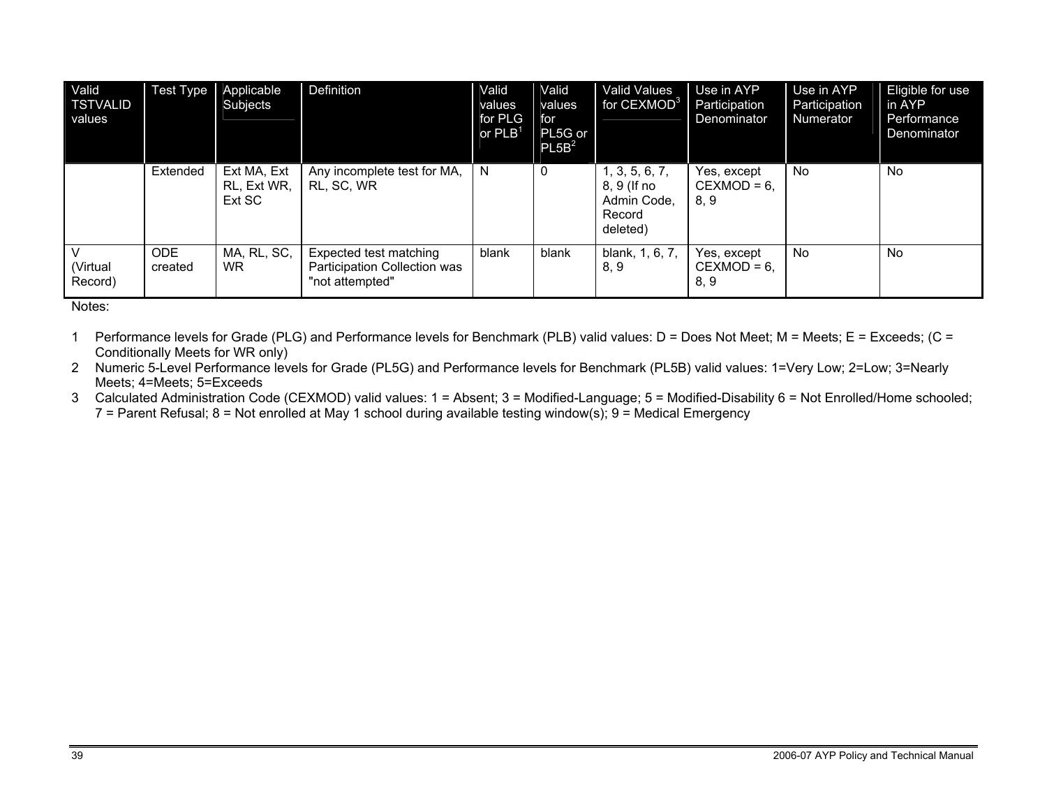| Valid TSTVALID values | Test Type | Applicable Subjects | Definition | Valid values for PLG or PLB[1] | Valid values for PL5G or PL5B[2] | Valid Values for CEXMOD[3] | Use in AYP Participation Denominator | Use in AYP Participation Numerator | Eligible for use in AYP Performance Denominator |
|---|---|---|---|---|---|---|---|---|---|
| | Extended | Ext MA, Ext RL, Ext WR, Ext SC | Any incomplete test for MA, RL, SC, WR | N | 0 | 1, 3, 5, 6, 7, 8, 9 (If no Admin Code, Record deleted) | Yes, except CEXMOD = 6, 8, 9 | No | No |
| V (Virtual Record) | ODE created | MA, RL, SC, WR | Expected test matching Participation Collection was "not attempted" | blank | blank | blank, 1, 6, 7, 8, 9 | Yes, except CEXMOD = 6, 8, 9 | No | No |

Notes:

1. Performance levels for Grade (PLG) and Performance levels for Benchmark (PLB) valid values: D = Does Not Meet; M = Meets; E = Exceeds; (C = Conditionally Meets for WR only)
2. Numeric 5-Level Performance levels for Grade (PL5G) and Performance levels for Benchmark (PL5B) valid values: 1=Very Low; 2=Low; 3=Nearly Meets; 4=Meets; 5=Exceeds
3. Calculated Administration Code (CEXMOD) valid values: 1 = Absent; 3 = Modified-Language; 5 = Modified-Disability 6 = Not Enrolled/Home schooled; 7 = Parent Refusal; 8 = Not enrolled at May 1 school during available testing window(s); 9 = Medical Emergency